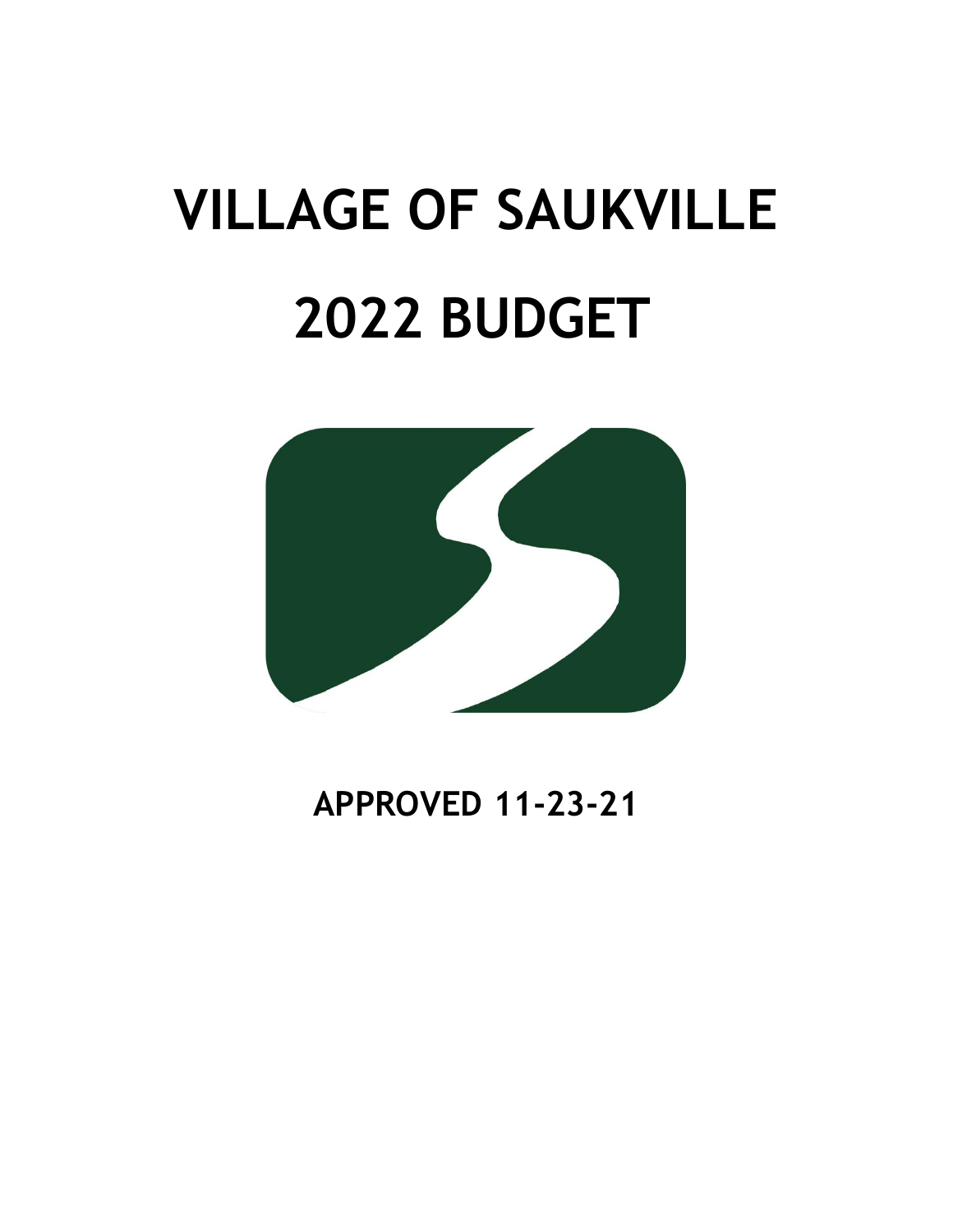# VILLAGE OF SAUKVILLE

# 2022 BUDGET

**APPROVED 11-23-21**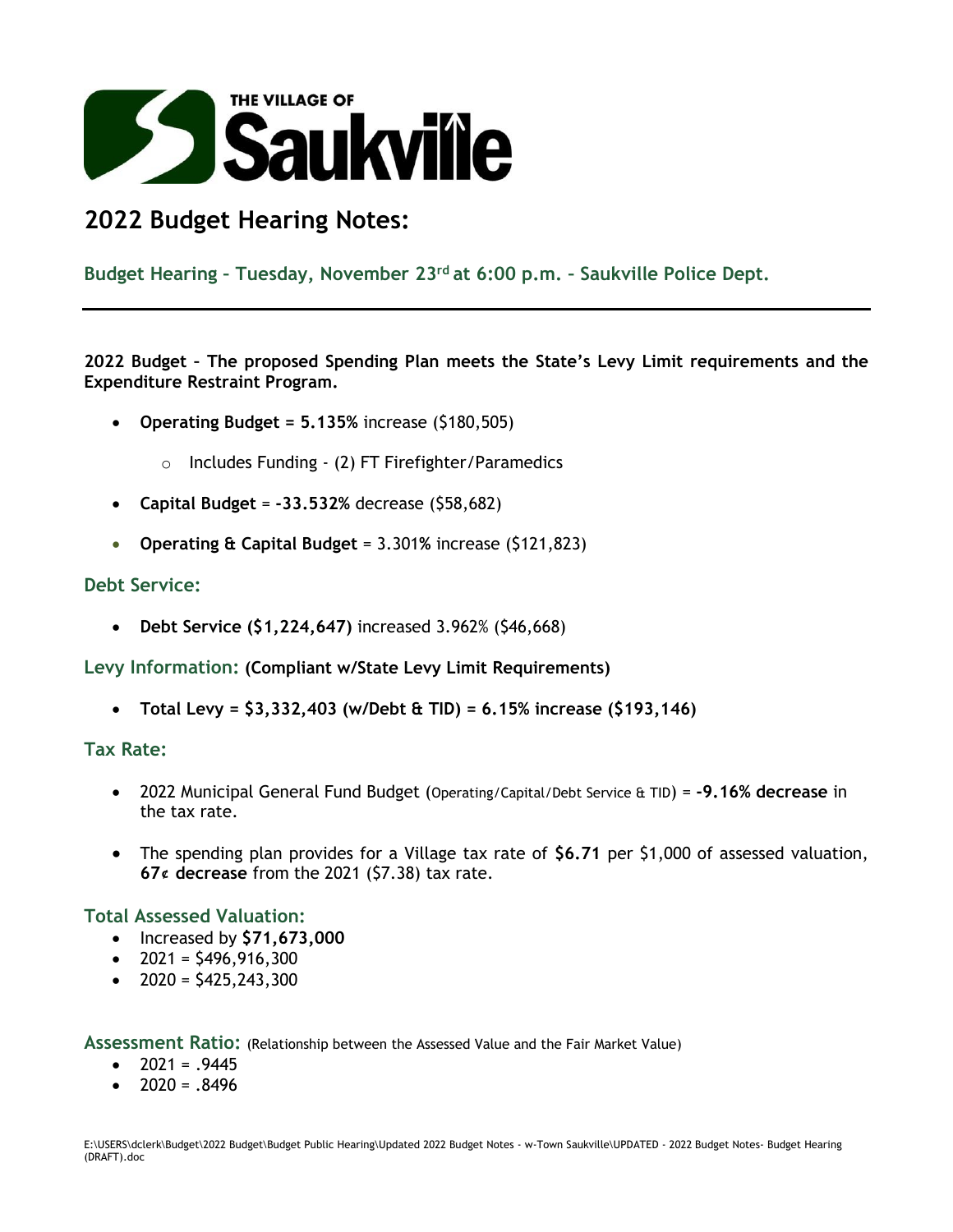THE VILLAGE OF **Saukville**

# 2022 Budget Hearing Notes:

## Budget Hearing – Tuesday, November 23rd at 6:00 p.m. – Saukville Police Dept.

---

**2022 Budget – The proposed Spending Plan meets the State's Levy Limit requirements and the Expenditure Restraint Program.**

- **Operating Budget = 5.135%** increase ($180,505)
  - Includes Funding - (2) FT Firefighter/Paramedics
- **Capital Budget** = **-33.532%** decrease ($58,682)
- **Operating & Capital Budget** = 3.301% increase ($121,823)

### Debt Service:

- **Debt Service ($1,224,647)** increased 3.962% ($46,668)

### Levy Information: **(Compliant w/State Levy Limit Requirements)**

- **Total Levy = $3,332,403 (w/Debt & TID) = 6.15% increase ($193,146)**

### Tax Rate:

- 2022 Municipal General Fund Budget (Operating/Capital/Debt Service & TID) = **-9.16% decrease** in the tax rate.
- The spending plan provides for a Village tax rate of **$6.71** per $1,000 of assessed valuation, **67¢ decrease** from the 2021 ($7.38) tax rate.

### Total Assessed Valuation:

- Increased by **$71,673,000**
- 2021 = $496,916,300
- 2020 = $425,243,300

### Assessment Ratio: (Relationship between the Assessed Value and the Fair Market Value)

- 2021 = .9445
- 2020 = .8496

E:\USERS\dclerk\Budget\2022 Budget\Budget Public Hearing\Updated 2022 Budget Notes - w-Town Saukville\UPDATED - 2022 Budget Notes- Budget Hearing (DRAFT).doc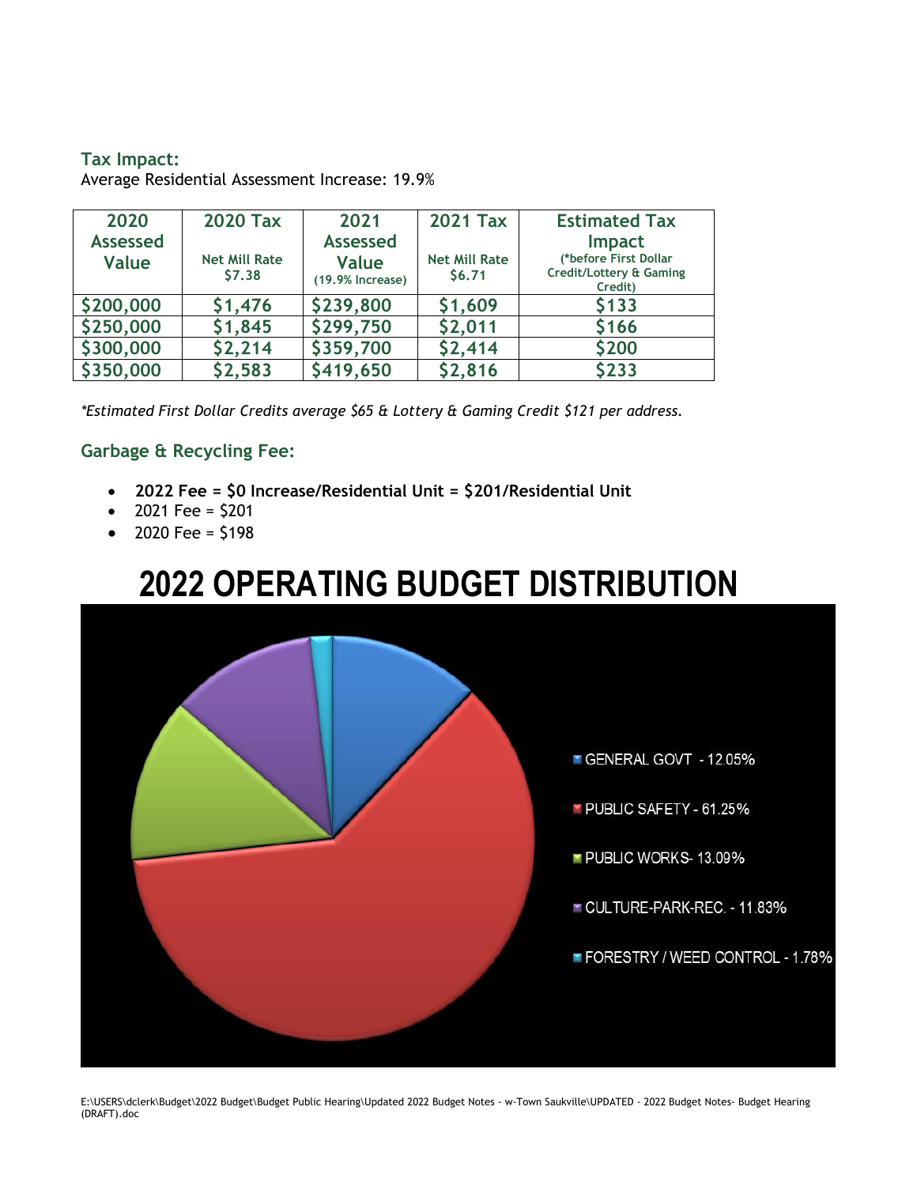### Tax Impact:

Average Residential Assessment Increase: 19.9%

| 2020 Assessed Value | 2020 Tax<br>Net Mill Rate $7.38 | 2021 Assessed Value (19.9% Increase) | 2021 Tax<br>Net Mill Rate $6.71 | Estimated Tax Impact (*before First Dollar Credit/Lottery & Gaming Credit) |
|---|---|---|---|---|
| $200,000 | $1,476 | $239,800 | $1,609 | $133 |
| $250,000 | $1,845 | $299,750 | $2,011 | $166 |
| $300,000 | $2,214 | $359,700 | $2,414 | $200 |
| $350,000 | $2,583 | $419,650 | $2,816 | $233 |

*\*Estimated First Dollar Credits average $65 & Lottery & Gaming Credit $121 per address.*

### Garbage & Recycling Fee:

- **2022 Fee = $0 Increase/Residential Unit = $201/Residential Unit**
- 2021 Fee = $201
- 2020 Fee = $198

# 2022 OPERATING BUDGET DISTRIBUTION

- GENERAL GOVT - 12.05%
- PUBLIC SAFETY - 61.25%
- PUBLIC WORKS- 13.09%
- CULTURE-PARK-REC. - 11.83%
- FORESTRY / WEED CONTROL - 1.78%

E:\USERS\dclerk\Budget\2022 Budget\Budget Public Hearing\Updated 2022 Budget Notes - w-Town Saukville\UPDATED - 2022 Budget Notes- Budget Hearing (DRAFT).doc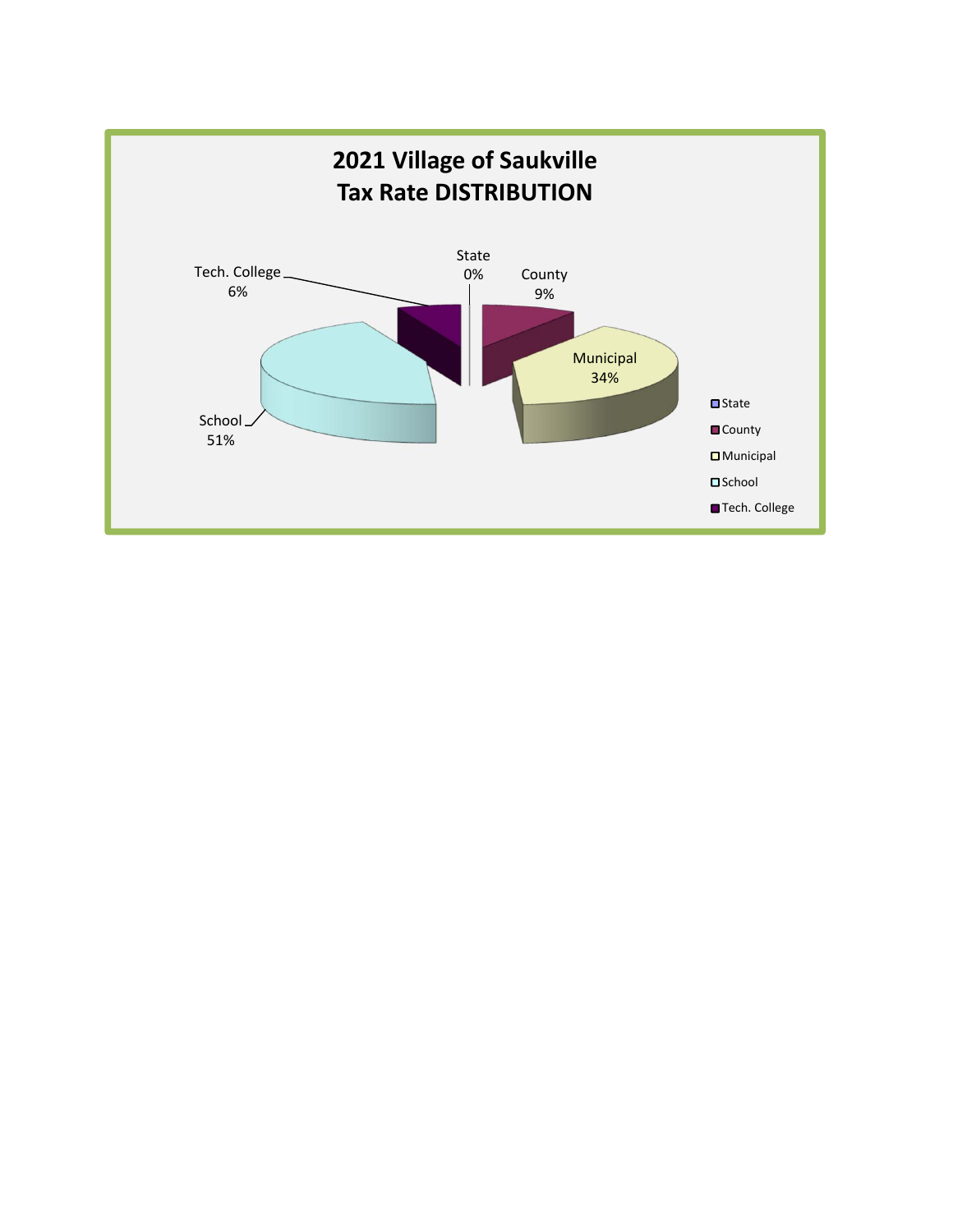# 2021 Village of Saukville
# Tax Rate DISTRIBUTION

| Category | Percentage |
|---|---|
| State | 0% |
| County | 9% |
| Municipal | 34% |
| School | 51% |
| Tech. College | 6% |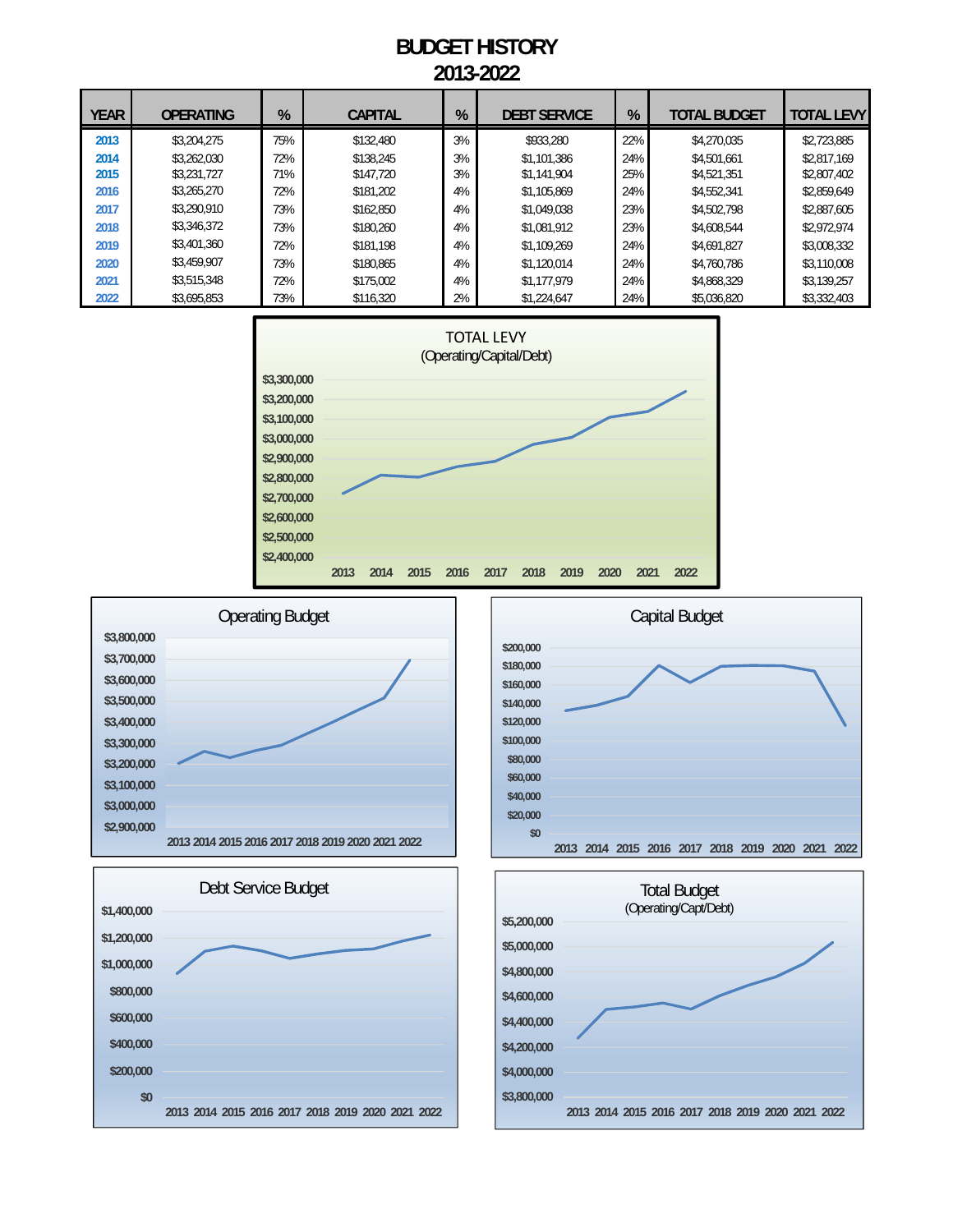# BUDGET HISTORY
## 2013-2022

| YEAR | OPERATING | % | CAPITAL | % | DEBT SERVICE | % | TOTAL BUDGET | TOTAL LEVY |
|---|---|---|---|---|---|---|---|---|
| 2013 | $3,204,275 | 75% | $132,480 | 3% | $933,280 | 22% | $4,270,035 | $2,723,885 |
| 2014 | $3,262,030 | 72% | $138,245 | 3% | $1,101,386 | 24% | $4,501,661 | $2,817,169 |
| 2015 | $3,231,727 | 71% | $147,720 | 3% | $1,141,904 | 25% | $4,521,351 | $2,807,402 |
| 2016 | $3,265,270 | 72% | $181,202 | 4% | $1,105,869 | 24% | $4,552,341 | $2,859,649 |
| 2017 | $3,290,910 | 73% | $162,850 | 4% | $1,049,038 | 23% | $4,502,798 | $2,887,605 |
| 2018 | $3,346,372 | 73% | $180,260 | 4% | $1,081,912 | 23% | $4,608,544 | $2,972,974 |
| 2019 | $3,401,360 | 72% | $181,198 | 4% | $1,109,269 | 24% | $4,691,827 | $3,008,332 |
| 2020 | $3,459,907 | 73% | $180,865 | 4% | $1,120,014 | 24% | $4,760,786 | $3,110,008 |
| 2021 | $3,515,348 | 72% | $175,002 | 4% | $1,177,979 | 24% | $4,868,329 | $3,139,257 |
| 2022 | $3,695,853 | 73% | $116,320 | 2% | $1,224,647 | 24% | $5,036,820 | $3,332,403 |

TOTAL LEVY (Operating/Capital/Debt)

Operating Budget

Capital Budget

Debt Service Budget

Total Budget (Operating/Capt/Debt)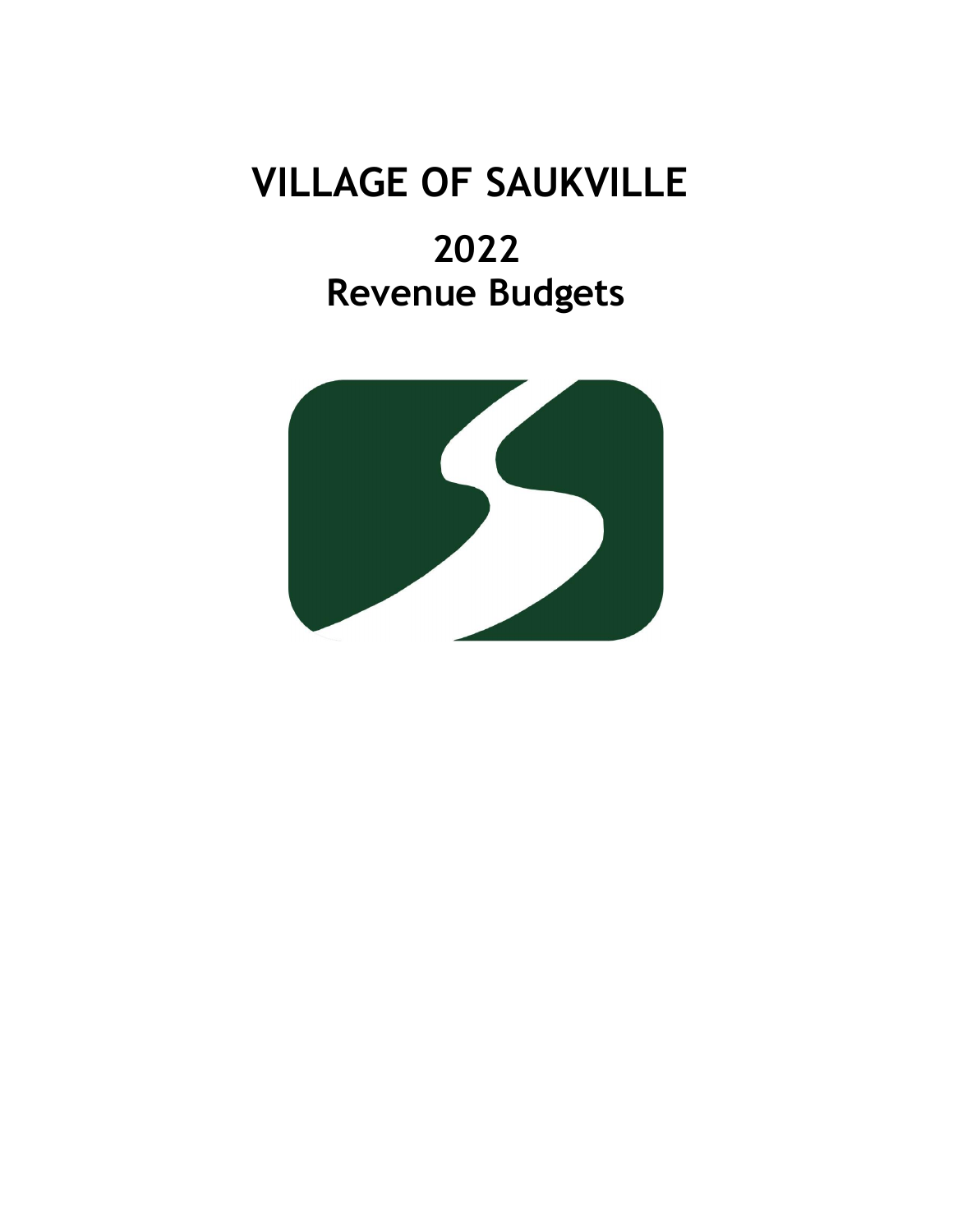# VILLAGE OF SAUKVILLE

## 2022

## Revenue Budgets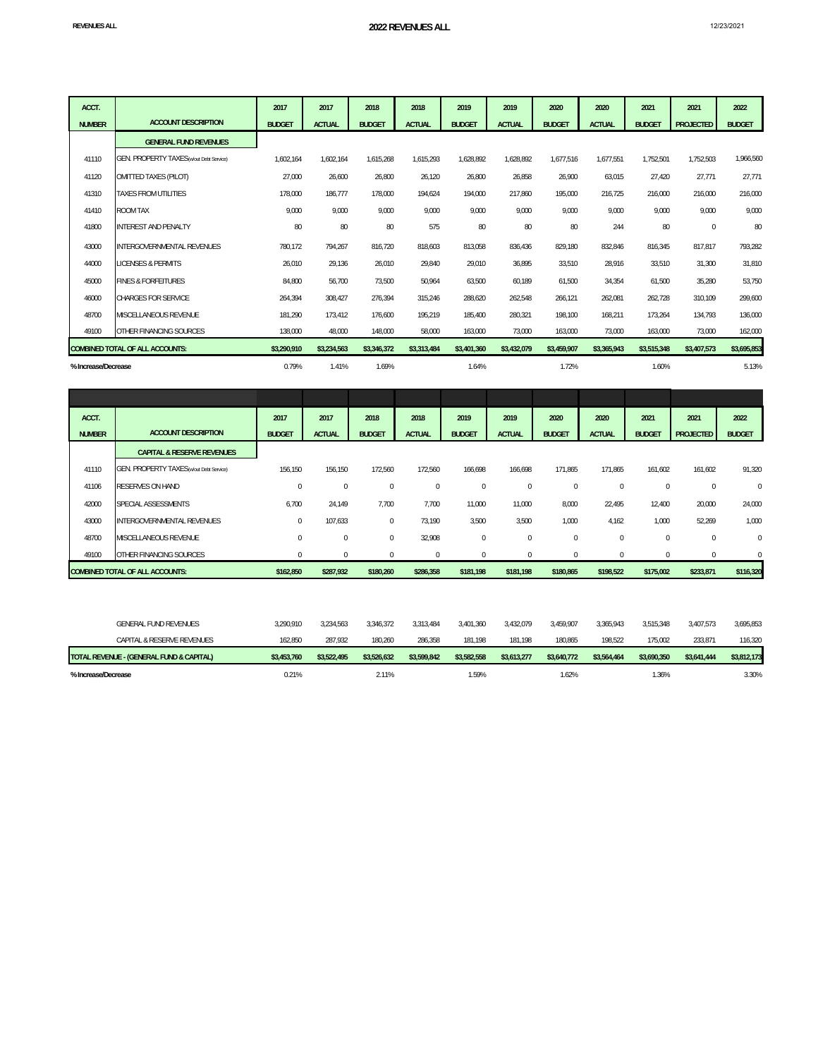# 2022 REVENUES ALL

| ACCT. NUMBER | ACCOUNT DESCRIPTION | 2017 BUDGET | 2017 ACTUAL | 2018 BUDGET | 2018 ACTUAL | 2019 BUDGET | 2019 ACTUAL | 2020 BUDGET | 2020 ACTUAL | 2021 BUDGET | 2021 PROJECTED | 2022 BUDGET |
|---|---|---|---|---|---|---|---|---|---|---|---|---|
| | **GENERAL FUND REVENUES** | | | | | | | | | | | |
| 41110 | GEN. PROPERTY TAXES(w/out Debt Service) | 1,602,164 | 1,602,164 | 1,615,268 | 1,615,293 | 1,628,892 | 1,628,892 | 1,677,516 | 1,677,551 | 1,752,501 | 1,752,503 | 1,966,560 |
| 41120 | OMITTED TAXES (PILOT) | 27,000 | 26,600 | 26,800 | 26,120 | 26,800 | 26,858 | 26,900 | 63,015 | 27,420 | 27,771 | 27,771 |
| 41310 | TAXES FROM UTILITIES | 178,000 | 186,777 | 178,000 | 194,624 | 194,000 | 217,860 | 195,000 | 216,725 | 216,000 | 216,000 | 216,000 |
| 41410 | ROOM TAX | 9,000 | 9,000 | 9,000 | 9,000 | 9,000 | 9,000 | 9,000 | 9,000 | 9,000 | 9,000 | 9,000 |
| 41800 | INTEREST AND PENALTY | 80 | 80 | 80 | 575 | 80 | 80 | 80 | 244 | 80 | 0 | 80 |
| 43000 | INTERGOVERNMENTAL REVENUES | 780,172 | 794,267 | 816,720 | 818,603 | 813,058 | 836,436 | 829,180 | 832,846 | 816,345 | 817,817 | 793,282 |
| 44000 | LICENSES & PERMITS | 26,010 | 29,136 | 26,010 | 29,840 | 29,010 | 36,895 | 33,510 | 28,916 | 33,510 | 31,300 | 31,810 |
| 45000 | FINES & FORFEITURES | 84,800 | 56,700 | 73,500 | 50,964 | 63,500 | 60,189 | 61,500 | 34,354 | 61,500 | 35,280 | 53,750 |
| 46000 | CHARGES FOR SERVICE | 264,394 | 308,427 | 276,394 | 315,246 | 288,620 | 262,548 | 266,121 | 262,081 | 262,728 | 310,109 | 299,600 |
| 48700 | MISCELLANEOUS REVENUE | 181,290 | 173,412 | 176,600 | 195,219 | 185,400 | 280,321 | 198,100 | 168,211 | 173,264 | 134,793 | 136,000 |
| 49100 | OTHER FINANCING SOURCES | 138,000 | 48,000 | 148,000 | 58,000 | 163,000 | 73,000 | 163,000 | 73,000 | 163,000 | 73,000 | 162,000 |
| **COMBINED TOTAL OF ALL ACCOUNTS:** | | **$3,290,910** | **$3,234,563** | **$3,346,372** | **$3,313,484** | **$3,401,360** | **$3,432,079** | **$3,459,907** | **$3,365,943** | **$3,515,348** | **$3,407,573** | **$3,695,853** |
| % Increase/Decrease | | 0.79% | 1.41% | 1.69% | | 1.64% | | 1.72% | | 1.60% | | 5.13% |

| ACCT. NUMBER | ACCOUNT DESCRIPTION | 2017 BUDGET | 2017 ACTUAL | 2018 BUDGET | 2018 ACTUAL | 2019 BUDGET | 2019 ACTUAL | 2020 BUDGET | 2020 ACTUAL | 2021 BUDGET | 2021 PROJECTED | 2022 BUDGET |
|---|---|---|---|---|---|---|---|---|---|---|---|---|
| | **CAPITAL & RESERVE REVENUES** | | | | | | | | | | | |
| 41110 | GEN. PROPERTY TAXES(w/out Debt Service) | 156,150 | 156,150 | 172,560 | 172,560 | 166,698 | 166,698 | 171,865 | 171,865 | 161,602 | 161,602 | 91,320 |
| 41106 | RESERVES ON HAND | 0 | 0 | 0 | 0 | 0 | 0 | 0 | 0 | 0 | 0 | 0 |
| 42000 | SPECIAL ASSESSMENTS | 6,700 | 24,149 | 7,700 | 7,700 | 11,000 | 11,000 | 8,000 | 22,495 | 12,400 | 20,000 | 24,000 |
| 43000 | INTERGOVERNMENTAL REVENUES | 0 | 107,633 | 0 | 73,190 | 3,500 | 3,500 | 1,000 | 4,162 | 1,000 | 52,269 | 1,000 |
| 48700 | MISCELLANEOUS REVENUE | 0 | 0 | 0 | 32,908 | 0 | 0 | 0 | 0 | 0 | 0 | 0 |
| 49100 | OTHER FINANCING SOURCES | 0 | 0 | 0 | 0 | 0 | 0 | 0 | 0 | 0 | 0 | 0 |
| **COMBINED TOTAL OF ALL ACCOUNTS:** | | **$162,850** | **$287,932** | **$180,260** | **$286,358** | **$181,198** | **$181,198** | **$180,865** | **$198,522** | **$175,002** | **$233,871** | **$116,320** |

| | 2017 BUDGET | 2017 ACTUAL | 2018 BUDGET | 2018 ACTUAL | 2019 BUDGET | 2019 ACTUAL | 2020 BUDGET | 2020 ACTUAL | 2021 BUDGET | 2021 PROJECTED | 2022 BUDGET |
|---|---|---|---|---|---|---|---|---|---|---|---|
| GENERAL FUND REVENUES | 3,290,910 | 3,234,563 | 3,346,372 | 3,313,484 | 3,401,360 | 3,432,079 | 3,459,907 | 3,365,943 | 3,515,348 | 3,407,573 | 3,695,853 |
| CAPITAL & RESERVE REVENUES | 162,850 | 287,932 | 180,260 | 286,358 | 181,198 | 181,198 | 180,865 | 198,522 | 175,002 | 233,871 | 116,320 |
| **TOTAL REVENUE - (GENERAL FUND & CAPITAL)** | **$3,453,760** | **$3,522,495** | **$3,526,632** | **$3,599,842** | **$3,582,558** | **$3,613,277** | **$3,640,772** | **$3,564,464** | **$3,690,350** | **$3,641,444** | **$3,812,173** |
| % Increase/Decrease | 0.21% | | 2.11% | | 1.59% | | 1.62% | | 1.36% | | 3.30% |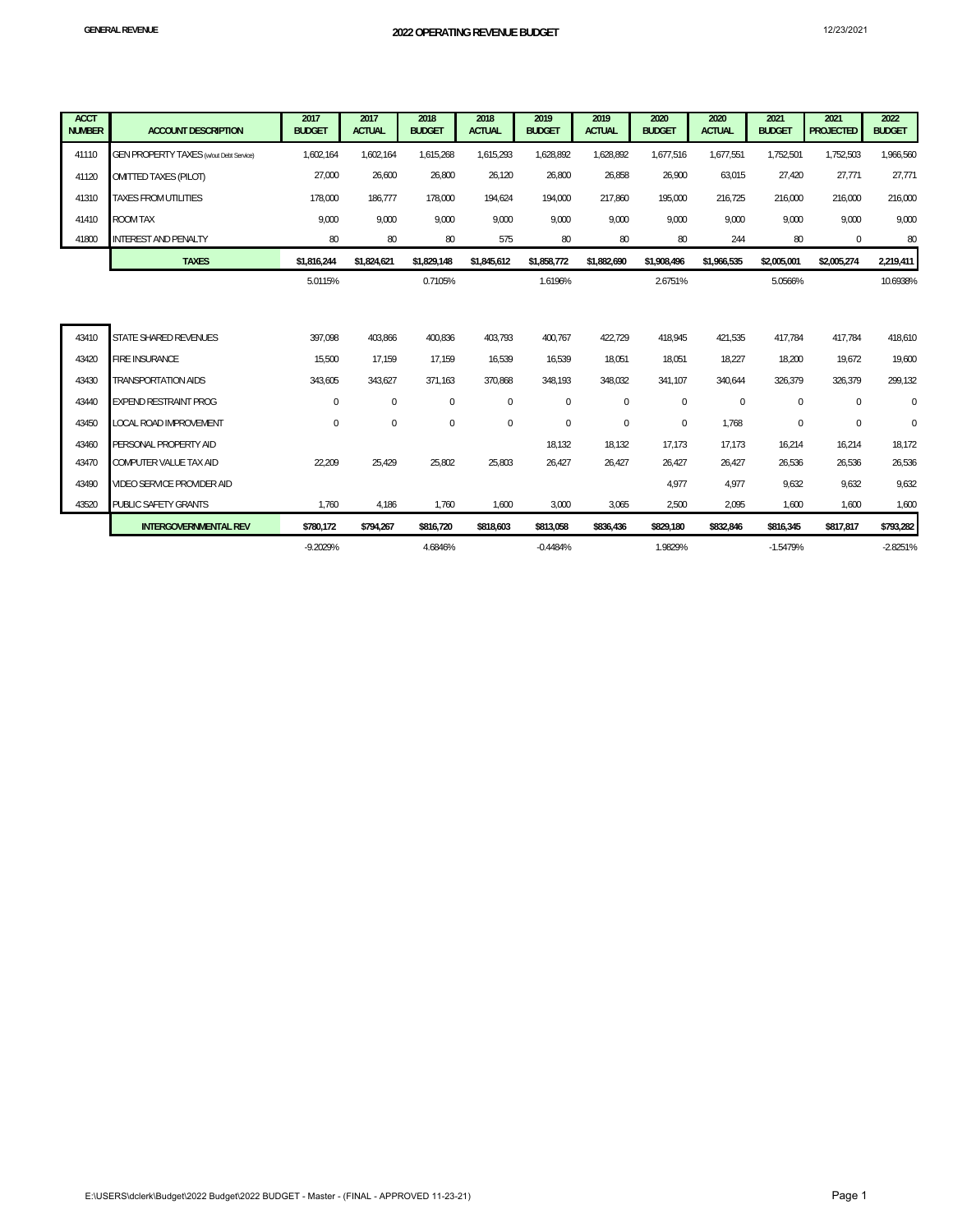**GENERAL REVENUE**

# 2022 OPERATING REVENUE BUDGET

12/23/2021

| ACCT NUMBER | ACCOUNT DESCRIPTION | 2017 BUDGET | 2017 ACTUAL | 2018 BUDGET | 2018 ACTUAL | 2019 BUDGET | 2019 ACTUAL | 2020 BUDGET | 2020 ACTUAL | 2021 BUDGET | 2021 PROJECTED | 2022 BUDGET |
|---|---|---|---|---|---|---|---|---|---|---|---|---|
| 41110 | GEN PROPERTY TAXES (w/out Debt Service) | 1,602,164 | 1,602,164 | 1,615,268 | 1,615,293 | 1,628,892 | 1,628,892 | 1,677,516 | 1,677,551 | 1,752,501 | 1,752,503 | 1,966,560 |
| 41120 | OMITTED TAXES (PILOT) | 27,000 | 26,600 | 26,800 | 26,120 | 26,800 | 26,858 | 26,900 | 63,015 | 27,420 | 27,771 | 27,771 |
| 41310 | TAXES FROM UTILITIES | 178,000 | 186,777 | 178,000 | 194,624 | 194,000 | 217,860 | 195,000 | 216,725 | 216,000 | 216,000 | 216,000 |
| 41410 | ROOM TAX | 9,000 | 9,000 | 9,000 | 9,000 | 9,000 | 9,000 | 9,000 | 9,000 | 9,000 | 9,000 | 9,000 |
| 41800 | INTEREST AND PENALTY | 80 | 80 | 80 | 575 | 80 | 80 | 80 | 244 | 80 | 0 | 80 |
| | **TAXES** | **$1,816,244** | **$1,824,621** | **$1,829,148** | **$1,845,612** | **$1,858,772** | **$1,882,690** | **$1,908,496** | **$1,966,535** | **$2,005,001** | **$2,005,274** | **2,219,411** |
| | | 5.0115% | | 0.7105% | | 1.6196% | | 2.6751% | | 5.0566% | | 10.6938% |

| ACCT NUMBER | ACCOUNT DESCRIPTION | 2017 BUDGET | 2017 ACTUAL | 2018 BUDGET | 2018 ACTUAL | 2019 BUDGET | 2019 ACTUAL | 2020 BUDGET | 2020 ACTUAL | 2021 BUDGET | 2021 PROJECTED | 2022 BUDGET |
|---|---|---|---|---|---|---|---|---|---|---|---|---|
| 43410 | STATE SHARED REVENUES | 397,098 | 403,866 | 400,836 | 403,793 | 400,767 | 422,729 | 418,945 | 421,535 | 417,784 | 417,784 | 418,610 |
| 43420 | FIRE INSURANCE | 15,500 | 17,159 | 17,159 | 16,539 | 16,539 | 18,051 | 18,051 | 18,227 | 18,200 | 19,672 | 19,600 |
| 43430 | TRANSPORTATION AIDS | 343,605 | 343,627 | 371,163 | 370,868 | 348,193 | 348,032 | 341,107 | 340,644 | 326,379 | 326,379 | 299,132 |
| 43440 | EXPEND RESTRAINT PROG | 0 | 0 | 0 | 0 | 0 | 0 | 0 | 0 | 0 | 0 | 0 |
| 43450 | LOCAL ROAD IMPROVEMENT | 0 | 0 | 0 | 0 | 0 | 0 | 0 | 1,768 | 0 | 0 | 0 |
| 43460 | PERSONAL PROPERTY AID | | | | | 18,132 | 18,132 | 17,173 | 17,173 | 16,214 | 16,214 | 18,172 |
| 43470 | COMPUTER VALUE TAX AID | 22,209 | 25,429 | 25,802 | 25,803 | 26,427 | 26,427 | 26,427 | 26,427 | 26,536 | 26,536 | 26,536 |
| 43490 | VIDEO SERVICE PROVIDER AID | | | | | | | 4,977 | 4,977 | 9,632 | 9,632 | 9,632 |
| 43520 | PUBLIC SAFETY GRANTS | 1,760 | 4,186 | 1,760 | 1,600 | 3,000 | 3,065 | 2,500 | 2,095 | 1,600 | 1,600 | 1,600 |
| | **INTERGOVERNMENTAL REV** | **$780,172** | **$794,267** | **$816,720** | **$818,603** | **$813,058** | **$836,436** | **$829,180** | **$832,846** | **$816,345** | **$817,817** | **$793,282** |
| | | -9.2029% | | 4.6846% | | -0.4484% | | 1.9829% | | -1.5479% | | -2.8251% |

E:\USERS\dclerk\Budget\2022 Budget\2022 BUDGET - Master - (FINAL - APPROVED 11-23-21)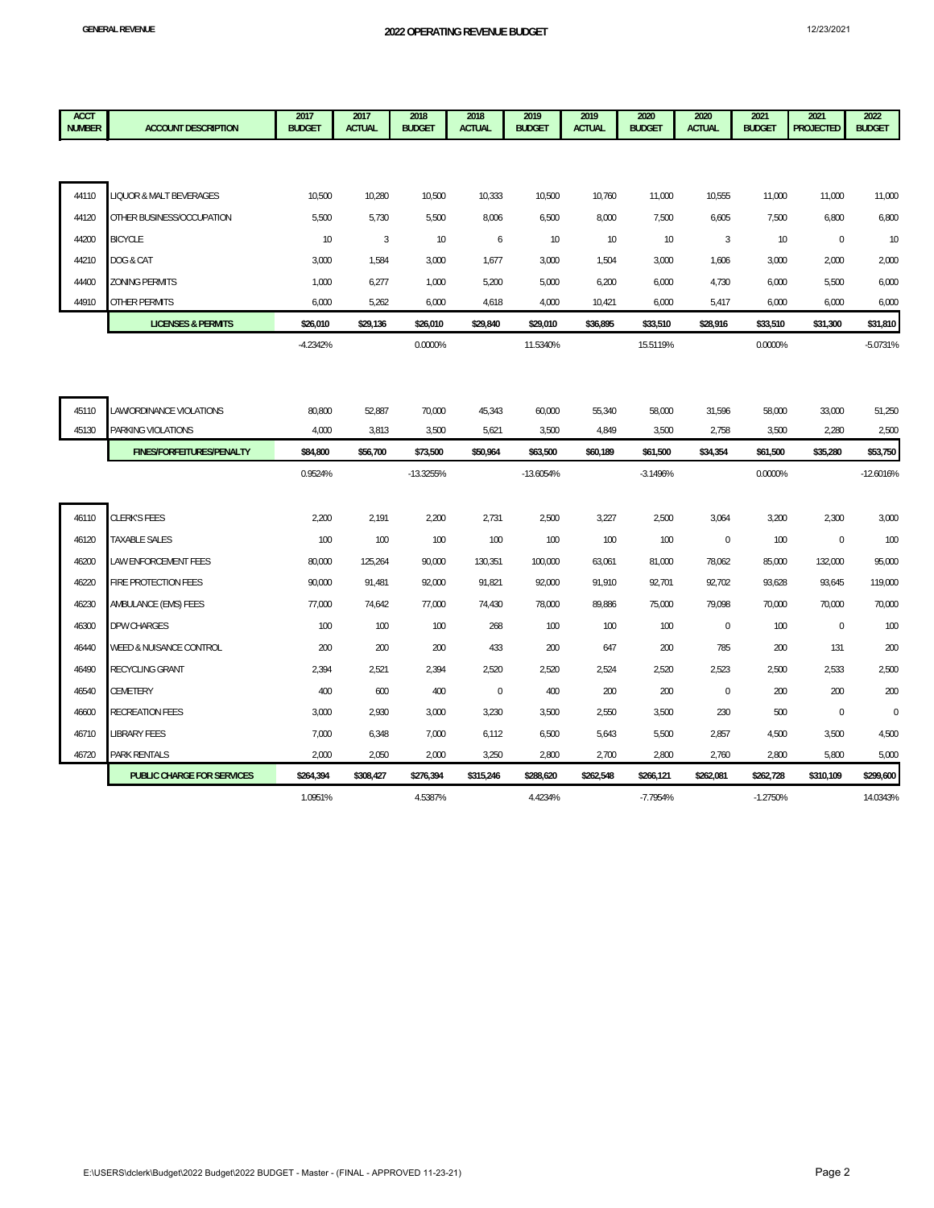GENERAL REVENUE

# 2022 OPERATING REVENUE BUDGET

12/23/2021

| ACCT NUMBER | ACCOUNT DESCRIPTION | 2017 BUDGET | 2017 ACTUAL | 2018 BUDGET | 2018 ACTUAL | 2019 BUDGET | 2019 ACTUAL | 2020 BUDGET | 2020 ACTUAL | 2021 BUDGET | 2021 PROJECTED | 2022 BUDGET |
|---|---|---|---|---|---|---|---|---|---|---|---|---|
| 44110 | LIQUOR & MALT BEVERAGES | 10,500 | 10,280 | 10,500 | 10,333 | 10,500 | 10,760 | 11,000 | 10,555 | 11,000 | 11,000 | 11,000 |
| 44120 | OTHER BUSINESS/OCCUPATION | 5,500 | 5,730 | 5,500 | 8,006 | 6,500 | 8,000 | 7,500 | 6,605 | 7,500 | 6,800 | 6,800 |
| 44200 | BICYCLE | 10 | 3 | 10 | 6 | 10 | 10 | 10 | 3 | 10 | 0 | 10 |
| 44210 | DOG & CAT | 3,000 | 1,584 | 3,000 | 1,677 | 3,000 | 1,504 | 3,000 | 1,606 | 3,000 | 2,000 | 2,000 |
| 44400 | ZONING PERMITS | 1,000 | 6,277 | 1,000 | 5,200 | 5,000 | 6,200 | 6,000 | 4,730 | 6,000 | 5,500 | 6,000 |
| 44910 | OTHER PERMITS | 6,000 | 5,262 | 6,000 | 4,618 | 4,000 | 10,421 | 6,000 | 5,417 | 6,000 | 6,000 | 6,000 |
| | **LICENSES & PERMITS** | **$26,010** | **$29,136** | **$26,010** | **$29,840** | **$29,010** | **$36,895** | **$33,510** | **$28,916** | **$33,510** | **$31,300** | **$31,810** |
| | | -4.2342% | | 0.0000% | | 11.5340% | | 15.5119% | | 0.0000% | | -5.0731% |
| 45110 | LAW/ORDINANCE VIOLATIONS | 80,800 | 52,887 | 70,000 | 45,343 | 60,000 | 55,340 | 58,000 | 31,596 | 58,000 | 33,000 | 51,250 |
| 45130 | PARKING VIOLATIONS | 4,000 | 3,813 | 3,500 | 5,621 | 3,500 | 4,849 | 3,500 | 2,758 | 3,500 | 2,280 | 2,500 |
| | **FINES/FORFEITURES/PENALTY** | **$84,800** | **$56,700** | **$73,500** | **$50,964** | **$63,500** | **$60,189** | **$61,500** | **$34,354** | **$61,500** | **$35,280** | **$53,750** |
| | | 0.9524% | | -13.3255% | | -13.6054% | | -3.1496% | | 0.0000% | | -12.6016% |
| 46110 | CLERK'S FEES | 2,200 | 2,191 | 2,200 | 2,731 | 2,500 | 3,227 | 2,500 | 3,064 | 3,200 | 2,300 | 3,000 |
| 46120 | TAXABLE SALES | 100 | 100 | 100 | 100 | 100 | 100 | 100 | 0 | 100 | 0 | 100 |
| 46200 | LAW ENFORCEMENT FEES | 80,000 | 125,264 | 90,000 | 130,351 | 100,000 | 63,061 | 81,000 | 78,062 | 85,000 | 132,000 | 95,000 |
| 46220 | FIRE PROTECTION FEES | 90,000 | 91,481 | 92,000 | 91,821 | 92,000 | 91,910 | 92,701 | 92,702 | 93,628 | 93,645 | 119,000 |
| 46230 | AMBULANCE (EMS) FEES | 77,000 | 74,642 | 77,000 | 74,430 | 78,000 | 89,886 | 75,000 | 79,098 | 70,000 | 70,000 | 70,000 |
| 46300 | DPW CHARGES | 100 | 100 | 100 | 268 | 100 | 100 | 100 | 0 | 100 | 0 | 100 |
| 46440 | WEED & NUISANCE CONTROL | 200 | 200 | 200 | 433 | 200 | 647 | 200 | 785 | 200 | 131 | 200 |
| 46490 | RECYCLING GRANT | 2,394 | 2,521 | 2,394 | 2,520 | 2,520 | 2,524 | 2,520 | 2,523 | 2,500 | 2,533 | 2,500 |
| 46540 | CEMETERY | 400 | 600 | 400 | 0 | 400 | 200 | 200 | 0 | 200 | 200 | 200 |
| 46600 | RECREATION FEES | 3,000 | 2,930 | 3,000 | 3,230 | 3,500 | 2,550 | 3,500 | 230 | 500 | 0 | 0 |
| 46710 | LIBRARY FEES | 7,000 | 6,348 | 7,000 | 6,112 | 6,500 | 5,643 | 5,500 | 2,857 | 4,500 | 3,500 | 4,500 |
| 46720 | PARK RENTALS | 2,000 | 2,050 | 2,000 | 3,250 | 2,800 | 2,700 | 2,800 | 2,760 | 2,800 | 5,800 | 5,000 |
| | **PUBLIC CHARGE FOR SERVICES** | **$264,394** | **$308,427** | **$276,394** | **$315,246** | **$288,620** | **$262,548** | **$266,121** | **$262,081** | **$262,728** | **$310,109** | **$299,600** |
| | | 1.0951% | | 4.5387% | | 4.4234% | | -7.7954% | | -1.2750% | | 14.0343% |

E:\USERS\dclerk\Budget\2022 Budget\2022 BUDGET - Master - (FINAL - APPROVED 11-23-21)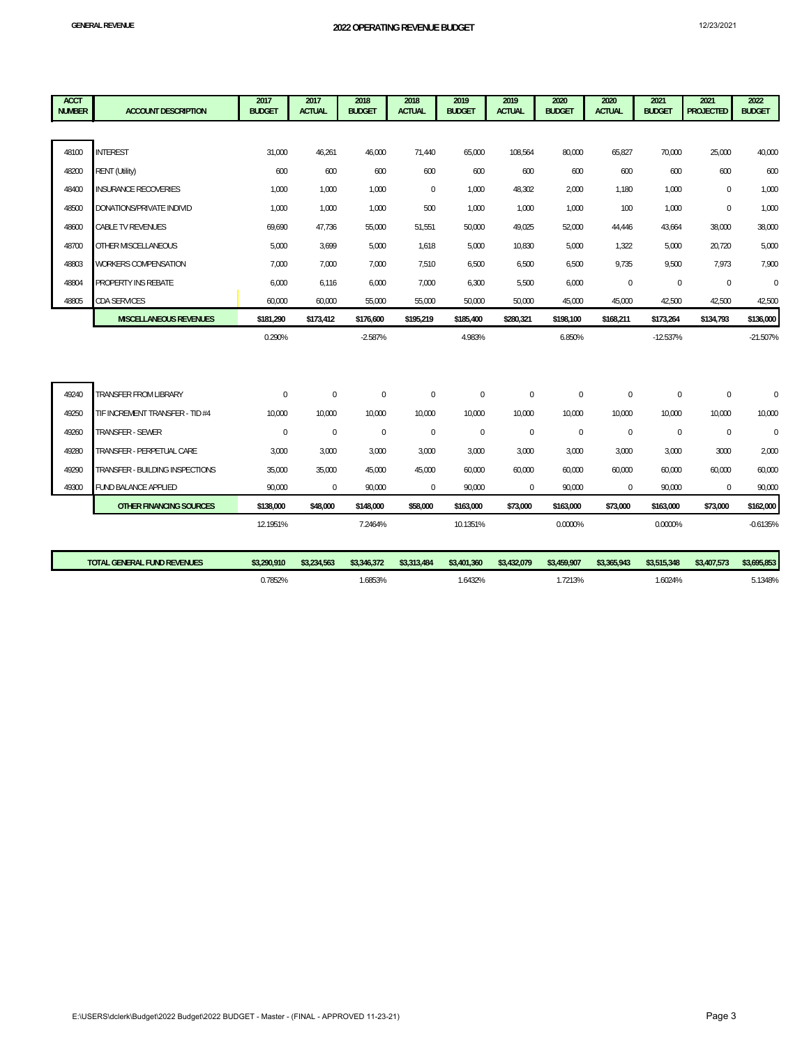**GENERAL REVENUE**

# 2022 OPERATING REVENUE BUDGET

12/23/2021

| ACCT NUMBER | ACCOUNT DESCRIPTION | 2017 BUDGET | 2017 ACTUAL | 2018 BUDGET | 2018 ACTUAL | 2019 BUDGET | 2019 ACTUAL | 2020 BUDGET | 2020 ACTUAL | 2021 BUDGET | 2021 PROJECTED | 2022 BUDGET |
|---|---|---|---|---|---|---|---|---|---|---|---|---|
| 48100 | INTEREST | 31,000 | 46,261 | 46,000 | 71,440 | 65,000 | 108,564 | 80,000 | 65,827 | 70,000 | 25,000 | 40,000 |
| 48200 | RENT (Utility) | 600 | 600 | 600 | 600 | 600 | 600 | 600 | 600 | 600 | 600 | 600 |
| 48400 | INSURANCE RECOVERIES | 1,000 | 1,000 | 1,000 | 0 | 1,000 | 48,302 | 2,000 | 1,180 | 1,000 | 0 | 1,000 |
| 48500 | DONATIONS/PRIVATE INDIVID | 1,000 | 1,000 | 1,000 | 500 | 1,000 | 1,000 | 1,000 | 100 | 1,000 | 0 | 1,000 |
| 48600 | CABLE TV REVENUES | 69,690 | 47,736 | 55,000 | 51,551 | 50,000 | 49,025 | 52,000 | 44,446 | 43,664 | 38,000 | 38,000 |
| 48700 | OTHER MISCELLANEOUS | 5,000 | 3,699 | 5,000 | 1,618 | 5,000 | 10,830 | 5,000 | 1,322 | 5,000 | 20,720 | 5,000 |
| 48803 | WORKERS COMPENSATION | 7,000 | 7,000 | 7,000 | 7,510 | 6,500 | 6,500 | 6,500 | 9,735 | 9,500 | 7,973 | 7,900 |
| 48804 | PROPERTY INS REBATE | 6,000 | 6,116 | 6,000 | 7,000 | 6,300 | 5,500 | 6,000 | 0 | 0 | 0 | 0 |
| 48805 | CDA SERVICES | 60,000 | 60,000 | 55,000 | 55,000 | 50,000 | 50,000 | 45,000 | 45,000 | 42,500 | 42,500 | 42,500 |
| | **MISCELLANEOUS REVENUES** | **$181,290** | **$173,412** | **$176,600** | **$195,219** | **$185,400** | **$280,321** | **$198,100** | **$168,211** | **$173,264** | **$134,793** | **$136,000** |
| | | 0.290% | | -2.587% | | 4.983% | | 6.850% | | -12.537% | | -21.507% |
| | | | | | | | | | | | | |
| 49240 | TRANSFER FROM LIBRARY | 0 | 0 | 0 | 0 | 0 | 0 | 0 | 0 | 0 | 0 | 0 |
| 49250 | TIF INCREMENT TRANSFER - TID #4 | 10,000 | 10,000 | 10,000 | 10,000 | 10,000 | 10,000 | 10,000 | 10,000 | 10,000 | 10,000 | 10,000 |
| 49260 | TRANSFER - SEWER | 0 | 0 | 0 | 0 | 0 | 0 | 0 | 0 | 0 | 0 | 0 |
| 49280 | TRANSFER - PERPETUAL CARE | 3,000 | 3,000 | 3,000 | 3,000 | 3,000 | 3,000 | 3,000 | 3,000 | 3,000 | 3000 | 2,000 |
| 49290 | TRANSFER - BUILDING INSPECTIONS | 35,000 | 35,000 | 45,000 | 45,000 | 60,000 | 60,000 | 60,000 | 60,000 | 60,000 | 60,000 | 60,000 |
| 49300 | FUND BALANCE APPLIED | 90,000 | 0 | 90,000 | 0 | 90,000 | 0 | 90,000 | 0 | 90,000 | 0 | 90,000 |
| | **OTHER FINANCING SOURCES** | **$138,000** | **$48,000** | **$148,000** | **$58,000** | **$163,000** | **$73,000** | **$163,000** | **$73,000** | **$163,000** | **$73,000** | **$162,000** |
| | | 12.1951% | | 7.2464% | | 10.1351% | | 0.0000% | | 0.0000% | | -0.6135% |
| | | | | | | | | | | | | |
| | **TOTAL GENERAL FUND REVENUES** | **$3,290,910** | **$3,234,563** | **$3,346,372** | **$3,313,484** | **$3,401,360** | **$3,432,079** | **$3,459,907** | **$3,365,943** | **$3,515,348** | **$3,407,573** | **$3,695,853** |
| | | 0.7852% | | 1.6853% | | 1.6432% | | 1.7213% | | 1.6024% | | 5.1348% |

E:\USERS\dclerk\Budget\2022 Budget\2022 BUDGET - Master - (FINAL - APPROVED 11-23-21)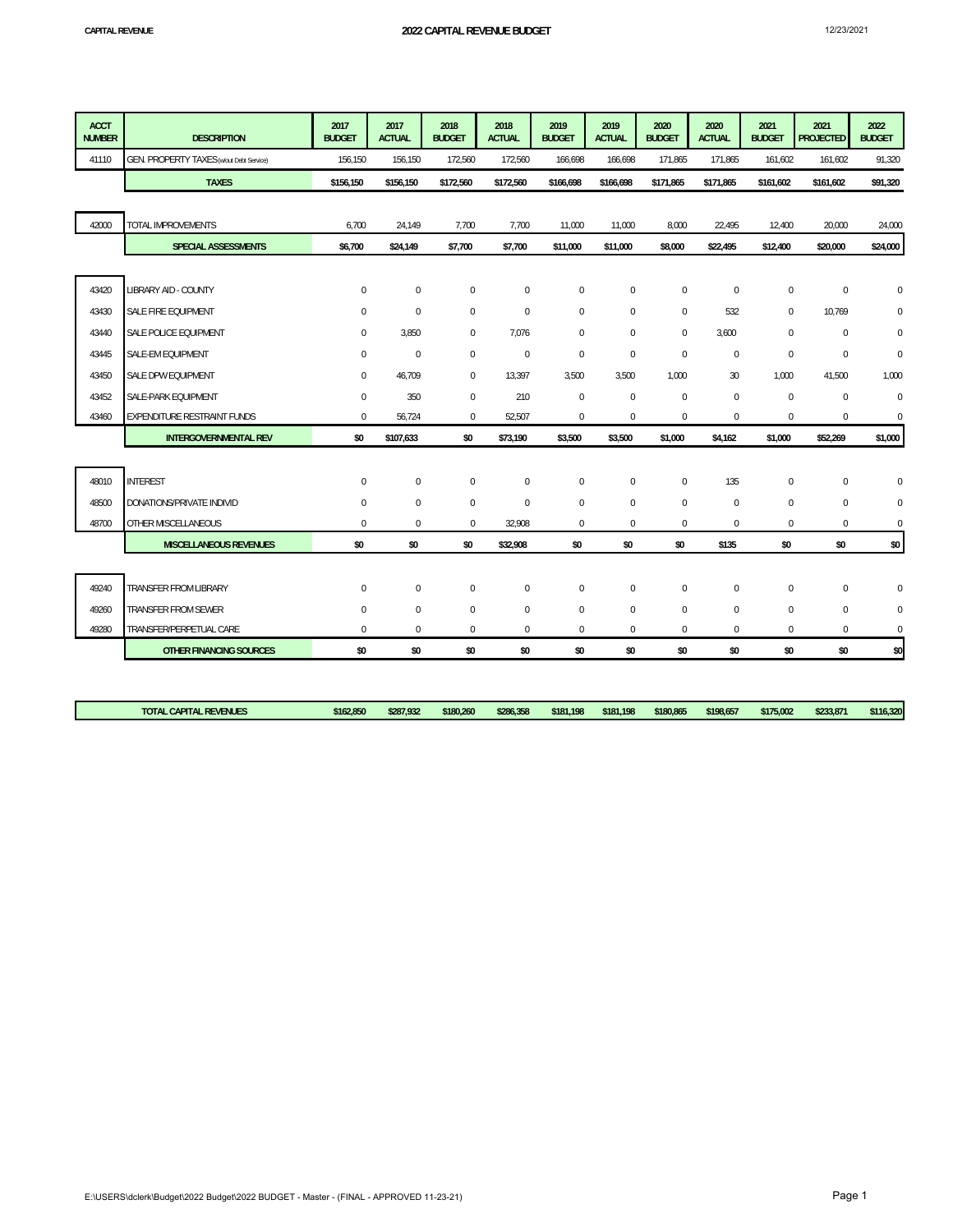# 2022 CAPITAL REVENUE BUDGET

CAPITAL REVENUE

12/23/2021

| ACCT NUMBER | DESCRIPTION | 2017 BUDGET | 2017 ACTUAL | 2018 BUDGET | 2018 ACTUAL | 2019 BUDGET | 2019 ACTUAL | 2020 BUDGET | 2020 ACTUAL | 2021 BUDGET | 2021 PROJECTED | 2022 BUDGET |
|---|---|---|---|---|---|---|---|---|---|---|---|---|
| 41110 | GEN. PROPERTY TAXES (w/out Debt Service) | 156,150 | 156,150 | 172,560 | 172,560 | 166,698 | 166,698 | 171,865 | 171,865 | 161,602 | 161,602 | 91,320 |
| | **TAXES** | **$156,150** | **$156,150** | **$172,560** | **$172,560** | **$166,698** | **$166,698** | **$171,865** | **$171,865** | **$161,602** | **$161,602** | **$91,320** |
| | | | | | | | | | | | | |
| 42000 | TOTAL IMPROVEMENTS | 6,700 | 24,149 | 7,700 | 7,700 | 11,000 | 11,000 | 8,000 | 22,495 | 12,400 | 20,000 | 24,000 |
| | **SPECIAL ASSESSMENTS** | **$6,700** | **$24,149** | **$7,700** | **$7,700** | **$11,000** | **$11,000** | **$8,000** | **$22,495** | **$12,400** | **$20,000** | **$24,000** |
| | | | | | | | | | | | | |
| 43420 | LIBRARY AID - COUNTY | 0 | 0 | 0 | 0 | 0 | 0 | 0 | 0 | 0 | 0 | 0 |
| 43430 | SALE FIRE EQUIPMENT | 0 | 0 | 0 | 0 | 0 | 0 | 0 | 532 | 0 | 10,769 | 0 |
| 43440 | SALE POLICE EQUIPMENT | 0 | 3,850 | 0 | 7,076 | 0 | 0 | 0 | 3,600 | 0 | 0 | 0 |
| 43445 | SALE-EM EQUIPMENT | 0 | 0 | 0 | 0 | 0 | 0 | 0 | 0 | 0 | 0 | 0 |
| 43450 | SALE DPW EQUIPMENT | 0 | 46,709 | 0 | 13,397 | 3,500 | 3,500 | 1,000 | 30 | 1,000 | 41,500 | 1,000 |
| 43452 | SALE-PARK EQUIPMENT | 0 | 350 | 0 | 210 | 0 | 0 | 0 | 0 | 0 | 0 | 0 |
| 43460 | EXPENDITURE RESTRAINT FUNDS | 0 | 56,724 | 0 | 52,507 | 0 | 0 | 0 | 0 | 0 | 0 | 0 |
| | **INTERGOVERNMENTAL REV** | **$0** | **$107,633** | **$0** | **$73,190** | **$3,500** | **$3,500** | **$1,000** | **$4,162** | **$1,000** | **$52,269** | **$1,000** |
| | | | | | | | | | | | | |
| 48010 | INTEREST | 0 | 0 | 0 | 0 | 0 | 0 | 0 | 135 | 0 | 0 | 0 |
| 48500 | DONATIONS/PRIVATE INDIVID | 0 | 0 | 0 | 0 | 0 | 0 | 0 | 0 | 0 | 0 | 0 |
| 48700 | OTHER MISCELLANEOUS | 0 | 0 | 0 | 32,908 | 0 | 0 | 0 | 0 | 0 | 0 | 0 |
| | **MISCELLANEOUS REVENUES** | **$0** | **$0** | **$0** | **$32,908** | **$0** | **$0** | **$0** | **$135** | **$0** | **$0** | **$0** |
| | | | | | | | | | | | | |
| 49240 | TRANSFER FROM LIBRARY | 0 | 0 | 0 | 0 | 0 | 0 | 0 | 0 | 0 | 0 | 0 |
| 49260 | TRANSFER FROM SEWER | 0 | 0 | 0 | 0 | 0 | 0 | 0 | 0 | 0 | 0 | 0 |
| 49280 | TRANSFER/PERPETUAL CARE | 0 | 0 | 0 | 0 | 0 | 0 | 0 | 0 | 0 | 0 | 0 |
| | **OTHER FINANCING SOURCES** | **$0** | **$0** | **$0** | **$0** | **$0** | **$0** | **$0** | **$0** | **$0** | **$0** | **$0** |
| | | | | | | | | | | | | |
| | **TOTAL CAPITAL REVENUES** | **$162,850** | **$287,932** | **$180,260** | **$286,358** | **$181,198** | **$181,198** | **$180,865** | **$198,657** | **$175,002** | **$233,871** | **$116,320** |

E:\USERS\dclerk\Budget\2022 Budget\2022 BUDGET - Master - (FINAL - APPROVED 11-23-21)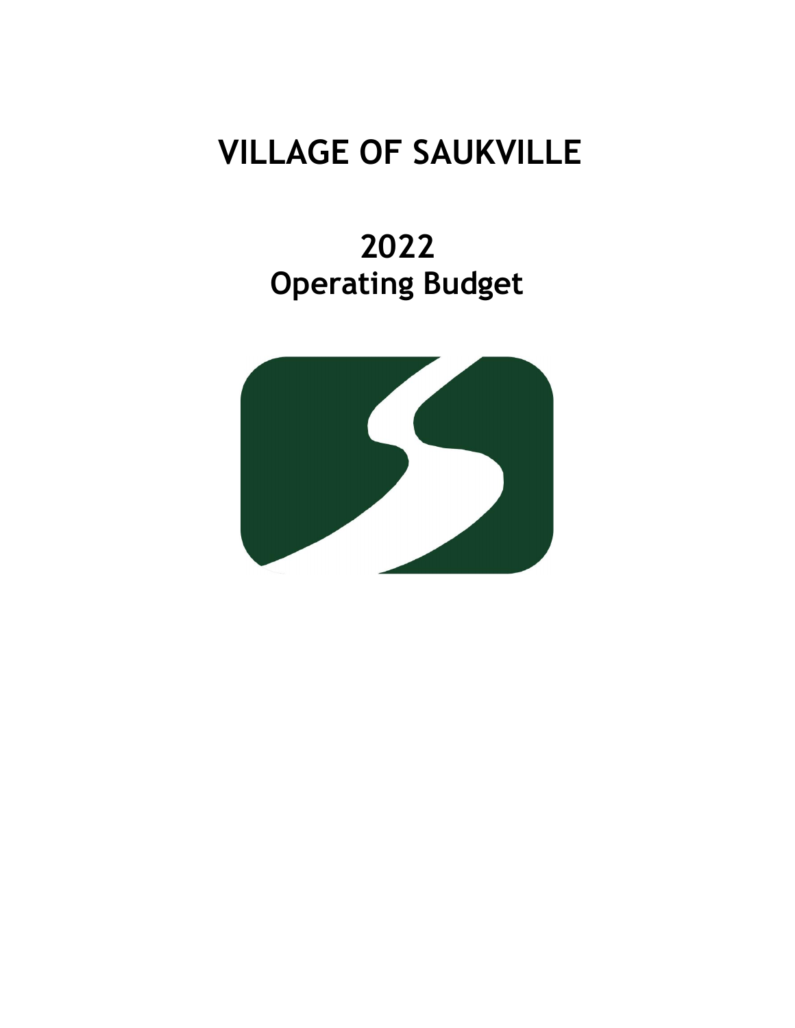# VILLAGE OF SAUKVILLE

## 2022
## Operating Budget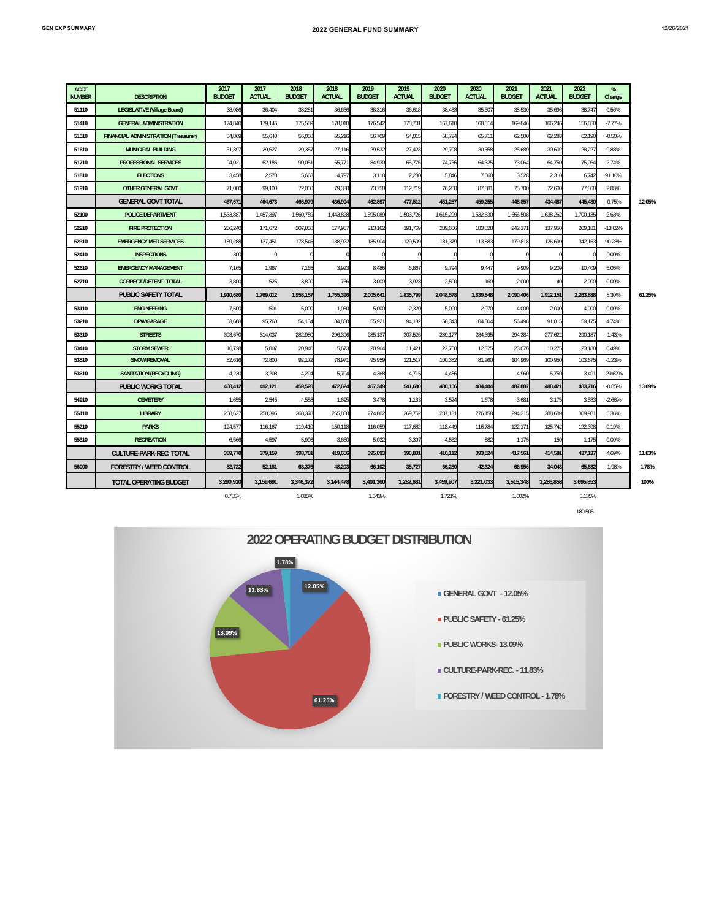# 2022 GENERAL FUND SUMMARY

| ACCT NUMBER | DESCRIPTION | 2017 BUDGET | 2017 ACTUAL | 2018 BUDGET | 2018 ACTUAL | 2019 BUDGET | 2019 ACTUAL | 2020 BUDGET | 2020 ACTUAL | 2021 BUDGET | 2021 ACTUAL | 2022 BUDGET | % Change | |
|---|---|---|---|---|---|---|---|---|---|---|---|---|---|---|
| 51110 | LEGISLATIVE (Village Board) | 38,086 | 36,404 | 38,281 | 36,656 | 38,316 | 36,618 | 38,433 | 35,507 | 38,530 | 35,696 | 38,747 | 0.56% | |
| 51410 | GENERAL ADMINISTRATION | 174,840 | 179,146 | 175,569 | 178,010 | 176,542 | 178,731 | 167,610 | 168,614 | 169,846 | 166,246 | 156,650 | -7.77% | |
| 51510 | FINANCIAL ADMINISTRATION (Treasurer) | 54,869 | 55,640 | 56,058 | 55,216 | 56,709 | 54,015 | 58,724 | 65,711 | 62,500 | 62,283 | 62,190 | -0.50% | |
| 51610 | MUNICIPAL BUILDING | 31,397 | 29,627 | 29,357 | 27,116 | 29,532 | 27,423 | 29,708 | 30,358 | 25,689 | 30,602 | 28,227 | 9.88% | |
| 51710 | PROFESSIONAL SERVICES | 94,021 | 62,186 | 90,051 | 55,771 | 84,930 | 65,776 | 74,736 | 64,325 | 73,064 | 64,750 | 75,064 | 2.74% | |
| 51810 | ELECTIONS | 3,458 | 2,570 | 5,663 | 4,797 | 3,118 | 2,230 | 5,846 | 7,660 | 3,528 | 2,310 | 6,742 | 91.10% | |
| 51910 | OTHER GENERAL GOVT | 71,000 | 99,100 | 72,000 | 79,338 | 73,750 | 112,719 | 76,200 | 87,081 | 75,700 | 72,600 | 77,860 | 2.85% | |
| | GENERAL GOVT TOTAL | 467,671 | 464,673 | 466,979 | 436,904 | 462,897 | 477,512 | 451,257 | 459,255 | 448,857 | 434,487 | 445,480 | -0.75% | 12.05% |
| 52100 | POLICE DEPARTMENT | 1,533,887 | 1,457,397 | 1,560,789 | 1,443,828 | 1,595,089 | 1,503,726 | 1,615,299 | 1,532,530 | 1,656,508 | 1,638,262 | 1,700,135 | 2.63% | |
| 52210 | FIRE PROTECTION | 206,240 | 171,672 | 207,858 | 177,957 | 213,162 | 191,769 | 239,606 | 183,828 | 242,171 | 137,950 | 209,181 | -13.62% | |
| 52310 | EMERGENCY MED SERVICES | 159,288 | 137,451 | 178,545 | 138,922 | 185,904 | 129,509 | 181,379 | 113,883 | 179,818 | 126,690 | 342,163 | 90.28% | |
| 52410 | INSPECTIONS | 300 | 0 | 0 | 0 | 0 | 0 | 0 | 0 | 0 | 0 | 0 | 0.00% | |
| 52610 | EMERGENCY MANAGEMENT | 7,165 | 1,967 | 7,165 | 3,923 | 8,486 | 6,867 | 9,794 | 9,447 | 9,909 | 9,209 | 10,409 | 5.05% | |
| 52710 | CORRECT./DETENT. TOTAL | 3,800 | 525 | 3,800 | 766 | 3,000 | 3,928 | 2,500 | 160 | 2,000 | 40 | 2,000 | 0.00% | |
| | PUBLIC SAFETY TOTAL | 1,910,680 | 1,769,012 | 1,958,157 | 1,765,396 | 2,005,641 | 1,835,799 | 2,048,578 | 1,839,848 | 2,090,406 | 1,912,151 | 2,263,888 | 8.30% | 61.25% |
| 53110 | ENGINEERING | 7,500 | 501 | 5,000 | 1,050 | 5,000 | 2,320 | 5,000 | 2,070 | 4,000 | 2,000 | 4,000 | 0.00% | |
| 53210 | DPW GARAGE | 53,668 | 95,768 | 54,134 | 84,830 | 55,921 | 94,182 | 58,343 | 104,304 | 56,498 | 91,815 | 59,175 | 4.74% | |
| 53310 | STREETS | 303,670 | 314,037 | 282,980 | 296,396 | 285,137 | 307,526 | 289,177 | 284,395 | 294,384 | 277,622 | 290,187 | -1.43% | |
| 53410 | STORM SEWER | 16,728 | 5,807 | 20,940 | 5,673 | 20,964 | 11,421 | 22,768 | 12,375 | 23,076 | 10,275 | 23,188 | 0.49% | |
| 53510 | SNOW REMOVAL | 82,616 | 72,800 | 92,172 | 78,971 | 95,959 | 121,517 | 100,382 | 81,260 | 104,969 | 100,950 | 103,675 | -1.23% | |
| 53610 | SANITATION (RECYCLING) | 4,230 | 3,208 | 4,294 | 5,704 | 4,368 | 4,715 | 4,486 | - | 4,960 | 5,759 | 3,491 | -29.62% | |
| | PUBLIC WORKS TOTAL | 468,412 | 492,121 | 459,520 | 472,624 | 467,349 | 541,680 | 480,156 | 484,404 | 487,887 | 488,421 | 483,716 | -0.85% | 13.09% |
| 54910 | CEMETERY | 1,655 | 2,545 | 4,558 | 1,695 | 3,478 | 1,133 | 3,524 | 1,678 | 3,681 | 3,175 | 3,583 | -2.66% | |
| 55110 | LIBRARY | 258,627 | 258,395 | 268,378 | 265,888 | 274,802 | 269,752 | 287,131 | 276,158 | 294,215 | 288,689 | 309,981 | 5.36% | |
| 55210 | PARKS | 124,577 | 116,167 | 119,410 | 150,118 | 116,059 | 117,682 | 118,449 | 116,784 | 122,171 | 125,742 | 122,398 | 0.19% | |
| 55310 | RECREATION | 6,566 | 4,597 | 5,993 | 3,650 | 5,032 | 3,397 | 4,532 | 582 | 1,175 | 150 | 1,175 | 0.00% | |
| | CULTURE-PARK-REC. TOTAL | 389,770 | 379,159 | 393,781 | 419,656 | 395,893 | 390,831 | 410,112 | 393,524 | 417,561 | 414,581 | 437,137 | 4.69% | 11.83% |
| 56000 | FORESTRY / WEED CONTROL | 52,722 | 52,181 | 63,376 | 48,203 | 66,102 | 35,727 | 66,280 | 42,324 | 66,956 | 34,043 | 65,632 | -1.98% | 1.78% |
| | TOTAL OPERATING BUDGET | 3,290,910 | 3,159,691 | 3,346,372 | 3,144,478 | 3,401,360 | 3,282,681 | 3,459,907 | 3,221,033 | 3,515,348 | 3,286,858 | 3,695,853 | | 100% |
| | | 0.785% | | 1.685% | | 1.643% | | 1.721% | | 1.602% | | 5.135% | | |
| | | | | | | | | | | | | 180,505 | | |

## 2022 OPERATING BUDGET DISTRIBUTION

- GENERAL GOVT - 12.05%
- PUBLIC SAFETY - 61.25%
- PUBLIC WORKS - 13.09%
- CULTURE-PARK-REC. - 11.83%
- FORESTRY / WEED CONTROL - 1.78%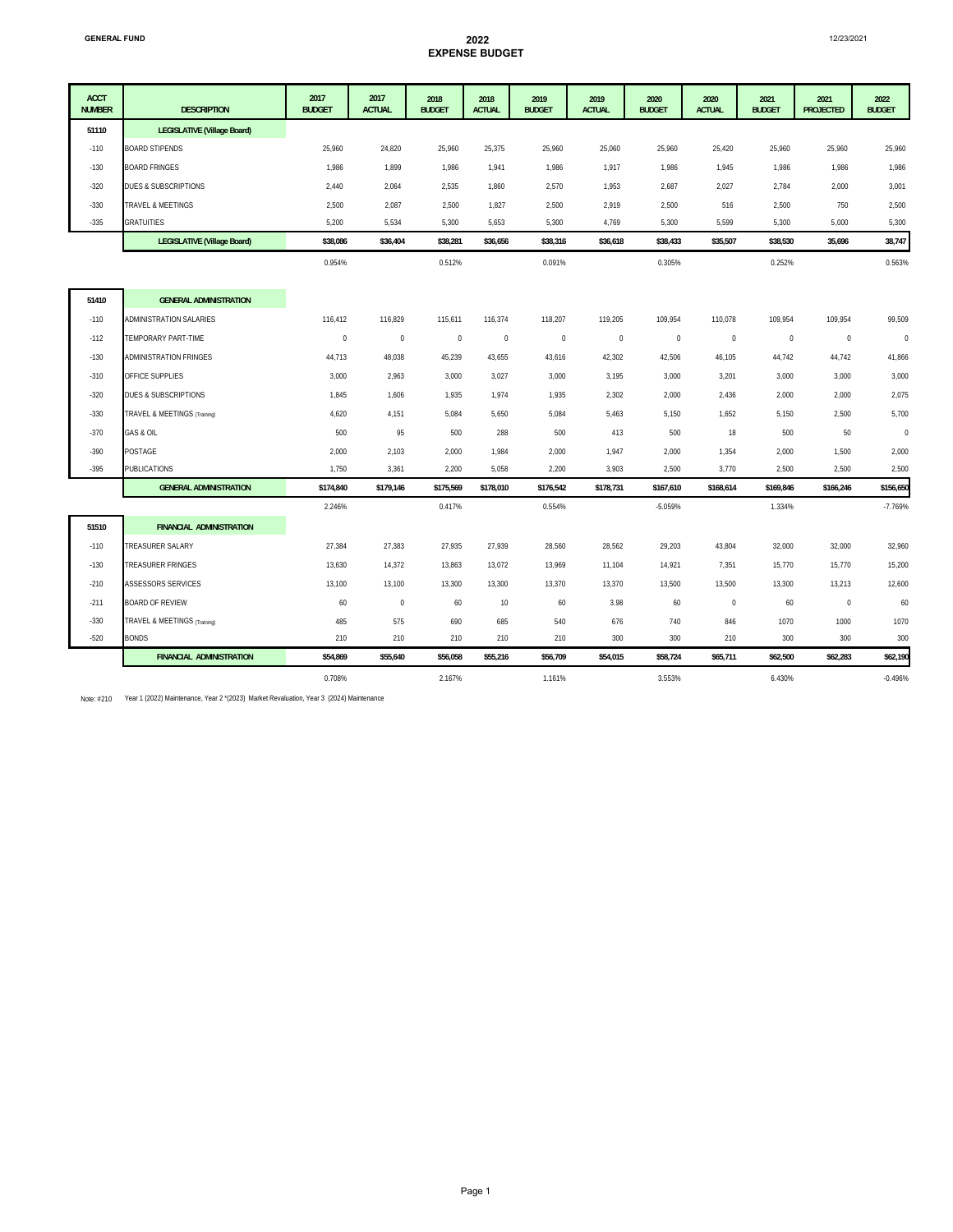GENERAL FUND

# 2022 EXPENSE BUDGET

12/23/2021

| ACCT NUMBER | DESCRIPTION | 2017 BUDGET | 2017 ACTUAL | 2018 BUDGET | 2018 ACTUAL | 2019 BUDGET | 2019 ACTUAL | 2020 BUDGET | 2020 ACTUAL | 2021 BUDGET | 2021 PROJECTED | 2022 BUDGET |
|---|---|---|---|---|---|---|---|---|---|---|---|---|
| 51110 | LEGISLATIVE (Village Board) | | | | | | | | | | | |
| -110 | BOARD STIPENDS | 25,960 | 24,820 | 25,960 | 25,375 | 25,960 | 25,060 | 25,960 | 25,420 | 25,960 | 25,960 | 25,960 |
| -130 | BOARD FRINGES | 1,986 | 1,899 | 1,986 | 1,941 | 1,986 | 1,917 | 1,986 | 1,945 | 1,986 | 1,986 | 1,986 |
| -320 | DUES & SUBSCRIPTIONS | 2,440 | 2,064 | 2,535 | 1,860 | 2,570 | 1,953 | 2,687 | 2,027 | 2,784 | 2,000 | 3,001 |
| -330 | TRAVEL & MEETINGS | 2,500 | 2,087 | 2,500 | 1,827 | 2,500 | 2,919 | 2,500 | 516 | 2,500 | 750 | 2,500 |
| -335 | GRATUITIES | 5,200 | 5,534 | 5,300 | 5,653 | 5,300 | 4,769 | 5,300 | 5,599 | 5,300 | 5,000 | 5,300 |
| | **LEGISLATIVE (Village Board)** | **$38,086** | **$36,404** | **$38,281** | **$36,656** | **$38,316** | **$36,618** | **$38,433** | **$35,507** | **$38,530** | **35,696** | **38,747** |
| | | 0.954% | | 0.512% | | 0.091% | | 0.305% | | 0.252% | | 0.563% |
| 51410 | GENERAL ADMINISTRATION | | | | | | | | | | | |
| -110 | ADMINISTRATION SALARIES | 116,412 | 116,829 | 115,611 | 116,374 | 118,207 | 119,205 | 109,954 | 110,078 | 109,954 | 109,954 | 99,509 |
| -112 | TEMPORARY PART-TIME | 0 | 0 | 0 | 0 | 0 | 0 | 0 | 0 | 0 | 0 | 0 |
| -130 | ADMINISTRATION FRINGES | 44,713 | 48,038 | 45,239 | 43,655 | 43,616 | 42,302 | 42,506 | 46,105 | 44,742 | 44,742 | 41,866 |
| -310 | OFFICE SUPPLIES | 3,000 | 2,963 | 3,000 | 3,027 | 3,000 | 3,195 | 3,000 | 3,201 | 3,000 | 3,000 | 3,000 |
| -320 | DUES & SUBSCRIPTIONS | 1,845 | 1,606 | 1,935 | 1,974 | 1,935 | 2,302 | 2,000 | 2,436 | 2,000 | 2,000 | 2,075 |
| -330 | TRAVEL & MEETINGS (Training) | 4,620 | 4,151 | 5,084 | 5,650 | 5,084 | 5,463 | 5,150 | 1,652 | 5,150 | 2,500 | 5,700 |
| -370 | GAS & OIL | 500 | 95 | 500 | 288 | 500 | 413 | 500 | 18 | 500 | 50 | 0 |
| -390 | POSTAGE | 2,000 | 2,103 | 2,000 | 1,984 | 2,000 | 1,947 | 2,000 | 1,354 | 2,000 | 1,500 | 2,000 |
| -395 | PUBLICATIONS | 1,750 | 3,361 | 2,200 | 5,058 | 2,200 | 3,903 | 2,500 | 3,770 | 2,500 | 2,500 | 2,500 |
| | **GENERAL ADMINISTRATION** | **$174,840** | **$179,146** | **$175,569** | **$178,010** | **$176,542** | **$178,731** | **$167,610** | **$168,614** | **$169,846** | **$166,246** | **$156,650** |
| | | 2.246% | | 0.417% | | 0.554% | | -5.059% | | 1.334% | | -7.769% |
| 51510 | FINANCIAL ADMINISTRATION | | | | | | | | | | | |
| -110 | TREASURER SALARY | 27,384 | 27,383 | 27,935 | 27,939 | 28,560 | 28,562 | 29,203 | 43,804 | 32,000 | 32,000 | 32,960 |
| -130 | TREASURER FRINGES | 13,630 | 14,372 | 13,863 | 13,072 | 13,969 | 11,104 | 14,921 | 7,351 | 15,770 | 15,770 | 15,200 |
| -210 | ASSESSORS SERVICES | 13,100 | 13,100 | 13,300 | 13,300 | 13,370 | 13,370 | 13,500 | 13,500 | 13,300 | 13,213 | 12,600 |
| -211 | BOARD OF REVIEW | 60 | 0 | 60 | 10 | 60 | 3.98 | 60 | 0 | 60 | 0 | 60 |
| -330 | TRAVEL & MEETINGS (Training) | 485 | 575 | 690 | 685 | 540 | 676 | 740 | 846 | 1070 | 1000 | 1070 |
| -520 | BONDS | 210 | 210 | 210 | 210 | 210 | 300 | 300 | 210 | 300 | 300 | 300 |
| | **FINANCIAL ADMINISTRATION** | **$54,869** | **$55,640** | **$56,058** | **$55,216** | **$56,709** | **$54,015** | **$58,724** | **$65,711** | **$62,500** | **$62,283** | **$62,190** |
| | | 0.708% | | 2.167% | | 1.161% | | 3.553% | | 6.430% | | -0.496% |

Note: #210 Year 1 (2022) Maintenance, Year 2 *(2023) Market Revaluation, Year 3 (2024) Maintenance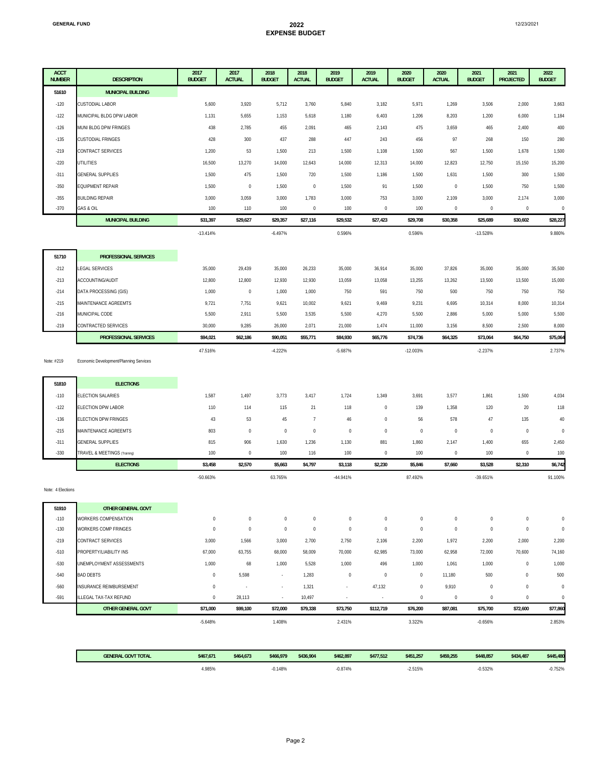**GENERAL FUND**

# 2022
## EXPENSE BUDGET

| ACCT NUMBER | DESCRIPTION | 2017 BUDGET | 2017 ACTUAL | 2018 BUDGET | 2018 ACTUAL | 2019 BUDGET | 2019 ACTUAL | 2020 BUDGET | 2020 ACTUAL | 2021 BUDGET | 2021 PROJECTED | 2022 BUDGET |
|---|---|---|---|---|---|---|---|---|---|---|---|---|
| 51610 | **MUNICIPAL BUILDING** | | | | | | | | | | | |
| -120 | CUSTODIAL LABOR | 5,600 | 3,920 | 5,712 | 3,760 | 5,840 | 3,182 | 5,971 | 1,269 | 3,506 | 2,000 | 3,663 |
| -122 | MUNICIPAL BLDG DPW LABOR | 1,131 | 5,655 | 1,153 | 5,618 | 1,180 | 6,403 | 1,206 | 8,203 | 1,200 | 6,000 | 1,184 |
| -126 | MUNI BLDG DPW FRINGES | 438 | 2,785 | 455 | 2,091 | 465 | 2,143 | 475 | 3,659 | 465 | 2,400 | 400 |
| -135 | CUSTODIAL FRINGES | 428 | 300 | 437 | 288 | 447 | 243 | 456 | 97 | 268 | 150 | 280 |
| -219 | CONTRACT SERVICES | 1,200 | 53 | 1,500 | 213 | 1,500 | 1,108 | 1,500 | 567 | 1,500 | 1,678 | 1,500 |
| -220 | UTILITIES | 16,500 | 13,270 | 14,000 | 12,643 | 14,000 | 12,313 | 14,000 | 12,823 | 12,750 | 15,150 | 15,200 |
| -311 | GENERAL SUPPLIES | 1,500 | 475 | 1,500 | 720 | 1,500 | 1,186 | 1,500 | 1,631 | 1,500 | 300 | 1,500 |
| -350 | EQUIPMENT REPAIR | 1,500 | 0 | 1,500 | 0 | 1,500 | 91 | 1,500 | 0 | 1,500 | 750 | 1,500 |
| -355 | BUILDING REPAIR | 3,000 | 3,059 | 3,000 | 1,783 | 3,000 | 753 | 3,000 | 2,109 | 3,000 | 2,174 | 3,000 |
| -370 | GAS & OIL | 100 | 110 | 100 | 0 | 100 | 0 | 100 | 0 | 0 | 0 | 0 |
| | **MUNICIPAL BUILDING** | **$31,397** | **$29,627** | **$29,357** | **$27,116** | **$29,532** | **$27,423** | **$29,708** | **$30,358** | **$25,689** | **$30,602** | **$28,227** |
| | | -13.414% | | -6.497% | | 0.596% | | 0.596% | | -13.528% | | 9.880% |
| 51710 | **PROFESSIONAL SERVICES** | | | | | | | | | | | |
| -212 | LEGAL SERVICES | 35,000 | 29,439 | 35,000 | 26,233 | 35,000 | 36,914 | 35,000 | 37,826 | 35,000 | 35,000 | 35,500 |
| -213 | ACCOUNTING/AUDIT | 12,800 | 12,800 | 12,930 | 12,930 | 13,059 | 13,058 | 13,255 | 13,262 | 13,500 | 13,500 | 15,000 |
| -214 | DATA PROCESSING (GIS) | 1,000 | 0 | 1,000 | 1,000 | 750 | 591 | 750 | 500 | 750 | 750 | 750 |
| -215 | MAINTENANCE AGREEMTS | 9,721 | 7,751 | 9,621 | 10,002 | 9,621 | 9,469 | 9,231 | 6,695 | 10,314 | 8,000 | 10,314 |
| -216 | MUNICIPAL CODE | 5,500 | 2,911 | 5,500 | 3,535 | 5,500 | 4,270 | 5,500 | 2,886 | 5,000 | 5,000 | 5,500 |
| -219 | CONTRACTED SERVICES | 30,000 | 9,285 | 26,000 | 2,071 | 21,000 | 1,474 | 11,000 | 3,156 | 8,500 | 2,500 | 8,000 |
| | **PROFESSIONAL SERVICES** | **$94,021** | **$62,186** | **$90,051** | **$55,771** | **$84,930** | **$65,776** | **$74,736** | **$64,325** | **$73,064** | **$64,750** | **$75,064** |
| | | 47.516% | | -4.222% | | -5.687% | | -12.003% | | -2.237% | | 2.737% |
| Note: #219 | Economic Development/Planning Services | | | | | | | | | | | |
| 51810 | **ELECTIONS** | | | | | | | | | | | |
| -110 | ELECTION SALARIES | 1,587 | 1,497 | 3,773 | 3,417 | 1,724 | 1,349 | 3,691 | 3,577 | 1,861 | 1,500 | 4,034 |
| -122 | ELECTION DPW LABOR | 110 | 114 | 115 | 21 | 118 | 0 | 139 | 1,358 | 120 | 20 | 118 |
| -136 | ELECTION DPW FRINGES | 43 | 53 | 45 | 7 | 46 | 0 | 56 | 578 | 47 | 135 | 40 |
| -215 | MAINTENANCE AGREEMTS | 803 | 0 | 0 | 0 | 0 | 0 | 0 | 0 | 0 | 0 | 0 |
| -311 | GENERAL SUPPLIES | 815 | 906 | 1,630 | 1,236 | 1,130 | 881 | 1,860 | 2,147 | 1,400 | 655 | 2,450 |
| -330 | TRAVEL & MEETINGS (Training) | 100 | 0 | 100 | 116 | 100 | 0 | 100 | 0 | 100 | 0 | 100 |
| | **ELECTIONS** | **$3,458** | **$2,570** | **$5,663** | **$4,797** | **$3,118** | **$2,230** | **$5,846** | **$7,660** | **$3,528** | **$2,310** | **$6,742** |
| | | -50.663% | | 63.765% | | -44.941% | | 87.492% | | -39.651% | | 91.100% |
| Note: 4 Elections | | | | | | | | | | | | |
| 51910 | **OTHER GENERAL GOVT** | | | | | | | | | | | |
| -110 | WORKERS COMPENSATION | 0 | 0 | 0 | 0 | 0 | 0 | 0 | 0 | 0 | 0 | 0 |
| -130 | WORKERS COMP FRINGES | 0 | 0 | 0 | 0 | 0 | 0 | 0 | 0 | 0 | 0 | 0 |
| -219 | CONTRACT SERVICES | 3,000 | 1,566 | 3,000 | 2,700 | 2,750 | 2,106 | 2,200 | 1,972 | 2,200 | 2,000 | 2,200 |
| -510 | PROPERTY/LIABILITY INS | 67,000 | 63,755 | 68,000 | 58,009 | 70,000 | 62,985 | 73,000 | 62,958 | 72,000 | 70,600 | 74,160 |
| -530 | UNEMPLOYMENT ASSESSMENTS | 1,000 | 68 | 1,000 | 5,528 | 1,000 | 496 | 1,000 | 1,061 | 1,000 | 0 | 1,000 |
| -540 | BAD DEBTS | 0 | 5,598 | - | 1,283 | 0 | 0 | 0 | 11,180 | 500 | 0 | 500 |
| -560 | INSURANCE REIMBURSEMENT | 0 | - | - | 1,321 | - | 47,132 | 0 | 9,910 | 0 | 0 | 0 |
| -591 | ILLEGAL TAX-TAX REFUND | 0 | 28,113 | - | 10,497 | - | - | 0 | 0 | 0 | 0 | 0 |
| | **OTHER GENERAL GOVT** | **$71,000** | **$99,100** | **$72,000** | **$79,338** | **$73,750** | **$112,719** | **$76,200** | **$87,081** | **$75,700** | **$72,600** | **$77,860** |
| | | -5.648% | | 1.408% | | 2.431% | | 3.322% | | -0.656% | | 2.853% |
| | **GENERAL GOVT TOTAL** | **$467,671** | **$464,673** | **$466,979** | **$436,904** | **$462,897** | **$477,512** | **$451,257** | **$459,255** | **$448,857** | **$434,487** | **$445,480** |
| | | 4.985% | | -0.148% | | -0.874% | | -2.515% | | -0.532% | | -0.752% |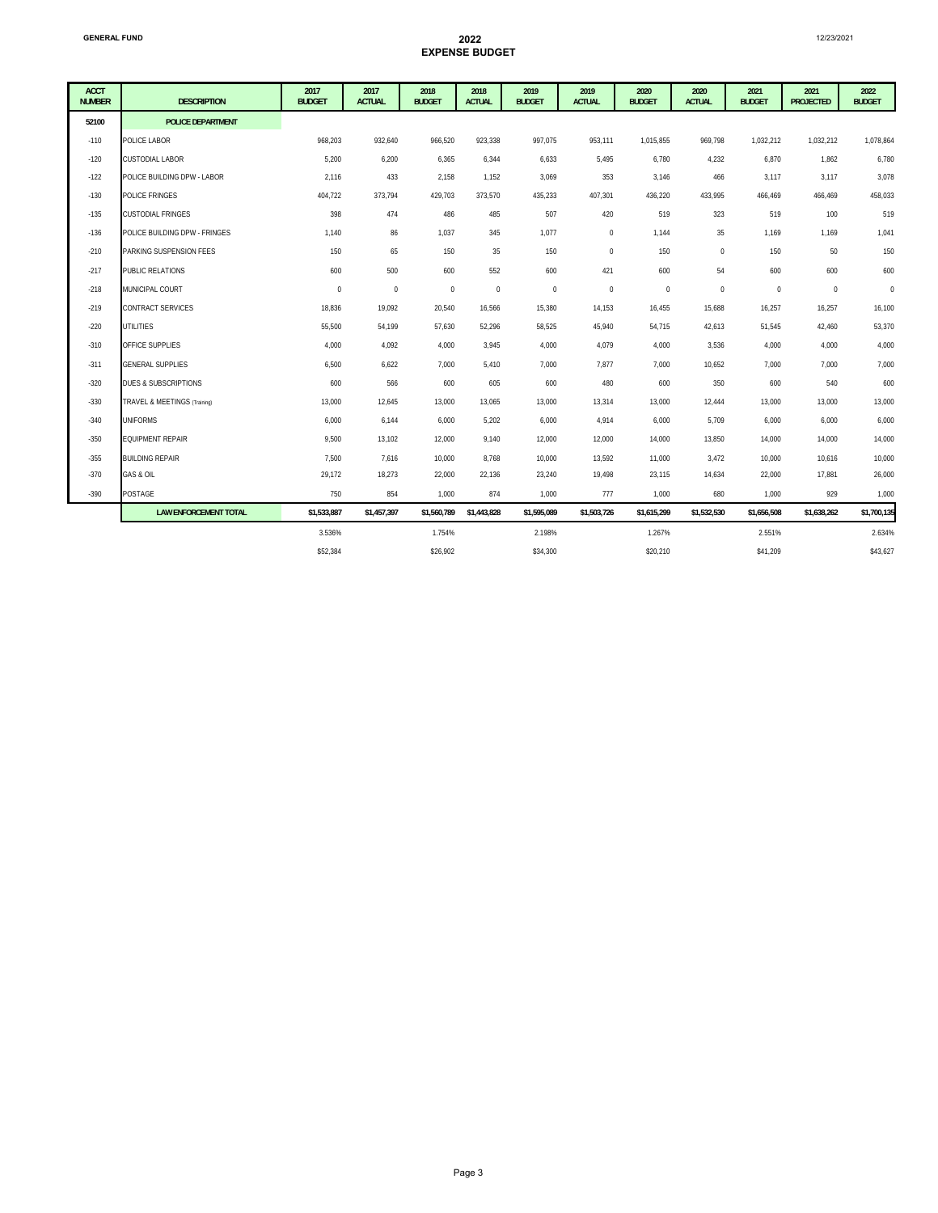GENERAL FUND

# 2022
## EXPENSE BUDGET

12/23/2021

| ACCT NUMBER | DESCRIPTION | 2017 BUDGET | 2017 ACTUAL | 2018 BUDGET | 2018 ACTUAL | 2019 BUDGET | 2019 ACTUAL | 2020 BUDGET | 2020 ACTUAL | 2021 BUDGET | 2021 PROJECTED | 2022 BUDGET |
|---|---|---|---|---|---|---|---|---|---|---|---|---|
| 52100 | POLICE DEPARTMENT | | | | | | | | | | | |
| -110 | POLICE LABOR | 968,203 | 932,640 | 966,520 | 923,338 | 997,075 | 953,111 | 1,015,855 | 969,798 | 1,032,212 | 1,032,212 | 1,078,864 |
| -120 | CUSTODIAL LABOR | 5,200 | 6,200 | 6,365 | 6,344 | 6,633 | 5,495 | 6,780 | 4,232 | 6,870 | 1,862 | 6,780 |
| -122 | POLICE BUILDING DPW - LABOR | 2,116 | 433 | 2,158 | 1,152 | 3,069 | 353 | 3,146 | 466 | 3,117 | 3,117 | 3,078 |
| -130 | POLICE FRINGES | 404,722 | 373,794 | 429,703 | 373,570 | 435,233 | 407,301 | 436,220 | 433,995 | 466,469 | 466,469 | 458,033 |
| -135 | CUSTODIAL FRINGES | 398 | 474 | 486 | 485 | 507 | 420 | 519 | 323 | 519 | 100 | 519 |
| -136 | POLICE BUILDING DPW - FRINGES | 1,140 | 86 | 1,037 | 345 | 1,077 | 0 | 1,144 | 35 | 1,169 | 1,169 | 1,041 |
| -210 | PARKING SUSPENSION FEES | 150 | 65 | 150 | 35 | 150 | 0 | 150 | 0 | 150 | 50 | 150 |
| -217 | PUBLIC RELATIONS | 600 | 500 | 600 | 552 | 600 | 421 | 600 | 54 | 600 | 600 | 600 |
| -218 | MUNICIPAL COURT | 0 | 0 | 0 | 0 | 0 | 0 | 0 | 0 | 0 | 0 | 0 |
| -219 | CONTRACT SERVICES | 18,836 | 19,092 | 20,540 | 16,566 | 15,380 | 14,153 | 16,455 | 15,688 | 16,257 | 16,257 | 16,100 |
| -220 | UTILITIES | 55,500 | 54,199 | 57,630 | 52,296 | 58,525 | 45,940 | 54,715 | 42,613 | 51,545 | 42,460 | 53,370 |
| -310 | OFFICE SUPPLIES | 4,000 | 4,092 | 4,000 | 3,945 | 4,000 | 4,079 | 4,000 | 3,536 | 4,000 | 4,000 | 4,000 |
| -311 | GENERAL SUPPLIES | 6,500 | 6,622 | 7,000 | 5,410 | 7,000 | 7,877 | 7,000 | 10,652 | 7,000 | 7,000 | 7,000 |
| -320 | DUES & SUBSCRIPTIONS | 600 | 566 | 600 | 605 | 600 | 480 | 600 | 350 | 600 | 540 | 600 |
| -330 | TRAVEL & MEETINGS (Training) | 13,000 | 12,645 | 13,000 | 13,065 | 13,000 | 13,314 | 13,000 | 12,444 | 13,000 | 13,000 | 13,000 |
| -340 | UNIFORMS | 6,000 | 6,144 | 6,000 | 5,202 | 6,000 | 4,914 | 6,000 | 5,709 | 6,000 | 6,000 | 6,000 |
| -350 | EQUIPMENT REPAIR | 9,500 | 13,102 | 12,000 | 9,140 | 12,000 | 12,000 | 14,000 | 13,850 | 14,000 | 14,000 | 14,000 |
| -355 | BUILDING REPAIR | 7,500 | 7,616 | 10,000 | 8,768 | 10,000 | 13,592 | 11,000 | 3,472 | 10,000 | 10,616 | 10,000 |
| -370 | GAS & OIL | 29,172 | 18,273 | 22,000 | 22,136 | 23,240 | 19,498 | 23,115 | 14,634 | 22,000 | 17,881 | 26,000 |
| -390 | POSTAGE | 750 | 854 | 1,000 | 874 | 1,000 | 777 | 1,000 | 680 | 1,000 | 929 | 1,000 |
| | LAW ENFORCEMENT TOTAL | $1,533,887 | $1,457,397 | $1,560,789 | $1,443,828 | $1,595,089 | $1,503,726 | $1,615,299 | $1,532,530 | $1,656,508 | $1,638,262 | $1,700,135 |
| | | 3.536% | | 1.754% | | 2.198% | | 1.267% | | 2.551% | | 2.634% |
| | | $52,384 | | $26,902 | | $34,300 | | $20,210 | | $41,209 | | $43,627 |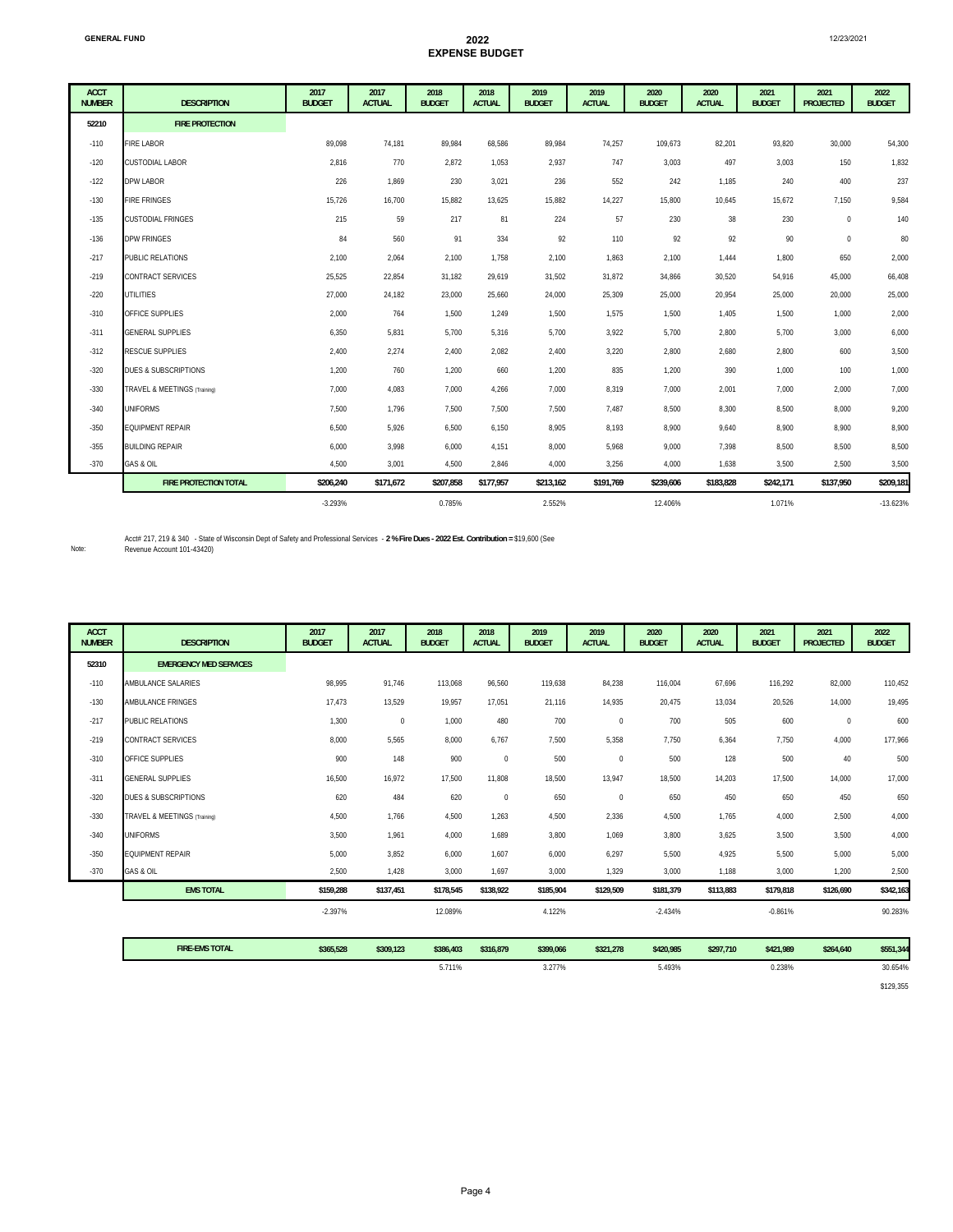GENERAL FUND

# 2022
## EXPENSE BUDGET

12/23/2021

| ACCT NUMBER | DESCRIPTION | 2017 BUDGET | 2017 ACTUAL | 2018 BUDGET | 2018 ACTUAL | 2019 BUDGET | 2019 ACTUAL | 2020 BUDGET | 2020 ACTUAL | 2021 BUDGET | 2021 PROJECTED | 2022 BUDGET |
|---|---|---|---|---|---|---|---|---|---|---|---|---|
| **52210** | **FIRE PROTECTION** | | | | | | | | | | | |
| -110 | FIRE LABOR | 89,098 | 74,181 | 89,984 | 68,586 | 89,984 | 74,257 | 109,673 | 82,201 | 93,820 | 30,000 | 54,300 |
| -120 | CUSTODIAL LABOR | 2,816 | 770 | 2,872 | 1,053 | 2,937 | 747 | 3,003 | 497 | 3,003 | 150 | 1,832 |
| -122 | DPW LABOR | 226 | 1,869 | 230 | 3,021 | 236 | 552 | 242 | 1,185 | 240 | 400 | 237 |
| -130 | FIRE FRINGES | 15,726 | 16,700 | 15,882 | 13,625 | 15,882 | 14,227 | 15,800 | 10,645 | 15,672 | 7,150 | 9,584 |
| -135 | CUSTODIAL FRINGES | 215 | 59 | 217 | 81 | 224 | 57 | 230 | 38 | 230 | 0 | 140 |
| -136 | DPW FRINGES | 84 | 560 | 91 | 334 | 92 | 110 | 92 | 92 | 90 | 0 | 80 |
| -217 | PUBLIC RELATIONS | 2,100 | 2,064 | 2,100 | 1,758 | 2,100 | 1,863 | 2,100 | 1,444 | 1,800 | 650 | 2,000 |
| -219 | CONTRACT SERVICES | 25,525 | 22,854 | 31,182 | 29,619 | 31,502 | 31,872 | 34,866 | 30,520 | 54,916 | 45,000 | 66,408 |
| -220 | UTILITIES | 27,000 | 24,182 | 23,000 | 25,660 | 24,000 | 25,309 | 25,000 | 20,954 | 25,000 | 20,000 | 25,000 |
| -310 | OFFICE SUPPLIES | 2,000 | 764 | 1,500 | 1,249 | 1,500 | 1,575 | 1,500 | 1,405 | 1,500 | 1,000 | 2,000 |
| -311 | GENERAL SUPPLIES | 6,350 | 5,831 | 5,700 | 5,316 | 5,700 | 3,922 | 5,700 | 2,800 | 5,700 | 3,000 | 6,000 |
| -312 | RESCUE SUPPLIES | 2,400 | 2,274 | 2,400 | 2,082 | 2,400 | 3,220 | 2,800 | 2,680 | 2,800 | 600 | 3,500 |
| -320 | DUES & SUBSCRIPTIONS | 1,200 | 760 | 1,200 | 660 | 1,200 | 835 | 1,200 | 390 | 1,000 | 100 | 1,000 |
| -330 | TRAVEL & MEETINGS (Training) | 7,000 | 4,083 | 7,000 | 4,266 | 7,000 | 8,319 | 7,000 | 2,001 | 7,000 | 2,000 | 7,000 |
| -340 | UNIFORMS | 7,500 | 1,796 | 7,500 | 7,500 | 7,500 | 7,487 | 8,500 | 8,300 | 8,500 | 8,000 | 9,200 |
| -350 | EQUIPMENT REPAIR | 6,500 | 5,926 | 6,500 | 6,150 | 8,905 | 8,193 | 8,900 | 9,640 | 8,900 | 8,900 | 8,900 |
| -355 | BUILDING REPAIR | 6,000 | 3,998 | 6,000 | 4,151 | 8,000 | 5,968 | 9,000 | 7,398 | 8,500 | 8,500 | 8,500 |
| -370 | GAS & OIL | 4,500 | 3,001 | 4,500 | 2,846 | 4,000 | 3,256 | 4,000 | 1,638 | 3,500 | 2,500 | 3,500 |
| | **FIRE PROTECTION TOTAL** | **$206,240** | **$171,672** | **$207,858** | **$177,957** | **$213,162** | **$191,769** | **$239,606** | **$183,828** | **$242,171** | **$137,950** | **$209,181** |
| | | -3.293% | | 0.785% | | 2.552% | | 12.406% | | 1.071% | | -13.623% |

Note: Acct# 217, 219 & 340 - State of Wisconsin Dept of Safety and Professional Services - **2 % Fire Dues - 2022 Est. Contribution =** $19,600 (See Revenue Account 101-43420)

| ACCT NUMBER | DESCRIPTION | 2017 BUDGET | 2017 ACTUAL | 2018 BUDGET | 2018 ACTUAL | 2019 BUDGET | 2019 ACTUAL | 2020 BUDGET | 2020 ACTUAL | 2021 BUDGET | 2021 PROJECTED | 2022 BUDGET |
|---|---|---|---|---|---|---|---|---|---|---|---|---|
| **52310** | **EMERGENCY MED SERVICES** | | | | | | | | | | | |
| -110 | AMBULANCE SALARIES | 98,995 | 91,746 | 113,068 | 96,560 | 119,638 | 84,238 | 116,004 | 67,696 | 116,292 | 82,000 | 110,452 |
| -130 | AMBULANCE FRINGES | 17,473 | 13,529 | 19,957 | 17,051 | 21,116 | 14,935 | 20,475 | 13,034 | 20,526 | 14,000 | 19,495 |
| -217 | PUBLIC RELATIONS | 1,300 | 0 | 1,000 | 480 | 700 | 0 | 700 | 505 | 600 | 0 | 600 |
| -219 | CONTRACT SERVICES | 8,000 | 5,565 | 8,000 | 6,767 | 7,500 | 5,358 | 7,750 | 6,364 | 7,750 | 4,000 | 177,966 |
| -310 | OFFICE SUPPLIES | 900 | 148 | 900 | 0 | 500 | 0 | 500 | 128 | 500 | 40 | 500 |
| -311 | GENERAL SUPPLIES | 16,500 | 16,972 | 17,500 | 11,808 | 18,500 | 13,947 | 18,500 | 14,203 | 17,500 | 14,000 | 17,000 |
| -320 | DUES & SUBSCRIPTIONS | 620 | 484 | 620 | 0 | 650 | 0 | 650 | 450 | 650 | 450 | 650 |
| -330 | TRAVEL & MEETINGS (Training) | 4,500 | 1,766 | 4,500 | 1,263 | 4,500 | 2,336 | 4,500 | 1,765 | 4,000 | 2,500 | 4,000 |
| -340 | UNIFORMS | 3,500 | 1,961 | 4,000 | 1,689 | 3,800 | 1,069 | 3,800 | 3,625 | 3,500 | 3,500 | 4,000 |
| -350 | EQUIPMENT REPAIR | 5,000 | 3,852 | 6,000 | 1,607 | 6,000 | 6,297 | 5,500 | 4,925 | 5,500 | 5,000 | 5,000 |
| -370 | GAS & OIL | 2,500 | 1,428 | 3,000 | 1,697 | 3,000 | 1,329 | 3,000 | 1,188 | 3,000 | 1,200 | 2,500 |
| | **EMS TOTAL** | **$159,288** | **$137,451** | **$178,545** | **$138,922** | **$185,904** | **$129,509** | **$181,379** | **$113,883** | **$179,818** | **$126,690** | **$342,163** |
| | | -2.397% | | 12.089% | | 4.122% | | -2.434% | | -0.861% | | 90.283% |
| | | | | | | | | | | | | |
| | **FIRE-EMS TOTAL** | **$365,528** | **$309,123** | **$386,403** | **$316,879** | **$399,066** | **$321,278** | **$420,985** | **$297,710** | **$421,989** | **$264,640** | **$551,344** |
| | | | | 5.711% | | 3.277% | | 5.493% | | 0.238% | | 30.654% |
| | | | | | | | | | | | | $129,355 |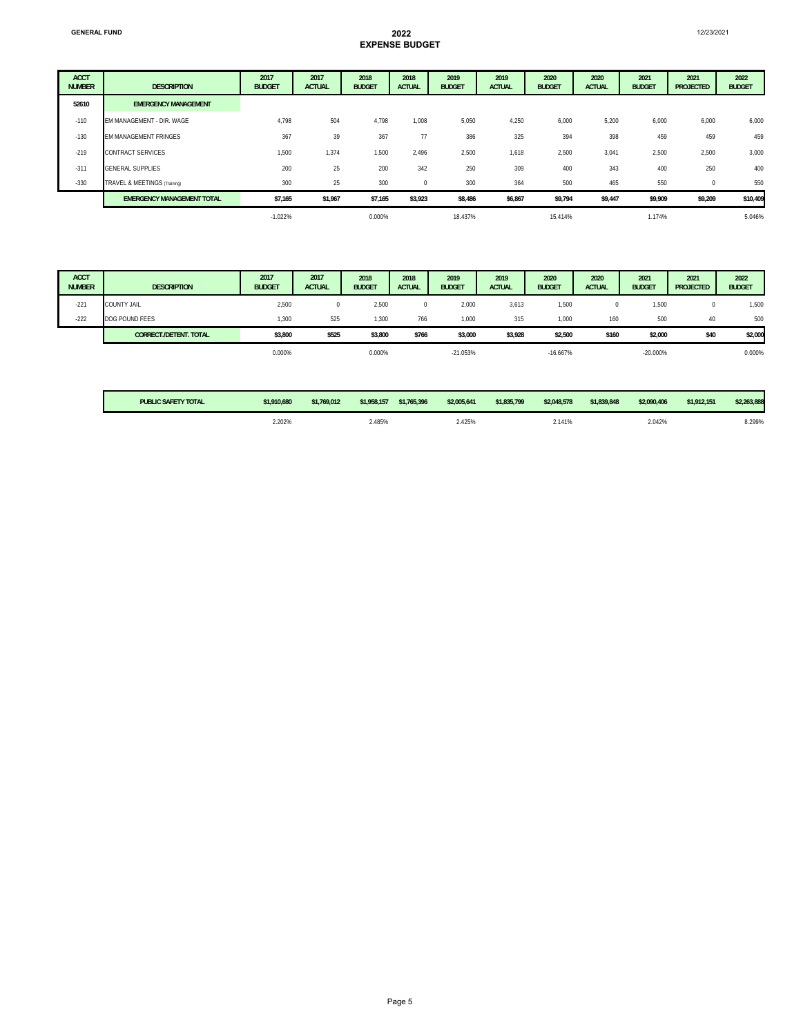GENERAL FUND

# 2022
## EXPENSE BUDGET

12/23/2021

| ACCT NUMBER | DESCRIPTION | 2017 BUDGET | 2017 ACTUAL | 2018 BUDGET | 2018 ACTUAL | 2019 BUDGET | 2019 ACTUAL | 2020 BUDGET | 2020 ACTUAL | 2021 BUDGET | 2021 PROJECTED | 2022 BUDGET |
|---|---|---|---|---|---|---|---|---|---|---|---|---|
| 52610 | EMERGENCY MANAGEMENT | | | | | | | | | | | |
| -110 | EM MANAGEMENT - DIR. WAGE | 4,798 | 504 | 4,798 | 1,008 | 5,050 | 4,250 | 6,000 | 5,200 | 6,000 | 6,000 | 6,000 |
| -130 | EM MANAGEMENT FRINGES | 367 | 39 | 367 | 77 | 386 | 325 | 394 | 398 | 459 | 459 | 459 |
| -219 | CONTRACT SERVICES | 1,500 | 1,374 | 1,500 | 2,496 | 2,500 | 1,618 | 2,500 | 3,041 | 2,500 | 2,500 | 3,000 |
| -311 | GENERAL SUPPLIES | 200 | 25 | 200 | 342 | 250 | 309 | 400 | 343 | 400 | 250 | 400 |
| -330 | TRAVEL & MEETINGS (Training) | 300 | 25 | 300 | 0 | 300 | 364 | 500 | 465 | 550 | 0 | 550 |
| | **EMERGENCY MANAGEMENT TOTAL** | **$7,165** | **$1,967** | **$7,165** | **$3,923** | **$8,486** | **$6,867** | **$9,794** | **$9,447** | **$9,909** | **$9,209** | **$10,409** |
| | | -1.022% | | 0.000% | | 18.437% | | 15.414% | | 1.174% | | 5.046% |

| ACCT NUMBER | DESCRIPTION | 2017 BUDGET | 2017 ACTUAL | 2018 BUDGET | 2018 ACTUAL | 2019 BUDGET | 2019 ACTUAL | 2020 BUDGET | 2020 ACTUAL | 2021 BUDGET | 2021 PROJECTED | 2022 BUDGET |
|---|---|---|---|---|---|---|---|---|---|---|---|---|
| -221 | COUNTY JAIL | 2,500 | 0 | 2,500 | 0 | 2,000 | 3,613 | 1,500 | 0 | 1,500 | 0 | 1,500 |
| -222 | DOG POUND FEES | 1,300 | 525 | 1,300 | 766 | 1,000 | 315 | 1,000 | 160 | 500 | 40 | 500 |
| | **CORRECT./DETENT. TOTAL** | **$3,800** | **$525** | **$3,800** | **$766** | **$3,000** | **$3,928** | **$2,500** | **$160** | **$2,000** | **$40** | **$2,000** |
| | | 0.000% | | 0.000% | | -21.053% | | -16.667% | | -20.000% | | 0.000% |

| | 2017 BUDGET | 2017 ACTUAL | 2018 BUDGET | 2018 ACTUAL | 2019 BUDGET | 2019 ACTUAL | 2020 BUDGET | 2020 ACTUAL | 2021 BUDGET | 2021 PROJECTED | 2022 BUDGET |
|---|---|---|---|---|---|---|---|---|---|---|---|
| **PUBLIC SAFETY TOTAL** | **$1,910,680** | **$1,769,012** | **$1,958,157** | **$1,765,396** | **$2,005,641** | **$1,835,799** | **$2,048,578** | **$1,839,848** | **$2,090,406** | **$1,912,151** | **$2,263,888** |
| | 2.202% | | 2.485% | | 2.425% | | 2.141% | | 2.042% | | 8.299% |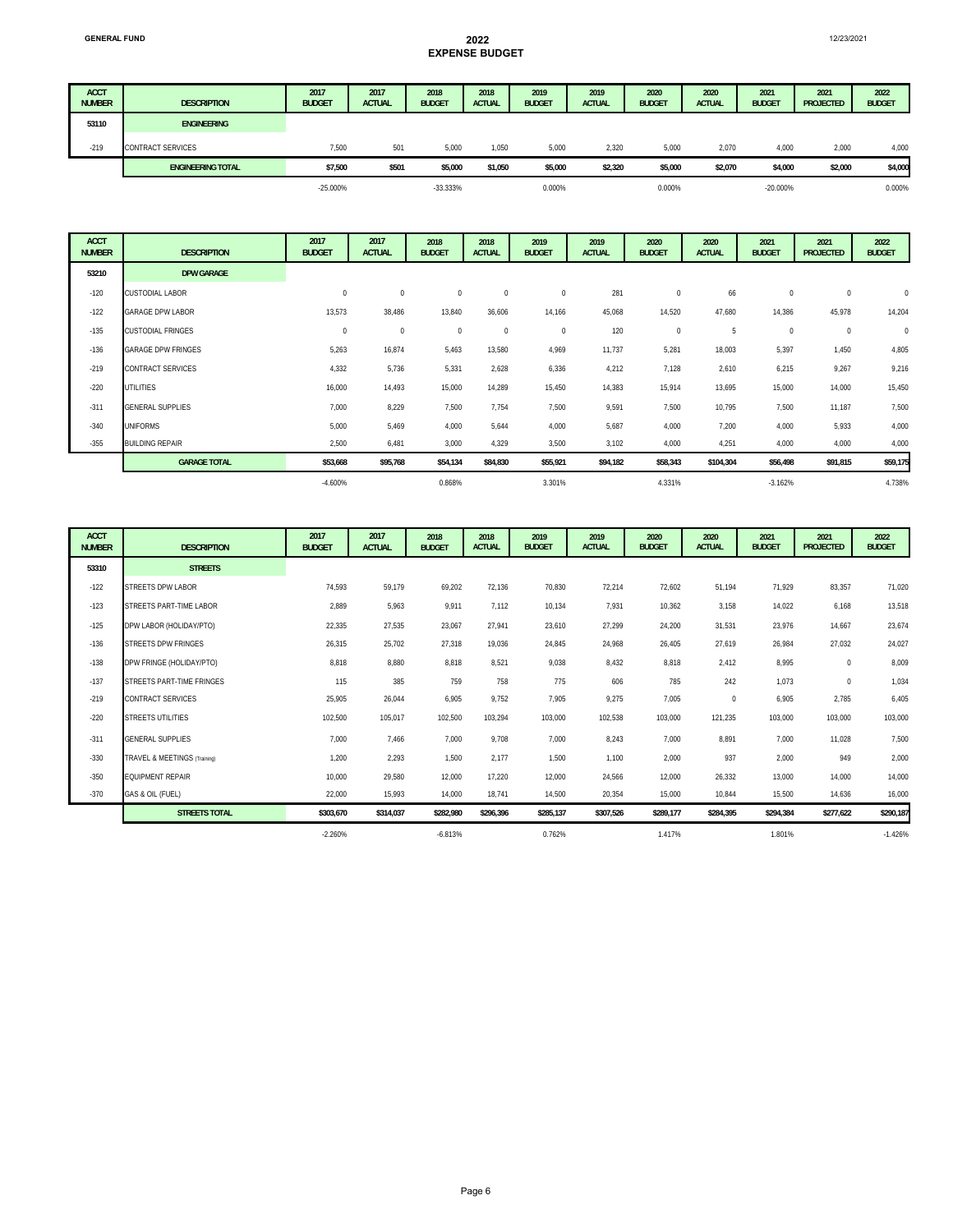**GENERAL FUND**

# 2022
## EXPENSE BUDGET

12/23/2021

| ACCT NUMBER | DESCRIPTION | 2017 BUDGET | 2017 ACTUAL | 2018 BUDGET | 2018 ACTUAL | 2019 BUDGET | 2019 ACTUAL | 2020 BUDGET | 2020 ACTUAL | 2021 BUDGET | 2021 PROJECTED | 2022 BUDGET |
|---|---|---|---|---|---|---|---|---|---|---|---|---|
| **53110** | **ENGINEERING** | | | | | | | | | | | |
| -219 | CONTRACT SERVICES | 7,500 | 501 | 5,000 | 1,050 | 5,000 | 2,320 | 5,000 | 2,070 | 4,000 | 2,000 | 4,000 |
| | **ENGINEERING TOTAL** | **$7,500** | **$501** | **$5,000** | **$1,050** | **$5,000** | **$2,320** | **$5,000** | **$2,070** | **$4,000** | **$2,000** | **$4,000** |
| | | -25.000% | | -33.333% | | 0.000% | | 0.000% | | -20.000% | | 0.000% |

| ACCT NUMBER | DESCRIPTION | 2017 BUDGET | 2017 ACTUAL | 2018 BUDGET | 2018 ACTUAL | 2019 BUDGET | 2019 ACTUAL | 2020 BUDGET | 2020 ACTUAL | 2021 BUDGET | 2021 PROJECTED | 2022 BUDGET |
|---|---|---|---|---|---|---|---|---|---|---|---|---|
| **53210** | **DPW GARAGE** | | | | | | | | | | | |
| -120 | CUSTODIAL LABOR | 0 | 0 | 0 | 0 | 0 | 281 | 0 | 66 | 0 | 0 | 0 |
| -122 | GARAGE DPW LABOR | 13,573 | 38,486 | 13,840 | 36,606 | 14,166 | 45,068 | 14,520 | 47,680 | 14,386 | 45,978 | 14,204 |
| -135 | CUSTODIAL FRINGES | 0 | 0 | 0 | 0 | 0 | 120 | 0 | 5 | 0 | 0 | 0 |
| -136 | GARAGE DPW FRINGES | 5,263 | 16,874 | 5,463 | 13,580 | 4,969 | 11,737 | 5,281 | 18,003 | 5,397 | 1,450 | 4,805 |
| -219 | CONTRACT SERVICES | 4,332 | 5,736 | 5,331 | 2,628 | 6,336 | 4,212 | 7,128 | 2,610 | 6,215 | 9,267 | 9,216 |
| -220 | UTILITIES | 16,000 | 14,493 | 15,000 | 14,289 | 15,450 | 14,383 | 15,914 | 13,695 | 15,000 | 14,000 | 15,450 |
| -311 | GENERAL SUPPLIES | 7,000 | 8,229 | 7,500 | 7,754 | 7,500 | 9,591 | 7,500 | 10,795 | 7,500 | 11,187 | 7,500 |
| -340 | UNIFORMS | 5,000 | 5,469 | 4,000 | 5,644 | 4,000 | 5,687 | 4,000 | 7,200 | 4,000 | 5,933 | 4,000 |
| -355 | BUILDING REPAIR | 2,500 | 6,481 | 3,000 | 4,329 | 3,500 | 3,102 | 4,000 | 4,251 | 4,000 | 4,000 | 4,000 |
| | **GARAGE TOTAL** | **$53,668** | **$95,768** | **$54,134** | **$84,830** | **$55,921** | **$94,182** | **$58,343** | **$104,304** | **$56,498** | **$91,815** | **$59,175** |
| | | -4.600% | | 0.868% | | 3.301% | | 4.331% | | -3.162% | | 4.738% |

| ACCT NUMBER | DESCRIPTION | 2017 BUDGET | 2017 ACTUAL | 2018 BUDGET | 2018 ACTUAL | 2019 BUDGET | 2019 ACTUAL | 2020 BUDGET | 2020 ACTUAL | 2021 BUDGET | 2021 PROJECTED | 2022 BUDGET |
|---|---|---|---|---|---|---|---|---|---|---|---|---|
| **53310** | **STREETS** | | | | | | | | | | | |
| -122 | STREETS DPW LABOR | 74,593 | 59,179 | 69,202 | 72,136 | 70,830 | 72,214 | 72,602 | 51,194 | 71,929 | 83,357 | 71,020 |
| -123 | STREETS PART-TIME LABOR | 2,889 | 5,963 | 9,911 | 7,112 | 10,134 | 7,931 | 10,362 | 3,158 | 14,022 | 6,168 | 13,518 |
| -125 | DPW LABOR (HOLIDAY/PTO) | 22,335 | 27,535 | 23,067 | 27,941 | 23,610 | 27,299 | 24,200 | 31,531 | 23,976 | 14,667 | 23,674 |
| -136 | STREETS DPW FRINGES | 26,315 | 25,702 | 27,318 | 19,036 | 24,845 | 24,968 | 26,405 | 27,619 | 26,984 | 27,032 | 24,027 |
| -138 | DPW FRINGE (HOLIDAY/PTO) | 8,818 | 8,880 | 8,818 | 8,521 | 9,038 | 8,432 | 8,818 | 2,412 | 8,995 | 0 | 8,009 |
| -137 | STREETS PART-TIME FRINGES | 115 | 385 | 759 | 758 | 775 | 606 | 785 | 242 | 1,073 | 0 | 1,034 |
| -219 | CONTRACT SERVICES | 25,905 | 26,044 | 6,905 | 9,752 | 7,905 | 9,275 | 7,005 | 0 | 6,905 | 2,785 | 6,405 |
| -220 | STREETS UTILITIES | 102,500 | 105,017 | 102,500 | 103,294 | 103,000 | 102,538 | 103,000 | 121,235 | 103,000 | 103,000 | 103,000 |
| -311 | GENERAL SUPPLIES | 7,000 | 7,466 | 7,000 | 9,708 | 7,000 | 8,243 | 7,000 | 8,891 | 7,000 | 11,028 | 7,500 |
| -330 | TRAVEL & MEETINGS (Training) | 1,200 | 2,293 | 1,500 | 2,177 | 1,500 | 1,100 | 2,000 | 937 | 2,000 | 949 | 2,000 |
| -350 | EQUIPMENT REPAIR | 10,000 | 29,580 | 12,000 | 17,220 | 12,000 | 24,566 | 12,000 | 26,332 | 13,000 | 14,000 | 14,000 |
| -370 | GAS & OIL (FUEL) | 22,000 | 15,993 | 14,000 | 18,741 | 14,500 | 20,354 | 15,000 | 10,844 | 15,500 | 14,636 | 16,000 |
| | **STREETS TOTAL** | **$303,670** | **$314,037** | **$282,980** | **$296,396** | **$285,137** | **$307,526** | **$289,177** | **$284,395** | **$294,384** | **$277,622** | **$290,187** |
| | | -2.260% | | -6.813% | | 0.762% | | 1.417% | | 1.801% | | -1.426% |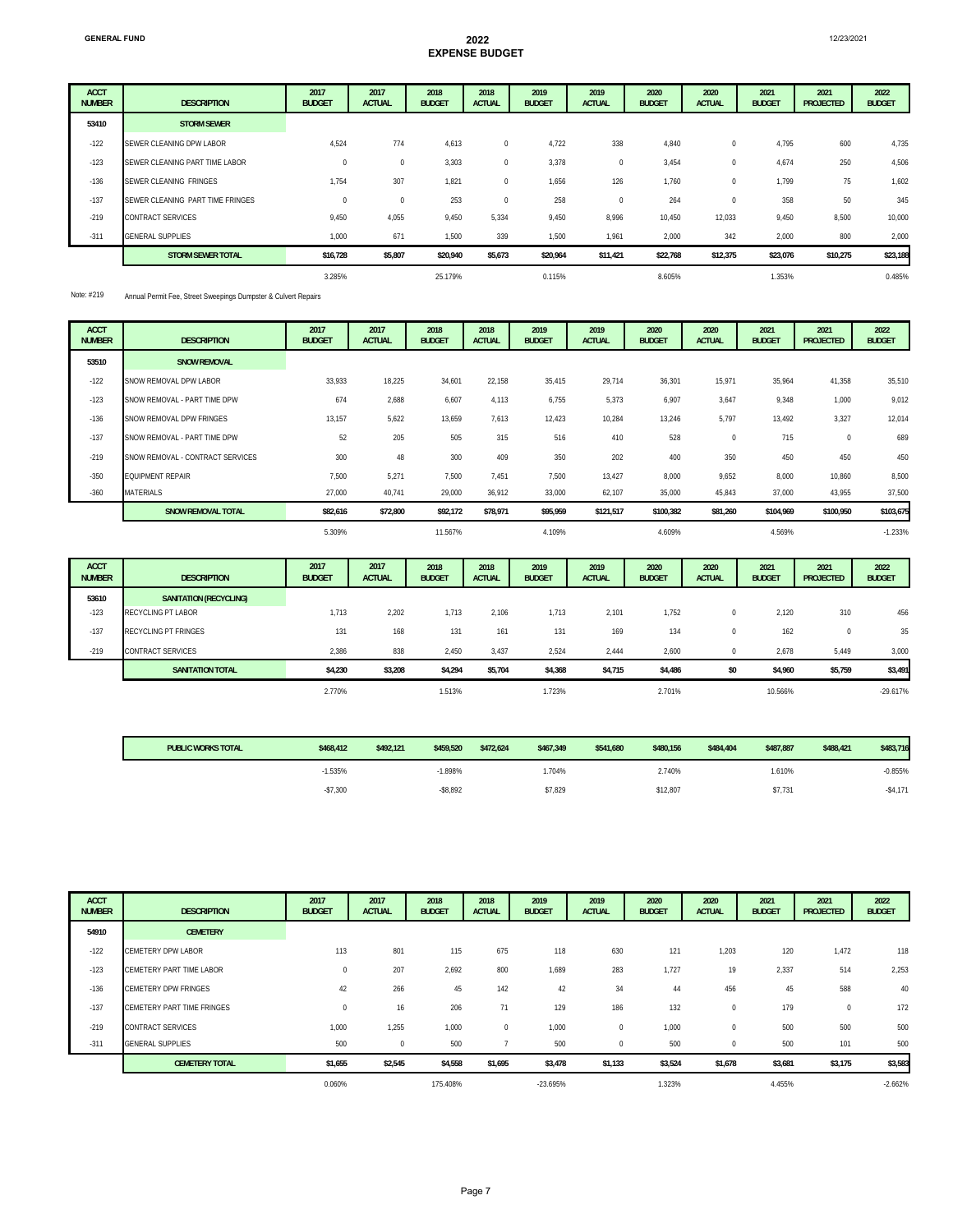**GENERAL FUND**

# 2022
## EXPENSE BUDGET

| ACCT NUMBER | DESCRIPTION | 2017 BUDGET | 2017 ACTUAL | 2018 BUDGET | 2018 ACTUAL | 2019 BUDGET | 2019 ACTUAL | 2020 BUDGET | 2020 ACTUAL | 2021 BUDGET | 2021 PROJECTED | 2022 BUDGET |
|---|---|---|---|---|---|---|---|---|---|---|---|---|
| **53410** | **STORM SEWER** | | | | | | | | | | | |
| -122 | SEWER CLEANING DPW LABOR | 4,524 | 774 | 4,613 | 0 | 4,722 | 338 | 4,840 | 0 | 4,795 | 600 | 4,735 |
| -123 | SEWER CLEANING PART TIME LABOR | 0 | 0 | 3,303 | 0 | 3,378 | 0 | 3,454 | 0 | 4,674 | 250 | 4,506 |
| -136 | SEWER CLEANING FRINGES | 1,754 | 307 | 1,821 | 0 | 1,656 | 126 | 1,760 | 0 | 1,799 | 75 | 1,602 |
| -137 | SEWER CLEANING PART TIME FRINGES | 0 | 0 | 253 | 0 | 258 | 0 | 264 | 0 | 358 | 50 | 345 |
| -219 | CONTRACT SERVICES | 9,450 | 4,055 | 9,450 | 5,334 | 9,450 | 8,996 | 10,450 | 12,033 | 9,450 | 8,500 | 10,000 |
| -311 | GENERAL SUPPLIES | 1,000 | 671 | 1,500 | 339 | 1,500 | 1,961 | 2,000 | 342 | 2,000 | 800 | 2,000 |
| | **STORM SEWER TOTAL** | **$16,728** | **$5,807** | **$20,940** | **$5,673** | **$20,964** | **$11,421** | **$22,768** | **$12,375** | **$23,076** | **$10,275** | **$23,188** |
| | | 3.285% | | 25.179% | | 0.115% | | 8.605% | | 1.353% | | 0.485% |

Note: #219 Annual Permit Fee, Street Sweepings Dumpster & Culvert Repairs

| ACCT NUMBER | DESCRIPTION | 2017 BUDGET | 2017 ACTUAL | 2018 BUDGET | 2018 ACTUAL | 2019 BUDGET | 2019 ACTUAL | 2020 BUDGET | 2020 ACTUAL | 2021 BUDGET | 2021 PROJECTED | 2022 BUDGET |
|---|---|---|---|---|---|---|---|---|---|---|---|---|
| **53510** | **SNOW REMOVAL** | | | | | | | | | | | |
| -122 | SNOW REMOVAL DPW LABOR | 33,933 | 18,225 | 34,601 | 22,158 | 35,415 | 29,714 | 36,301 | 15,971 | 35,964 | 41,358 | 35,510 |
| -123 | SNOW REMOVAL - PART TIME DPW | 674 | 2,688 | 6,607 | 4,113 | 6,755 | 5,373 | 6,907 | 3,647 | 9,348 | 1,000 | 9,012 |
| -136 | SNOW REMOVAL DPW FRINGES | 13,157 | 5,622 | 13,659 | 7,613 | 12,423 | 10,284 | 13,246 | 5,797 | 13,492 | 3,327 | 12,014 |
| -137 | SNOW REMOVAL - PART TIME DPW | 52 | 205 | 505 | 315 | 516 | 410 | 528 | 0 | 715 | 0 | 689 |
| -219 | SNOW REMOVAL - CONTRACT SERVICES | 300 | 48 | 300 | 409 | 350 | 202 | 400 | 350 | 450 | 450 | 450 |
| -350 | EQUIPMENT REPAIR | 7,500 | 5,271 | 7,500 | 7,451 | 7,500 | 13,427 | 8,000 | 9,652 | 8,000 | 10,860 | 8,500 |
| -360 | MATERIALS | 27,000 | 40,741 | 29,000 | 36,912 | 33,000 | 62,107 | 35,000 | 45,843 | 37,000 | 43,955 | 37,500 |
| | **SNOW REMOVAL TOTAL** | **$82,616** | **$72,800** | **$92,172** | **$78,971** | **$95,959** | **$121,517** | **$100,382** | **$81,260** | **$104,969** | **$100,950** | **$103,675** |
| | | 5.309% | | 11.567% | | 4.109% | | 4.609% | | 4.569% | | -1.233% |

| ACCT NUMBER | DESCRIPTION | 2017 BUDGET | 2017 ACTUAL | 2018 BUDGET | 2018 ACTUAL | 2019 BUDGET | 2019 ACTUAL | 2020 BUDGET | 2020 ACTUAL | 2021 BUDGET | 2021 PROJECTED | 2022 BUDGET |
|---|---|---|---|---|---|---|---|---|---|---|---|---|
| **53610** | **SANITATION (RECYCLING)** | | | | | | | | | | | |
| -123 | RECYCLING PT LABOR | 1,713 | 2,202 | 1,713 | 2,106 | 1,713 | 2,101 | 1,752 | 0 | 2,120 | 310 | 456 |
| -137 | RECYCLING PT FRINGES | 131 | 168 | 131 | 161 | 131 | 169 | 134 | 0 | 162 | 0 | 35 |
| -219 | CONTRACT SERVICES | 2,386 | 838 | 2,450 | 3,437 | 2,524 | 2,444 | 2,600 | 0 | 2,678 | 5,449 | 3,000 |
| | **SANITATION TOTAL** | **$4,230** | **$3,208** | **$4,294** | **$5,704** | **$4,368** | **$4,715** | **$4,486** | **$0** | **$4,960** | **$5,759** | **$3,491** |
| | | 2.770% | | 1.513% | | 1.723% | | 2.701% | | 10.566% | | -29.617% |

| | 2017 BUDGET | 2017 ACTUAL | 2018 BUDGET | 2018 ACTUAL | 2019 BUDGET | 2019 ACTUAL | 2020 BUDGET | 2020 ACTUAL | 2021 BUDGET | 2021 PROJECTED | 2022 BUDGET |
|---|---|---|---|---|---|---|---|---|---|---|---|
| **PUBLIC WORKS TOTAL** | **$468,412** | **$492,121** | **$459,520** | **$472,624** | **$467,349** | **$541,680** | **$480,156** | **$484,404** | **$487,887** | **$488,421** | **$483,716** |
| | -1.535% | | -1.898% | | 1.704% | | 2.740% | | 1.610% | | -0.855% |
| | -$7,300 | | -$8,892 | | $7,829 | | $12,807 | | $7,731 | | -$4,171 |

| ACCT NUMBER | DESCRIPTION | 2017 BUDGET | 2017 ACTUAL | 2018 BUDGET | 2018 ACTUAL | 2019 BUDGET | 2019 ACTUAL | 2020 BUDGET | 2020 ACTUAL | 2021 BUDGET | 2021 PROJECTED | 2022 BUDGET |
|---|---|---|---|---|---|---|---|---|---|---|---|---|
| **54910** | **CEMETERY** | | | | | | | | | | | |
| -122 | CEMETERY DPW LABOR | 113 | 801 | 115 | 675 | 118 | 630 | 121 | 1,203 | 120 | 1,472 | 118 |
| -123 | CEMETERY PART TIME LABOR | 0 | 207 | 2,692 | 800 | 1,689 | 283 | 1,727 | 19 | 2,337 | 514 | 2,253 |
| -136 | CEMETERY DPW FRINGES | 42 | 266 | 45 | 142 | 42 | 34 | 44 | 456 | 45 | 588 | 40 |
| -137 | CEMETERY PART TIME FRINGES | 0 | 16 | 206 | 71 | 129 | 186 | 132 | 0 | 179 | 0 | 172 |
| -219 | CONTRACT SERVICES | 1,000 | 1,255 | 1,000 | 0 | 1,000 | 0 | 1,000 | 0 | 500 | 500 | 500 |
| -311 | GENERAL SUPPLIES | 500 | 0 | 500 | 7 | 500 | 0 | 500 | 0 | 500 | 101 | 500 |
| | **CEMETERY TOTAL** | **$1,655** | **$2,545** | **$4,558** | **$1,695** | **$3,478** | **$1,133** | **$3,524** | **$1,678** | **$3,681** | **$3,175** | **$3,583** |
| | | 0.060% | | 175.408% | | -23.695% | | 1.323% | | 4.455% | | -2.662% |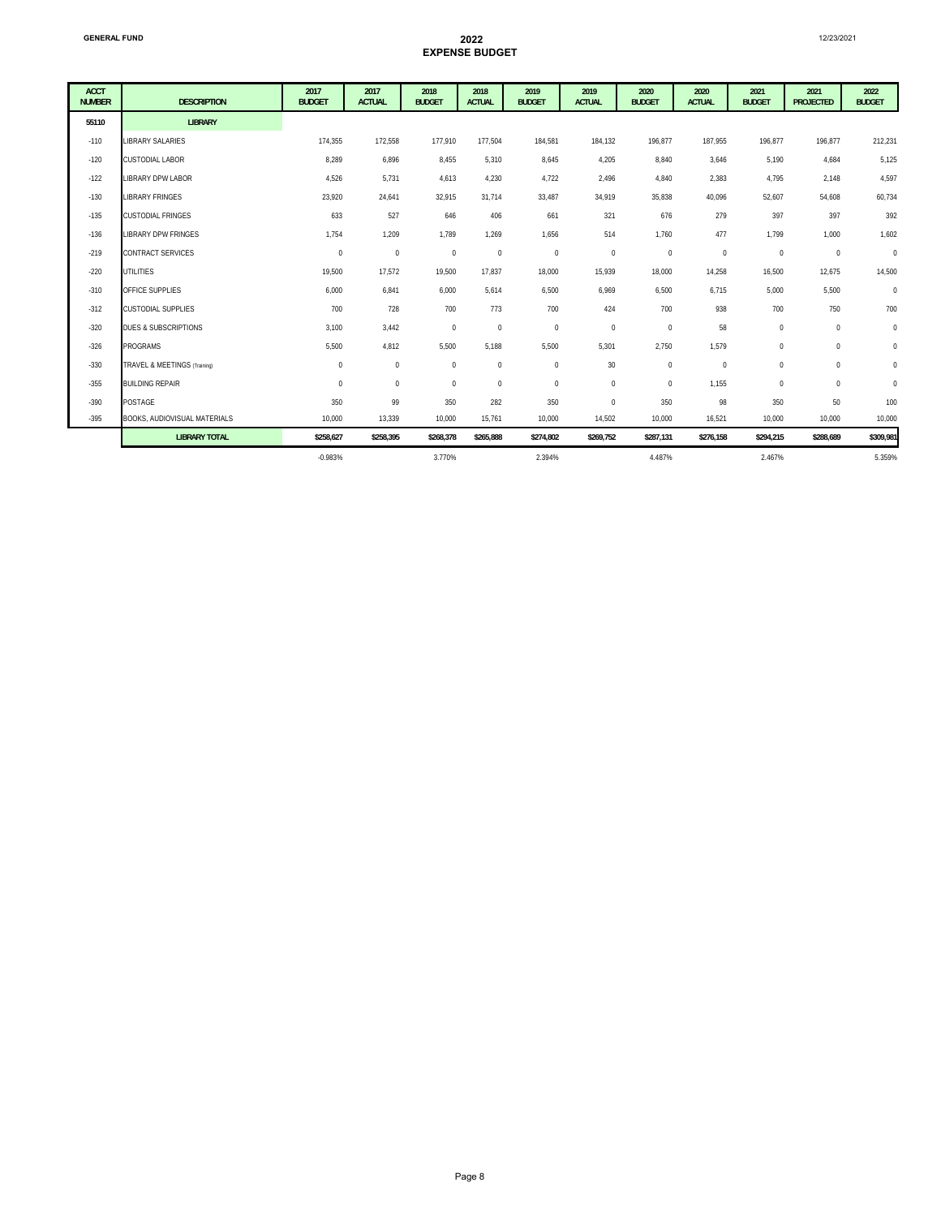GENERAL FUND

# 2022
## EXPENSE BUDGET

12/23/2021

| ACCT NUMBER | DESCRIPTION | 2017 BUDGET | 2017 ACTUAL | 2018 BUDGET | 2018 ACTUAL | 2019 BUDGET | 2019 ACTUAL | 2020 BUDGET | 2020 ACTUAL | 2021 BUDGET | 2021 PROJECTED | 2022 BUDGET |
|---|---|---|---|---|---|---|---|---|---|---|---|---|
| **55110** | **LIBRARY** | | | | | | | | | | | |
| -110 | LIBRARY SALARIES | 174,355 | 172,558 | 177,910 | 177,504 | 184,581 | 184,132 | 196,877 | 187,955 | 196,877 | 196,877 | 212,231 |
| -120 | CUSTODIAL LABOR | 8,289 | 6,896 | 8,455 | 5,310 | 8,645 | 4,205 | 8,840 | 3,646 | 5,190 | 4,684 | 5,125 |
| -122 | LIBRARY DPW LABOR | 4,526 | 5,731 | 4,613 | 4,230 | 4,722 | 2,496 | 4,840 | 2,383 | 4,795 | 2,148 | 4,597 |
| -130 | LIBRARY FRINGES | 23,920 | 24,641 | 32,915 | 31,714 | 33,487 | 34,919 | 35,838 | 40,096 | 52,607 | 54,608 | 60,734 |
| -135 | CUSTODIAL FRINGES | 633 | 527 | 646 | 406 | 661 | 321 | 676 | 279 | 397 | 397 | 392 |
| -136 | LIBRARY DPW FRINGES | 1,754 | 1,209 | 1,789 | 1,269 | 1,656 | 514 | 1,760 | 477 | 1,799 | 1,000 | 1,602 |
| -219 | CONTRACT SERVICES | 0 | 0 | 0 | 0 | 0 | 0 | 0 | 0 | 0 | 0 | 0 |
| -220 | UTILITIES | 19,500 | 17,572 | 19,500 | 17,837 | 18,000 | 15,939 | 18,000 | 14,258 | 16,500 | 12,675 | 14,500 |
| -310 | OFFICE SUPPLIES | 6,000 | 6,841 | 6,000 | 5,614 | 6,500 | 6,969 | 6,500 | 6,715 | 5,000 | 5,500 | 0 |
| -312 | CUSTODIAL SUPPLIES | 700 | 728 | 700 | 773 | 700 | 424 | 700 | 938 | 700 | 750 | 700 |
| -320 | DUES & SUBSCRIPTIONS | 3,100 | 3,442 | 0 | 0 | 0 | 0 | 0 | 58 | 0 | 0 | 0 |
| -326 | PROGRAMS | 5,500 | 4,812 | 5,500 | 5,188 | 5,500 | 5,301 | 2,750 | 1,579 | 0 | 0 | 0 |
| -330 | TRAVEL & MEETINGS (Training) | 0 | 0 | 0 | 0 | 0 | 30 | 0 | 0 | 0 | 0 | 0 |
| -355 | BUILDING REPAIR | 0 | 0 | 0 | 0 | 0 | 0 | 0 | 1,155 | 0 | 0 | 0 |
| -390 | POSTAGE | 350 | 99 | 350 | 282 | 350 | 0 | 350 | 98 | 350 | 50 | 100 |
| -395 | BOOKS, AUDIOVISUAL MATERIALS | 10,000 | 13,339 | 10,000 | 15,761 | 10,000 | 14,502 | 10,000 | 16,521 | 10,000 | 10,000 | 10,000 |
| | **LIBRARY TOTAL** | **$258,627** | **$258,395** | **$268,378** | **$265,888** | **$274,802** | **$269,752** | **$287,131** | **$276,158** | **$294,215** | **$288,689** | **$309,981** |
| | | -0.983% | | 3.770% | | 2.394% | | 4.487% | | 2.467% | | 5.359% |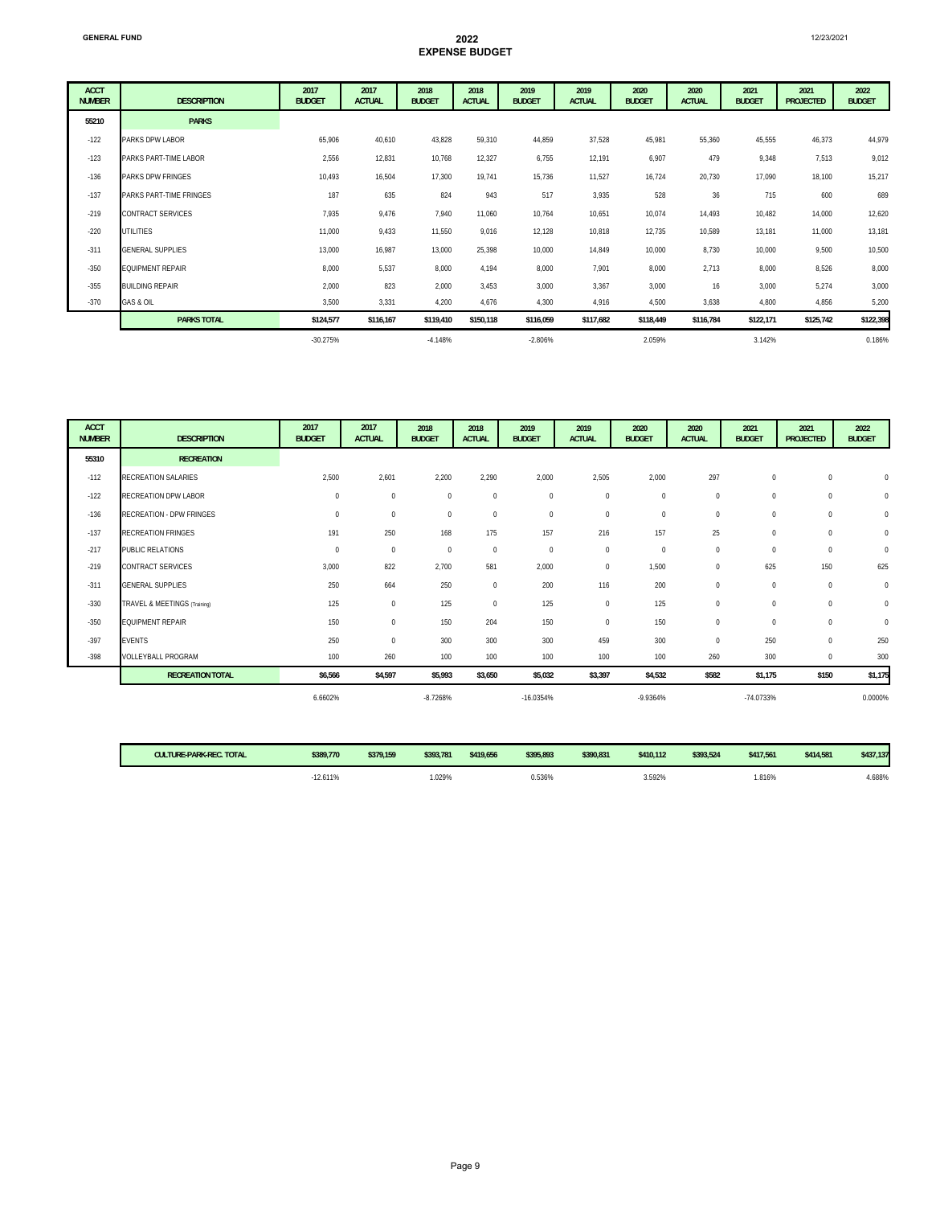**GENERAL FUND**

# 2022
## EXPENSE BUDGET

12/23/2021

| ACCT NUMBER | DESCRIPTION | 2017 BUDGET | 2017 ACTUAL | 2018 BUDGET | 2018 ACTUAL | 2019 BUDGET | 2019 ACTUAL | 2020 BUDGET | 2020 ACTUAL | 2021 BUDGET | 2021 PROJECTED | 2022 BUDGET |
|---|---|---|---|---|---|---|---|---|---|---|---|---|
| **55210** | **PARKS** | | | | | | | | | | | |
| -122 | PARKS DPW LABOR | 65,906 | 40,610 | 43,828 | 59,310 | 44,859 | 37,528 | 45,981 | 55,360 | 45,555 | 46,373 | 44,979 |
| -123 | PARKS PART-TIME LABOR | 2,556 | 12,831 | 10,768 | 12,327 | 6,755 | 12,191 | 6,907 | 479 | 9,348 | 7,513 | 9,012 |
| -136 | PARKS DPW FRINGES | 10,493 | 16,504 | 17,300 | 19,741 | 15,736 | 11,527 | 16,724 | 20,730 | 17,090 | 18,100 | 15,217 |
| -137 | PARKS PART-TIME FRINGES | 187 | 635 | 824 | 943 | 517 | 3,935 | 528 | 36 | 715 | 600 | 689 |
| -219 | CONTRACT SERVICES | 7,935 | 9,476 | 7,940 | 11,060 | 10,764 | 10,651 | 10,074 | 14,493 | 10,482 | 14,000 | 12,620 |
| -220 | UTILITIES | 11,000 | 9,433 | 11,550 | 9,016 | 12,128 | 10,818 | 12,735 | 10,589 | 13,181 | 11,000 | 13,181 |
| -311 | GENERAL SUPPLIES | 13,000 | 16,987 | 13,000 | 25,398 | 10,000 | 14,849 | 10,000 | 8,730 | 10,000 | 9,500 | 10,500 |
| -350 | EQUIPMENT REPAIR | 8,000 | 5,537 | 8,000 | 4,194 | 8,000 | 7,901 | 8,000 | 2,713 | 8,000 | 8,526 | 8,000 |
| -355 | BUILDING REPAIR | 2,000 | 823 | 2,000 | 3,453 | 3,000 | 3,367 | 3,000 | 16 | 3,000 | 5,274 | 3,000 |
| -370 | GAS & OIL | 3,500 | 3,331 | 4,200 | 4,676 | 4,300 | 4,916 | 4,500 | 3,638 | 4,800 | 4,856 | 5,200 |
| | **PARKS TOTAL** | **$124,577** | **$116,167** | **$119,410** | **$150,118** | **$116,059** | **$117,682** | **$118,449** | **$116,784** | **$122,171** | **$125,742** | **$122,398** |
| | | -30.275% | | -4.148% | | -2.806% | | 2.059% | | 3.142% | | 0.186% |

| ACCT NUMBER | DESCRIPTION | 2017 BUDGET | 2017 ACTUAL | 2018 BUDGET | 2018 ACTUAL | 2019 BUDGET | 2019 ACTUAL | 2020 BUDGET | 2020 ACTUAL | 2021 BUDGET | 2021 PROJECTED | 2022 BUDGET |
|---|---|---|---|---|---|---|---|---|---|---|---|---|
| **55310** | **RECREATION** | | | | | | | | | | | |
| -112 | RECREATION SALARIES | 2,500 | 2,601 | 2,200 | 2,290 | 2,000 | 2,505 | 2,000 | 297 | 0 | 0 | 0 |
| -122 | RECREATION DPW LABOR | 0 | 0 | 0 | 0 | 0 | 0 | 0 | 0 | 0 | 0 | 0 |
| -136 | RECREATION - DPW FRINGES | 0 | 0 | 0 | 0 | 0 | 0 | 0 | 0 | 0 | 0 | 0 |
| -137 | RECREATION FRINGES | 191 | 250 | 168 | 175 | 157 | 216 | 157 | 25 | 0 | 0 | 0 |
| -217 | PUBLIC RELATIONS | 0 | 0 | 0 | 0 | 0 | 0 | 0 | 0 | 0 | 0 | 0 |
| -219 | CONTRACT SERVICES | 3,000 | 822 | 2,700 | 581 | 2,000 | 0 | 1,500 | 0 | 625 | 150 | 625 |
| -311 | GENERAL SUPPLIES | 250 | 664 | 250 | 0 | 200 | 116 | 200 | 0 | 0 | 0 | 0 |
| -330 | TRAVEL & MEETINGS (Training) | 125 | 0 | 125 | 0 | 125 | 0 | 125 | 0 | 0 | 0 | 0 |
| -350 | EQUIPMENT REPAIR | 150 | 0 | 150 | 204 | 150 | 0 | 150 | 0 | 0 | 0 | 0 |
| -397 | EVENTS | 250 | 0 | 300 | 300 | 300 | 459 | 300 | 0 | 250 | 0 | 250 |
| -398 | VOLLEYBALL PROGRAM | 100 | 260 | 100 | 100 | 100 | 100 | 100 | 260 | 300 | 0 | 300 |
| | **RECREATION TOTAL** | **$6,566** | **$4,597** | **$5,993** | **$3,650** | **$5,032** | **$3,397** | **$4,532** | **$582** | **$1,175** | **$150** | **$1,175** |
| | | 6.6602% | | -8.7268% | | -16.0354% | | -9.9364% | | -74.0733% | | 0.0000% |

| | 2017 BUDGET | 2017 ACTUAL | 2018 BUDGET | 2018 ACTUAL | 2019 BUDGET | 2019 ACTUAL | 2020 BUDGET | 2020 ACTUAL | 2021 BUDGET | 2021 PROJECTED | 2022 BUDGET |
|---|---|---|---|---|---|---|---|---|---|---|---|
| **CULTURE-PARK-REC. TOTAL** | **$389,770** | **$379,159** | **$393,781** | **$419,656** | **$395,893** | **$390,831** | **$410,112** | **$393,524** | **$417,561** | **$414,581** | **$437,137** |
| | -12.611% | | 1.029% | | 0.536% | | 3.592% | | 1.816% | | 4.688% |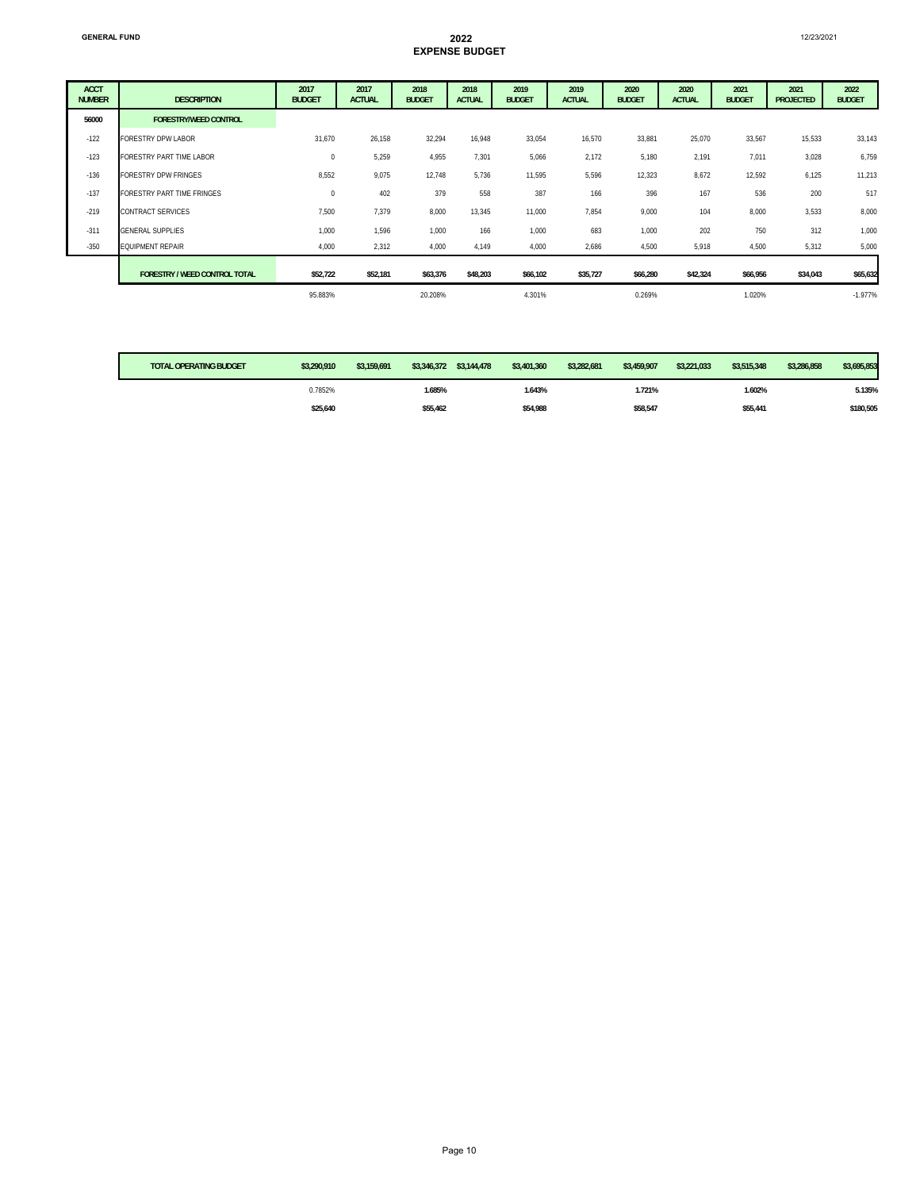GENERAL FUND

# 2022 EXPENSE BUDGET

12/23/2021

| ACCT NUMBER | DESCRIPTION | 2017 BUDGET | 2017 ACTUAL | 2018 BUDGET | 2018 ACTUAL | 2019 BUDGET | 2019 ACTUAL | 2020 BUDGET | 2020 ACTUAL | 2021 BUDGET | 2021 PROJECTED | 2022 BUDGET |
|---|---|---|---|---|---|---|---|---|---|---|---|---|
| 56000 | FORESTRY/WEED CONTROL | | | | | | | | | | | |
| -122 | FORESTRY DPW LABOR | 31,670 | 26,158 | 32,294 | 16,948 | 33,054 | 16,570 | 33,881 | 25,070 | 33,567 | 15,533 | 33,143 |
| -123 | FORESTRY PART TIME LABOR | 0 | 5,259 | 4,955 | 7,301 | 5,066 | 2,172 | 5,180 | 2,191 | 7,011 | 3,028 | 6,759 |
| -136 | FORESTRY DPW FRINGES | 8,552 | 9,075 | 12,748 | 5,736 | 11,595 | 5,596 | 12,323 | 8,672 | 12,592 | 6,125 | 11,213 |
| -137 | FORESTRY PART TIME FRINGES | 0 | 402 | 379 | 558 | 387 | 166 | 396 | 167 | 536 | 200 | 517 |
| -219 | CONTRACT SERVICES | 7,500 | 7,379 | 8,000 | 13,345 | 11,000 | 7,854 | 9,000 | 104 | 8,000 | 3,533 | 8,000 |
| -311 | GENERAL SUPPLIES | 1,000 | 1,596 | 1,000 | 166 | 1,000 | 683 | 1,000 | 202 | 750 | 312 | 1,000 |
| -350 | EQUIPMENT REPAIR | 4,000 | 2,312 | 4,000 | 4,149 | 4,000 | 2,686 | 4,500 | 5,918 | 4,500 | 5,312 | 5,000 |
| | FORESTRY / WEED CONTROL TOTAL | $52,722 | $52,181 | $63,376 | $48,203 | $66,102 | $35,727 | $66,280 | $42,324 | $66,956 | $34,043 | $65,632 |
| | | 95.883% | | 20.208% | | 4.301% | | 0.269% | | 1.020% | | -1.977% |

| | TOTAL OPERATING BUDGET | $3,290,910 | $3,159,691 | $3,346,372 | $3,144,478 | $3,401,360 | $3,282,681 | $3,459,907 | $3,221,033 | $3,515,348 | $3,286,858 | $3,695,853 |
|---|---|---|---|---|---|---|---|---|---|---|---|---|
| | | 0.7852% | | 1.685% | | 1.643% | | 1.721% | | 1.602% | | 5.135% |
| | | $25,640 | | $55,462 | | $54,988 | | $58,547 | | $55,441 | | $180,505 |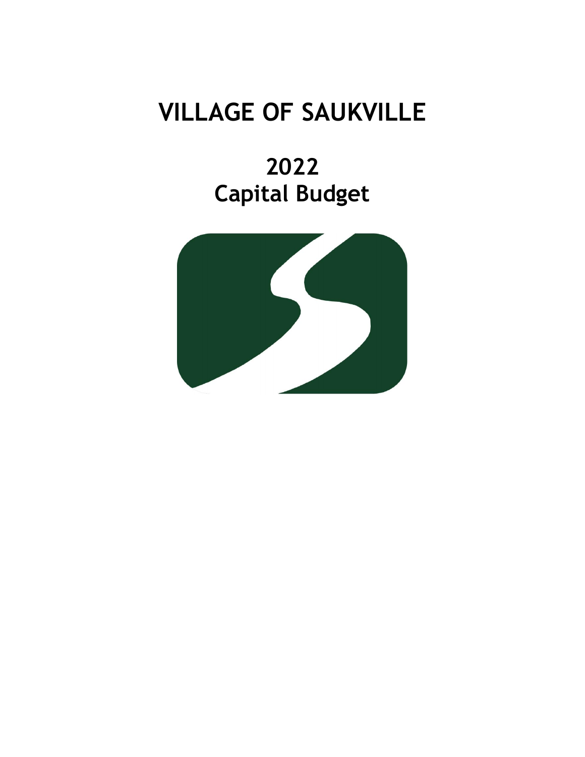# VILLAGE OF SAUKVILLE

# 2022
# Capital Budget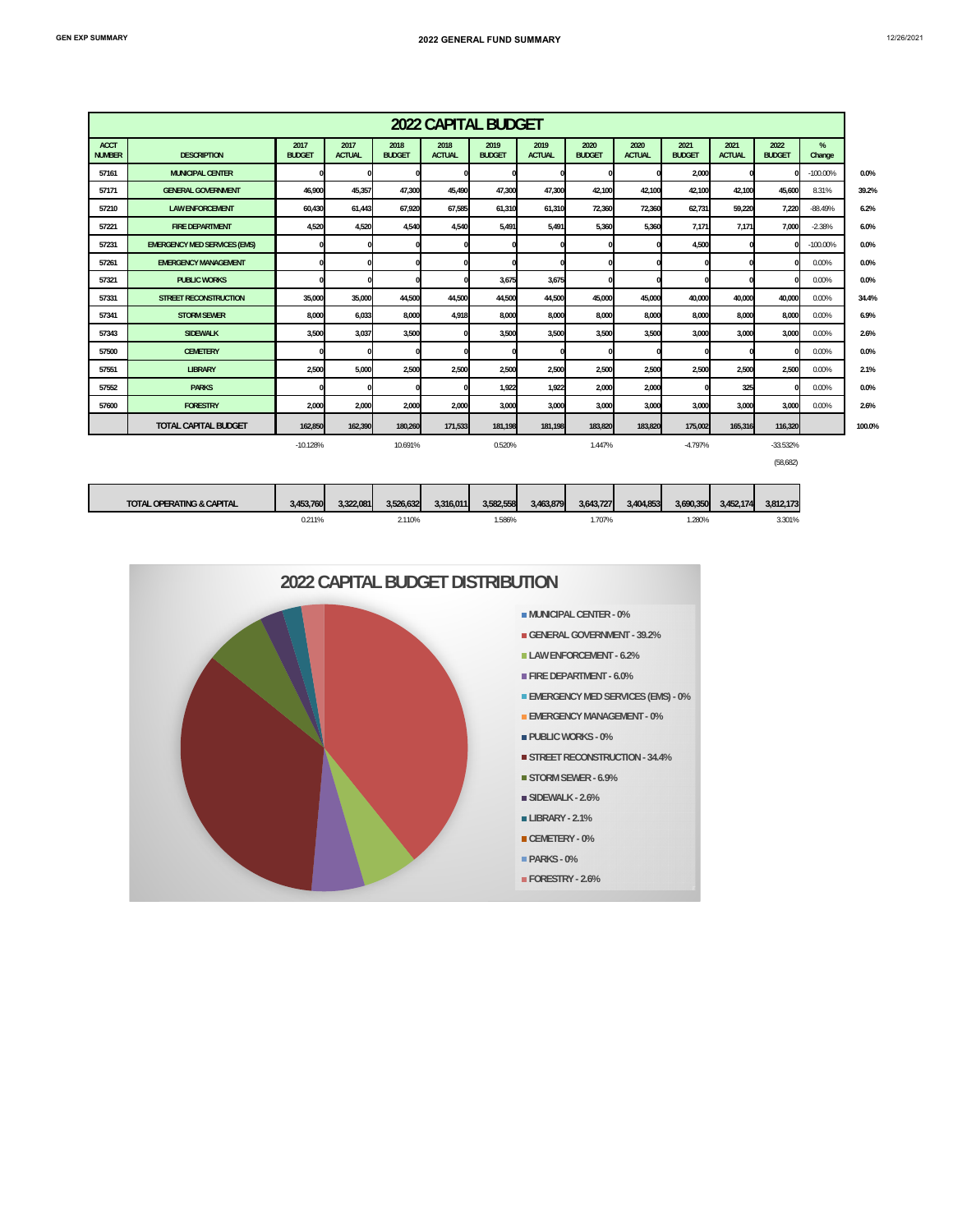# 2022 CAPITAL BUDGET

| ACCT NUMBER | DESCRIPTION | 2017 BUDGET | 2017 ACTUAL | 2018 BUDGET | 2018 ACTUAL | 2019 BUDGET | 2019 ACTUAL | 2020 BUDGET | 2020 ACTUAL | 2021 BUDGET | 2021 ACTUAL | 2022 BUDGET | % Change | |
|---|---|---|---|---|---|---|---|---|---|---|---|---|---|---|
| 57161 | MUNICIPAL CENTER | 0 | 0 | 0 | 0 | 0 | 0 | 0 | 0 | 2,000 | 0 | 0 | -100.00% | 0.0% |
| 57171 | GENERAL GOVERNMENT | 46,900 | 45,357 | 47,300 | 45,490 | 47,300 | 47,300 | 42,100 | 42,100 | 42,100 | 42,100 | 45,600 | 8.31% | 39.2% |
| 57210 | LAW ENFORCEMENT | 60,430 | 61,443 | 67,920 | 67,585 | 61,310 | 61,310 | 72,360 | 72,360 | 62,731 | 59,220 | 7,220 | -88.49% | 6.2% |
| 57221 | FIRE DEPARTMENT | 4,520 | 4,520 | 4,540 | 4,540 | 5,491 | 5,491 | 5,360 | 5,360 | 7,171 | 7,171 | 7,000 | -2.38% | 6.0% |
| 57231 | EMERGENCY MED SERVICES (EMS) | 0 | 0 | 0 | 0 | 0 | 0 | 0 | 0 | 4,500 | 0 | 0 | -100.00% | 0.0% |
| 57261 | EMERGENCY MANAGEMENT | 0 | 0 | 0 | 0 | 0 | 0 | 0 | 0 | 0 | 0 | 0 | 0.00% | 0.0% |
| 57321 | PUBLIC WORKS | 0 | 0 | 0 | 0 | 3,675 | 3,675 | 0 | 0 | 0 | 0 | 0 | 0.00% | 0.0% |
| 57331 | STREET RECONSTRUCTION | 35,000 | 35,000 | 44,500 | 44,500 | 44,500 | 44,500 | 45,000 | 45,000 | 40,000 | 40,000 | 40,000 | 0.00% | 34.4% |
| 57341 | STORM SEWER | 8,000 | 6,033 | 8,000 | 4,918 | 8,000 | 8,000 | 8,000 | 8,000 | 8,000 | 8,000 | 8,000 | 0.00% | 6.9% |
| 57343 | SIDEWALK | 3,500 | 3,037 | 3,500 | 0 | 3,500 | 3,500 | 3,500 | 3,500 | 3,000 | 3,000 | 3,000 | 0.00% | 2.6% |
| 57500 | CEMETERY | 0 | 0 | 0 | 0 | 0 | 0 | 0 | 0 | 0 | 0 | 0 | 0.00% | 0.0% |
| 57551 | LIBRARY | 2,500 | 5,000 | 2,500 | 2,500 | 2,500 | 2,500 | 2,500 | 2,500 | 2,500 | 2,500 | 2,500 | 0.00% | 2.1% |
| 57552 | PARKS | 0 | 0 | 0 | 0 | 1,922 | 1,922 | 2,000 | 2,000 | 0 | 325 | 0 | 0.00% | 0.0% |
| 57600 | FORESTRY | 2,000 | 2,000 | 2,000 | 2,000 | 3,000 | 3,000 | 3,000 | 3,000 | 3,000 | 3,000 | 3,000 | 0.00% | 2.6% |
| | TOTAL CAPITAL BUDGET | 162,850 | 162,390 | 180,260 | 171,533 | 181,198 | 181,198 | 183,820 | 183,820 | 175,002 | 165,316 | 116,320 | | 100.0% |
| | | -10.128% | | 10.691% | | 0.520% | | 1.447% | | -4.797% | | -33.532% | | |
| | | | | | | | | | | | | (58,682) | | |

| | 2017 BUDGET | 2017 ACTUAL | 2018 BUDGET | 2018 ACTUAL | 2019 BUDGET | 2019 ACTUAL | 2020 BUDGET | 2020 ACTUAL | 2021 BUDGET | 2021 ACTUAL | 2022 BUDGET |
|---|---|---|---|---|---|---|---|---|---|---|---|
| TOTAL OPERATING & CAPITAL | 3,453,760 | 3,322,081 | 3,526,632 | 3,316,011 | 3,582,558 | 3,463,879 | 3,643,727 | 3,404,853 | 3,690,350 | 3,452,174 | 3,812,173 |
| | 0.211% | | 2.110% | | 1.586% | | 1.707% | | 1.280% | | 3.301% |

## 2022 CAPITAL BUDGET DISTRIBUTION

- MUNICIPAL CENTER - 0%
- GENERAL GOVERNMENT - 39.2%
- LAW ENFORCEMENT - 6.2%
- FIRE DEPARTMENT - 6.0%
- EMERGENCY MED SERVICES (EMS) - 0%
- EMERGENCY MANAGEMENT - 0%
- PUBLIC WORKS - 0%
- STREET RECONSTRUCTION - 34.4%
- STORM SEWER - 6.9%
- SIDEWALK - 2.6%
- LIBRARY - 2.1%
- CEMETERY - 0%
- PARKS - 0%
- FORESTRY - 2.6%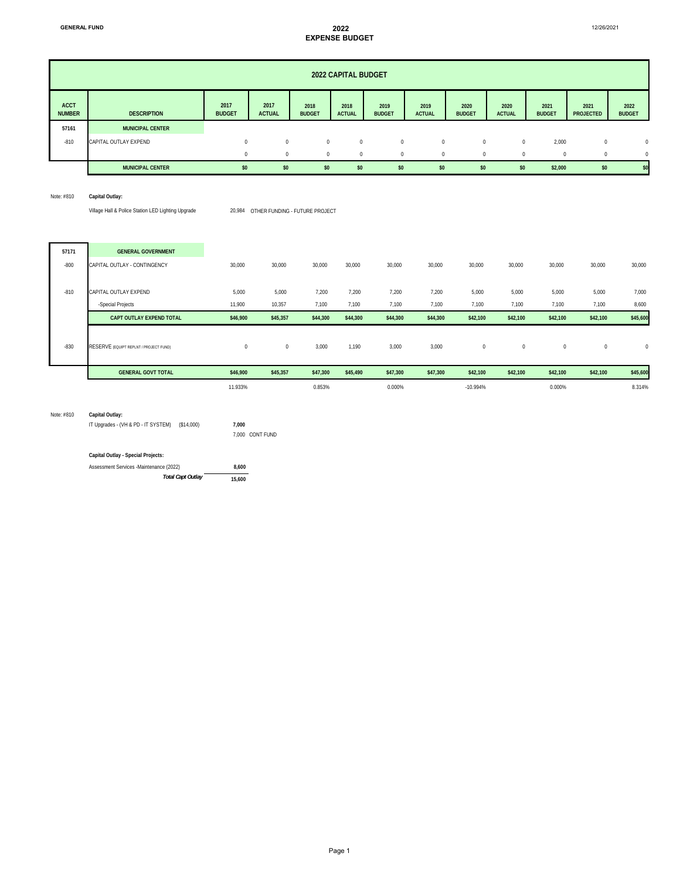**GENERAL FUND**

# 2022 EXPENSE BUDGET

## 2022 CAPITAL BUDGET

| ACCT NUMBER | DESCRIPTION | 2017 BUDGET | 2017 ACTUAL | 2018 BUDGET | 2018 ACTUAL | 2019 BUDGET | 2019 ACTUAL | 2020 BUDGET | 2020 ACTUAL | 2021 BUDGET | 2021 PROJECTED | 2022 BUDGET |
|---|---|---|---|---|---|---|---|---|---|---|---|---|
| 57161 | **MUNICIPAL CENTER** | | | | | | | | | | | |
| -810 | CAPITAL OUTLAY EXPEND | 0 | 0 | 0 | 0 | 0 | 0 | 0 | 0 | 2,000 | 0 | 0 |
| | | 0 | 0 | 0 | 0 | 0 | 0 | 0 | 0 | 0 | 0 | 0 |
| | **MUNICIPAL CENTER** | **$0** | **$0** | **$0** | **$0** | **$0** | **$0** | **$0** | **$0** | **$2,000** | **$0** | **$0** |

Note: #810 **Capital Outlay:**

Village Hall & Police Station LED Lighting Upgrade 20,984 OTHER FUNDING - FUTURE PROJECT

| ACCT NUMBER | DESCRIPTION | 2017 BUDGET | 2017 ACTUAL | 2018 BUDGET | 2018 ACTUAL | 2019 BUDGET | 2019 ACTUAL | 2020 BUDGET | 2020 ACTUAL | 2021 BUDGET | 2021 PROJECTED | 2022 BUDGET |
|---|---|---|---|---|---|---|---|---|---|---|---|---|
| 57171 | **GENERAL GOVERNMENT** | | | | | | | | | | | |
| -800 | CAPITAL OUTLAY - CONTINGENCY | 30,000 | 30,000 | 30,000 | 30,000 | 30,000 | 30,000 | 30,000 | 30,000 | 30,000 | 30,000 | 30,000 |
| -810 | CAPITAL OUTLAY EXPEND | 5,000 | 5,000 | 7,200 | 7,200 | 7,200 | 7,200 | 5,000 | 5,000 | 5,000 | 5,000 | 7,000 |
| | -Special Projects | 11,900 | 10,357 | 7,100 | 7,100 | 7,100 | 7,100 | 7,100 | 7,100 | 7,100 | 7,100 | 8,600 |
| | **CAPT OUTLAY EXPEND TOTAL** | **$46,900** | **$45,357** | **$44,300** | **$44,300** | **$44,300** | **$44,300** | **$42,100** | **$42,100** | **$42,100** | **$42,100** | **$45,600** |
| -830 | RESERVE (EQUIPT REPLNT / PROJECT FUND) | 0 | 0 | 3,000 | 1,190 | 3,000 | 3,000 | 0 | 0 | 0 | 0 | 0 |
| | **GENERAL GOVT TOTAL** | **$46,900** | **$45,357** | **$47,300** | **$45,490** | **$47,300** | **$47,300** | **$42,100** | **$42,100** | **$42,100** | **$42,100** | **$45,600** |
| | | 11.933% | | 0.853% | | 0.000% | | -10.994% | | 0.000% | | 8.314% |

Note: #810 **Capital Outlay:**

IT Upgrades - (VH & PD - IT SYSTEM) ($14,000) **7,000**

7,000 CONT FUND

**Capital Outlay - Special Projects:**

| | |
|---|---|
| Assessment Services -Maintenance (2022) | **8,600** |
| ***Total Capt Outlay*** | **15,600** |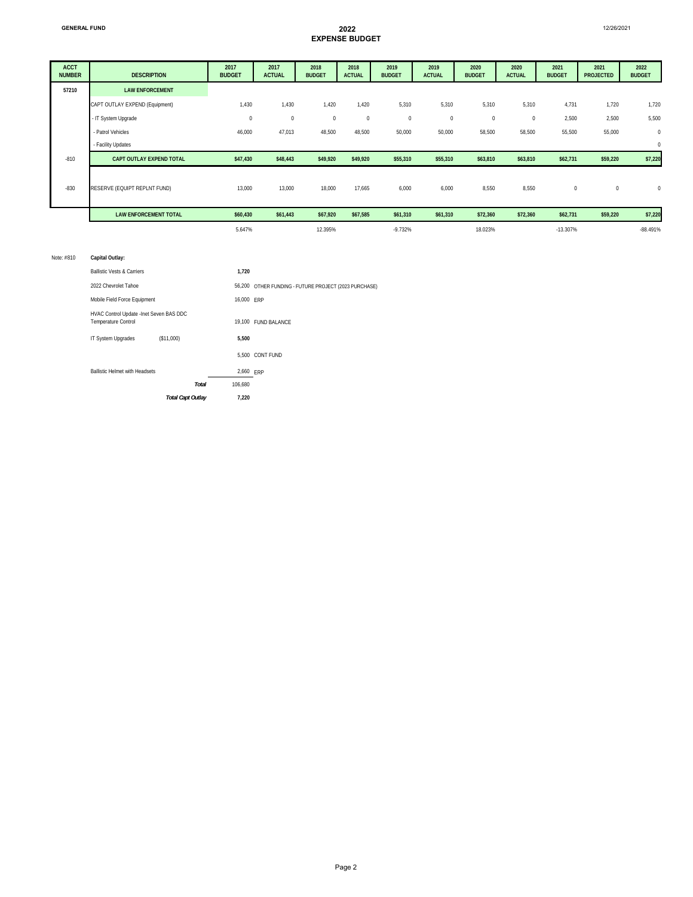**GENERAL FUND**

# 2022
## EXPENSE BUDGET

12/26/2021

| ACCT NUMBER | DESCRIPTION | 2017 BUDGET | 2017 ACTUAL | 2018 BUDGET | 2018 ACTUAL | 2019 BUDGET | 2019 ACTUAL | 2020 BUDGET | 2020 ACTUAL | 2021 BUDGET | 2021 PROJECTED | 2022 BUDGET |
|---|---|---|---|---|---|---|---|---|---|---|---|---|
| **57210** | **LAW ENFORCEMENT** | | | | | | | | | | | |
| | CAPT OUTLAY EXPEND (Equipment) | 1,430 | 1,430 | 1,420 | 1,420 | 5,310 | 5,310 | 5,310 | 5,310 | 4,731 | 1,720 | 1,720 |
| | - IT System Upgrade | 0 | 0 | 0 | 0 | 0 | 0 | 0 | 0 | 2,500 | 2,500 | 5,500 |
| | - Patrol Vehicles | 46,000 | 47,013 | 48,500 | 48,500 | 50,000 | 50,000 | 58,500 | 58,500 | 55,500 | 55,000 | 0 |
| | - Facility Updates | | | | | | | | | | | 0 |
| -810 | **CAPT OUTLAY EXPEND TOTAL** | **$47,430** | **$48,443** | **$49,920** | **$49,920** | **$55,310** | **$55,310** | **$63,810** | **$63,810** | **$62,731** | **$59,220** | **$7,220** |
| -830 | RESERVE (EQUIPT REPLNT FUND) | 13,000 | 13,000 | 18,000 | 17,665 | 6,000 | 6,000 | 8,550 | 8,550 | 0 | 0 | 0 |
| | **LAW ENFORCEMENT TOTAL** | **$60,430** | **$61,443** | **$67,920** | **$67,585** | **$61,310** | **$61,310** | **$72,360** | **$72,360** | **$62,731** | **$59,220** | **$7,220** |
| | | 5.647% | | 12.395% | | -9.732% | | 18.023% | | -13.307% | | -88.491% |

Note: #810 **Capital Outlay:**

| Item | | Amount | Funding |
|---|---|---|---|
| Ballistic Vests & Carriers | | **1,720** | |
| 2022 Chevrolet Tahoe | | 56,200 | OTHER FUNDING - FUTURE PROJECT (2023 PURCHASE) |
| Mobile Field Force Equipment | | 16,000 | ERP |
| HVAC Control Update -Inet Seven BAS DDC Temperature Control | | 19,100 | FUND BALANCE |
| IT System Upgrades | ($11,000) | **5,500** | |
| | | 5,500 | CONT FUND |
| Ballistic Helmet with Headsets | | 2,660 | ERP |
| | ***Total*** | 106,680 | |
| | ***Total Capt Outlay*** | **7,220** | |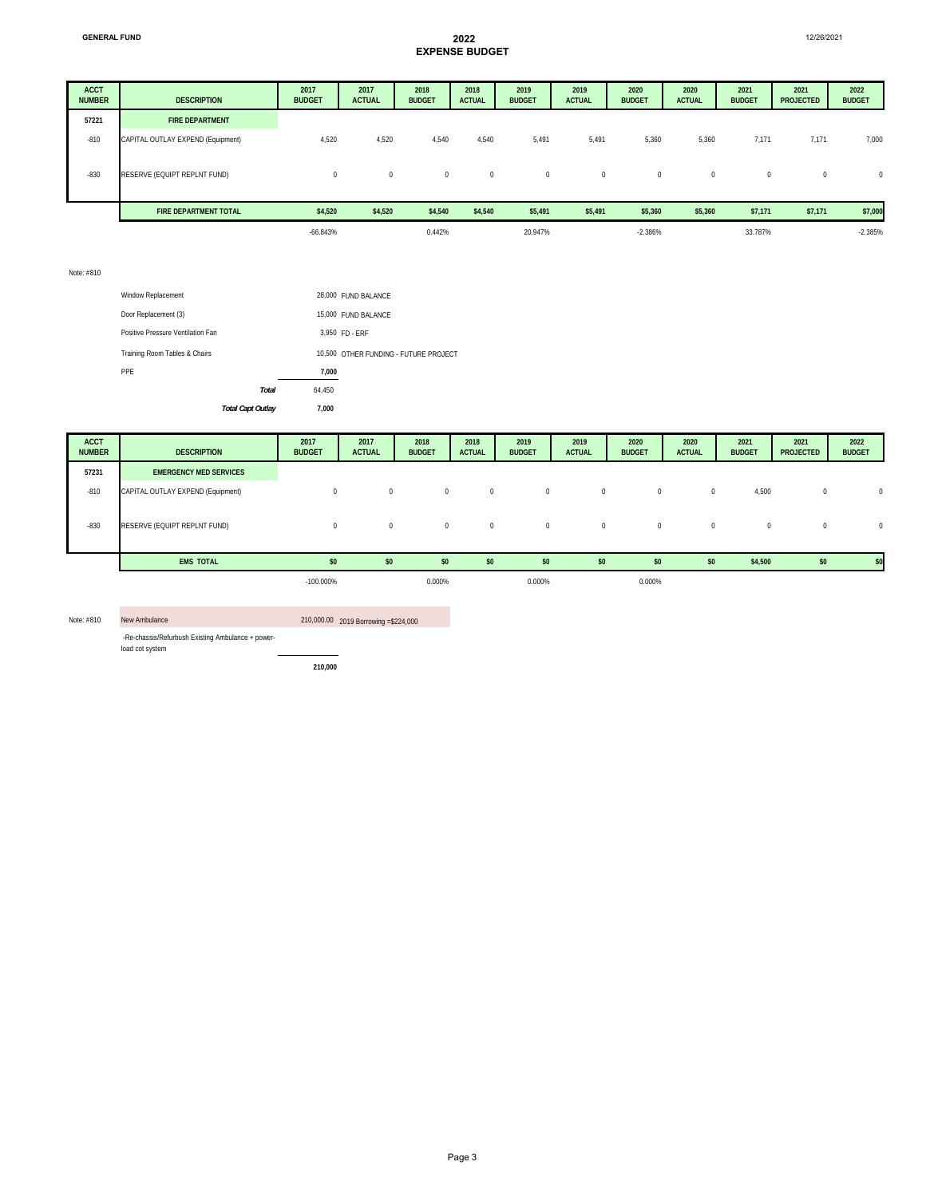**GENERAL FUND**

# 2022
## EXPENSE BUDGET

12/26/2021

| ACCT NUMBER | DESCRIPTION | 2017 BUDGET | 2017 ACTUAL | 2018 BUDGET | 2018 ACTUAL | 2019 BUDGET | 2019 ACTUAL | 2020 BUDGET | 2020 ACTUAL | 2021 BUDGET | 2021 PROJECTED | 2022 BUDGET |
|---|---|---|---|---|---|---|---|---|---|---|---|---|
| **57221** | **FIRE DEPARTMENT** | | | | | | | | | | | |
| -810 | CAPITAL OUTLAY EXPEND (Equipment) | 4,520 | 4,520 | 4,540 | 4,540 | 5,491 | 5,491 | 5,360 | 5,360 | 7,171 | 7,171 | 7,000 |
| -830 | RESERVE (EQUIPT REPLNT FUND) | 0 | 0 | 0 | 0 | 0 | 0 | 0 | 0 | 0 | 0 | 0 |
| | **FIRE DEPARTMENT TOTAL** | **$4,520** | **$4,520** | **$4,540** | **$4,540** | **$5,491** | **$5,491** | **$5,360** | **$5,360** | **$7,171** | **$7,171** | **$7,000** |
| | | -66.843% | | 0.442% | | 20.947% | | -2.386% | | 33.787% | | -2.385% |

Note: #810

| Item | Amount | Source |
|---|---|---|
| Window Replacement | 28,000 | FUND BALANCE |
| Door Replacement (3) | 15,000 | FUND BALANCE |
| Positive Pressure Ventilation Fan | 3,950 | FD - ERF |
| Training Room Tables & Chairs | 10,500 | OTHER FUNDING - FUTURE PROJECT |
| PPE | **7,000** | |
| ***Total*** | 64,450 | |
| ***Total Capt Outlay*** | **7,000** | |

| ACCT NUMBER | DESCRIPTION | 2017 BUDGET | 2017 ACTUAL | 2018 BUDGET | 2018 ACTUAL | 2019 BUDGET | 2019 ACTUAL | 2020 BUDGET | 2020 ACTUAL | 2021 BUDGET | 2021 PROJECTED | 2022 BUDGET |
|---|---|---|---|---|---|---|---|---|---|---|---|---|
| **57231** | **EMERGENCY MED SERVICES** | | | | | | | | | | | |
| -810 | CAPITAL OUTLAY EXPEND (Equipment) | 0 | 0 | 0 | 0 | 0 | 0 | 0 | 0 | 4,500 | 0 | 0 |
| -830 | RESERVE (EQUIPT REPLNT FUND) | 0 | 0 | 0 | 0 | 0 | 0 | 0 | 0 | 0 | 0 | 0 |
| | **EMS TOTAL** | **$0** | **$0** | **$0** | **$0** | **$0** | **$0** | **$0** | **$0** | **$4,500** | **$0** | **$0** |
| | | -100.000% | | 0.000% | | 0.000% | | 0.000% | | | | |

Note: #810

| Item | Amount | Source |
|---|---|---|
| New Ambulance | 210,000.00 | 2019 Borrowing =$224,000 |
| -Re-chassis/Refurbush Existing Ambulance + power-load cot system | | |
| | **210,000** | |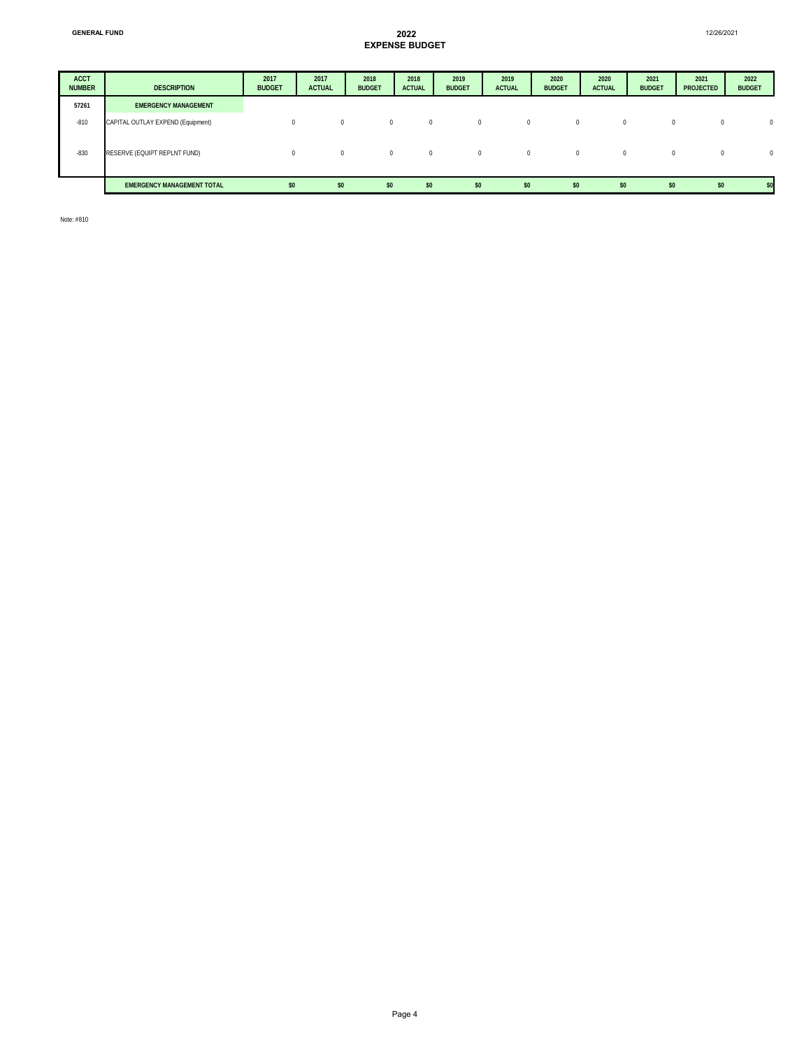GENERAL FUND

# 2022
## EXPENSE BUDGET

12/26/2021

| ACCT NUMBER | DESCRIPTION | 2017 BUDGET | 2017 ACTUAL | 2018 BUDGET | 2018 ACTUAL | 2019 BUDGET | 2019 ACTUAL | 2020 BUDGET | 2020 ACTUAL | 2021 BUDGET | 2021 PROJECTED | 2022 BUDGET |
|---|---|---|---|---|---|---|---|---|---|---|---|---|
| 57261 | EMERGENCY MANAGEMENT | | | | | | | | | | | |
| -810 | CAPITAL OUTLAY EXPEND (Equipment) | 0 | 0 | 0 | 0 | 0 | 0 | 0 | 0 | 0 | 0 | 0 |
| -830 | RESERVE (EQUIPT REPLNT FUND) | 0 | 0 | 0 | 0 | 0 | 0 | 0 | 0 | 0 | 0 | 0 |
| | EMERGENCY MANAGEMENT TOTAL | $0 | $0 | $0 | $0 | $0 | $0 | $0 | $0 | $0 | $0 | $0 |

Note: #810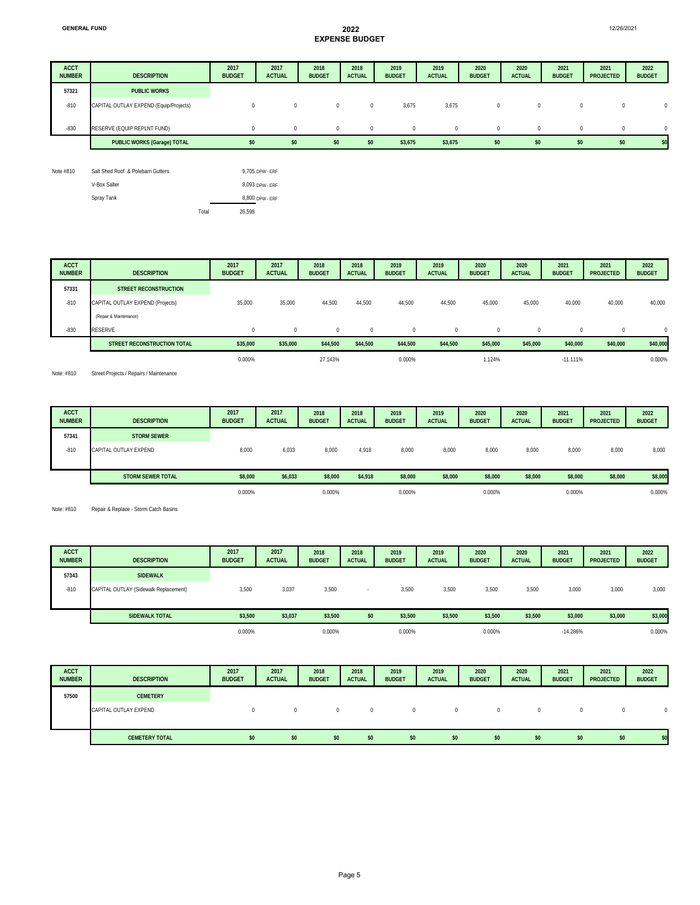**GENERAL FUND**

# 2022
## EXPENSE BUDGET

12/26/2021

| ACCT NUMBER | DESCRIPTION | 2017 BUDGET | 2017 ACTUAL | 2018 BUDGET | 2018 ACTUAL | 2019 BUDGET | 2019 ACTUAL | 2020 BUDGET | 2020 ACTUAL | 2021 BUDGET | 2021 PROJECTED | 2022 BUDGET |
|---|---|---|---|---|---|---|---|---|---|---|---|---|
| 57321 | **PUBLIC WORKS** | | | | | | | | | | | |
| -810 | CAPITAL OUTLAY EXPEND (Equip/Projects) | 0 | 0 | 0 | 0 | 3,675 | 3,675 | 0 | 0 | 0 | 0 | 0 |
| -830 | RESERVE (EQUIP REPLNT FUND) | 0 | 0 | 0 | 0 | 0 | 0 | 0 | 0 | 0 | 0 | 0 |
| | **PUBLIC WORKS (Garage) TOTAL** | $0 | $0 | $0 | $0 | $3,675 | $3,675 | $0 | $0 | $0 | $0 | $0 |

| Note #810 | | | |
|---|---|---|---|
| | Salt Shed Roof & Polebarn Gutters | 9,705 | DPW - ERF |
| | V-Box Salter | 8,093 | DPW - ERF |
| | Spray Tank | 8,800 | DPW - ERF |
| | Total | 26,598 | |

| ACCT NUMBER | DESCRIPTION | 2017 BUDGET | 2017 ACTUAL | 2018 BUDGET | 2018 ACTUAL | 2019 BUDGET | 2019 ACTUAL | 2020 BUDGET | 2020 ACTUAL | 2021 BUDGET | 2021 PROJECTED | 2022 BUDGET |
|---|---|---|---|---|---|---|---|---|---|---|---|---|
| 57331 | **STREET RECONSTRUCTION** | | | | | | | | | | | |
| -810 | CAPITAL OUTLAY EXPEND (Projects) (Repair & Maintenance) | 35,000 | 35,000 | 44,500 | 44,500 | 44,500 | 44,500 | 45,000 | 45,000 | 40,000 | 40,000 | 40,000 |
| -830 | RESERVE | 0 | 0 | 0 | 0 | 0 | 0 | 0 | 0 | 0 | 0 | 0 |
| | **STREET RECONSTRUCTION TOTAL** | $35,000 | $35,000 | $44,500 | $44,500 | $44,500 | $44,500 | $45,000 | $45,000 | $40,000 | $40,000 | $40,000 |
| | | 0.000% | | 27.143% | | 0.000% | | 1.124% | | -11.111% | | 0.000% |

Note: #810 Street Projects / Repairs / Maintenance

| ACCT NUMBER | DESCRIPTION | 2017 BUDGET | 2017 ACTUAL | 2018 BUDGET | 2018 ACTUAL | 2019 BUDGET | 2019 ACTUAL | 2020 BUDGET | 2020 ACTUAL | 2021 BUDGET | 2021 PROJECTED | 2022 BUDGET |
|---|---|---|---|---|---|---|---|---|---|---|---|---|
| 57341 | **STORM SEWER** | | | | | | | | | | | |
| -810 | CAPITAL OUTLAY EXPEND | 8,000 | 6,033 | 8,000 | 4,918 | 8,000 | 8,000 | 8,000 | 8,000 | 8,000 | 8,000 | 8,000 |
| | **STORM SEWER TOTAL** | $8,000 | $6,033 | $8,000 | $4,918 | $8,000 | $8,000 | $8,000 | $8,000 | $8,000 | $8,000 | $8,000 |
| | | 0.000% | | 0.000% | | 0.000% | | 0.000% | | 0.000% | | 0.000% |

Note: #810 Repair & Replace - Storm Catch Basins

| ACCT NUMBER | DESCRIPTION | 2017 BUDGET | 2017 ACTUAL | 2018 BUDGET | 2018 ACTUAL | 2019 BUDGET | 2019 ACTUAL | 2020 BUDGET | 2020 ACTUAL | 2021 BUDGET | 2021 PROJECTED | 2022 BUDGET |
|---|---|---|---|---|---|---|---|---|---|---|---|---|
| 57343 | **SIDEWALK** | | | | | | | | | | | |
| -810 | CAPITAL OUTLAY (Sidewalk Replacement) | 3,500 | 3,037 | 3,500 | - | 3,500 | 3,500 | 3,500 | 3,500 | 3,000 | 3,000 | 3,000 |
| | **SIDEWALK TOTAL** | $3,500 | $3,037 | $3,500 | $0 | $3,500 | $3,500 | $3,500 | $3,500 | $3,000 | $3,000 | $3,000 |
| | | 0.000% | | 0.000% | | 0.000% | | 0.000% | | -14.286% | | 0.000% |

| ACCT NUMBER | DESCRIPTION | 2017 BUDGET | 2017 ACTUAL | 2018 BUDGET | 2018 ACTUAL | 2019 BUDGET | 2019 ACTUAL | 2020 BUDGET | 2020 ACTUAL | 2021 BUDGET | 2021 PROJECTED | 2022 BUDGET |
|---|---|---|---|---|---|---|---|---|---|---|---|---|
| 57500 | **CEMETERY** | | | | | | | | | | | |
| | CAPITAL OUTLAY EXPEND | 0 | 0 | 0 | 0 | 0 | 0 | 0 | 0 | 0 | 0 | 0 |
| | **CEMETERY TOTAL** | $0 | $0 | $0 | $0 | $0 | $0 | $0 | $0 | $0 | $0 | $0 |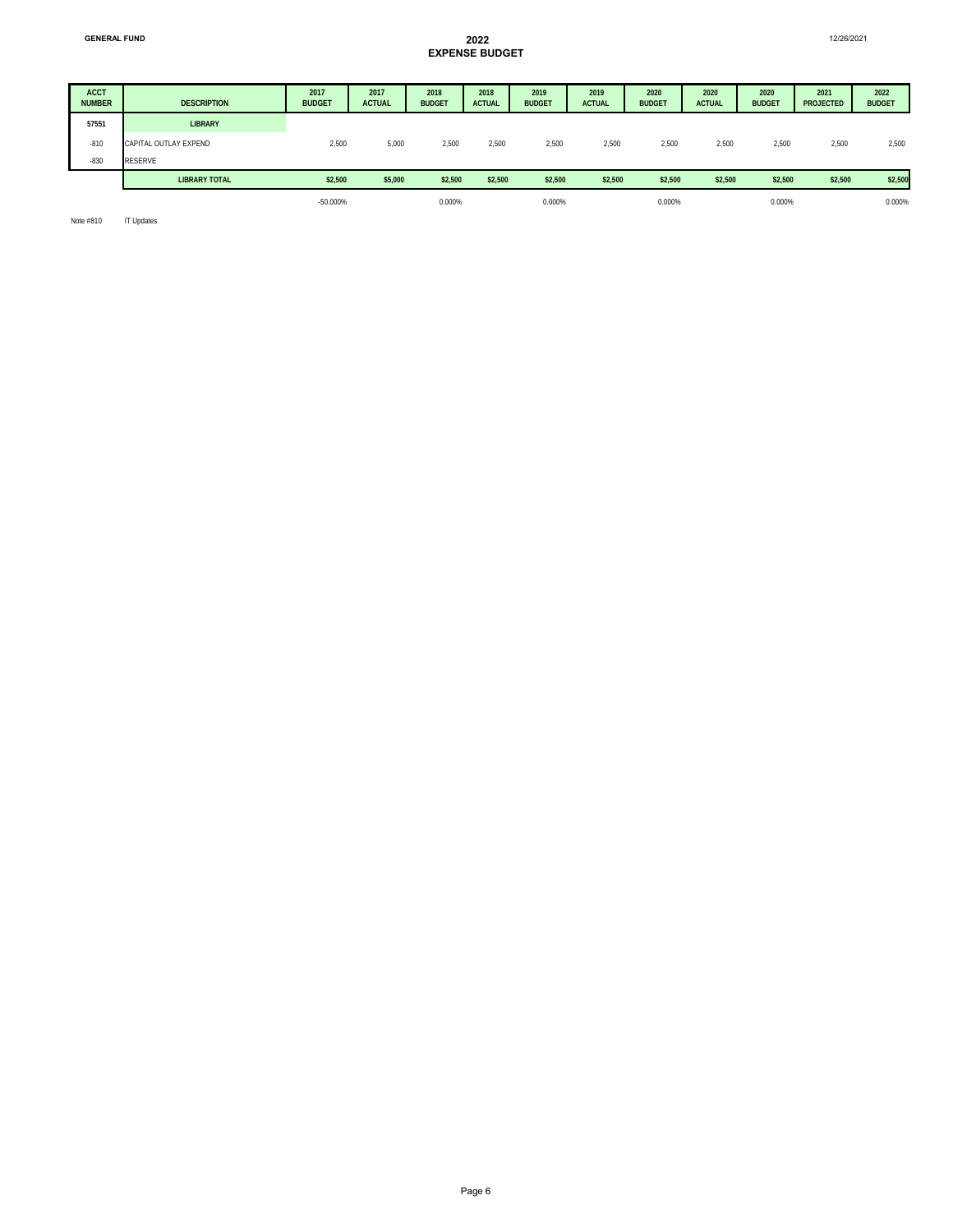GENERAL FUND

# 2022
## EXPENSE BUDGET

12/26/2021

| ACCT NUMBER | DESCRIPTION | 2017 BUDGET | 2017 ACTUAL | 2018 BUDGET | 2018 ACTUAL | 2019 BUDGET | 2019 ACTUAL | 2020 BUDGET | 2020 ACTUAL | 2020 BUDGET | 2021 PROJECTED | 2022 BUDGET |
|---|---|---|---|---|---|---|---|---|---|---|---|---|
| 57551 | LIBRARY | | | | | | | | | | | |
| -810 | CAPITAL OUTLAY EXPEND | 2,500 | 5,000 | 2,500 | 2,500 | 2,500 | 2,500 | 2,500 | 2,500 | 2,500 | 2,500 | 2,500 |
| -830 | RESERVE | | | | | | | | | | | |
| | LIBRARY TOTAL | $2,500 | $5,000 | $2,500 | $2,500 | $2,500 | $2,500 | $2,500 | $2,500 | $2,500 | $2,500 | $2,500 |
| | | -50.000% | | 0.000% | | 0.000% | | 0.000% | | 0.000% | | 0.000% |

Note #810 IT Updates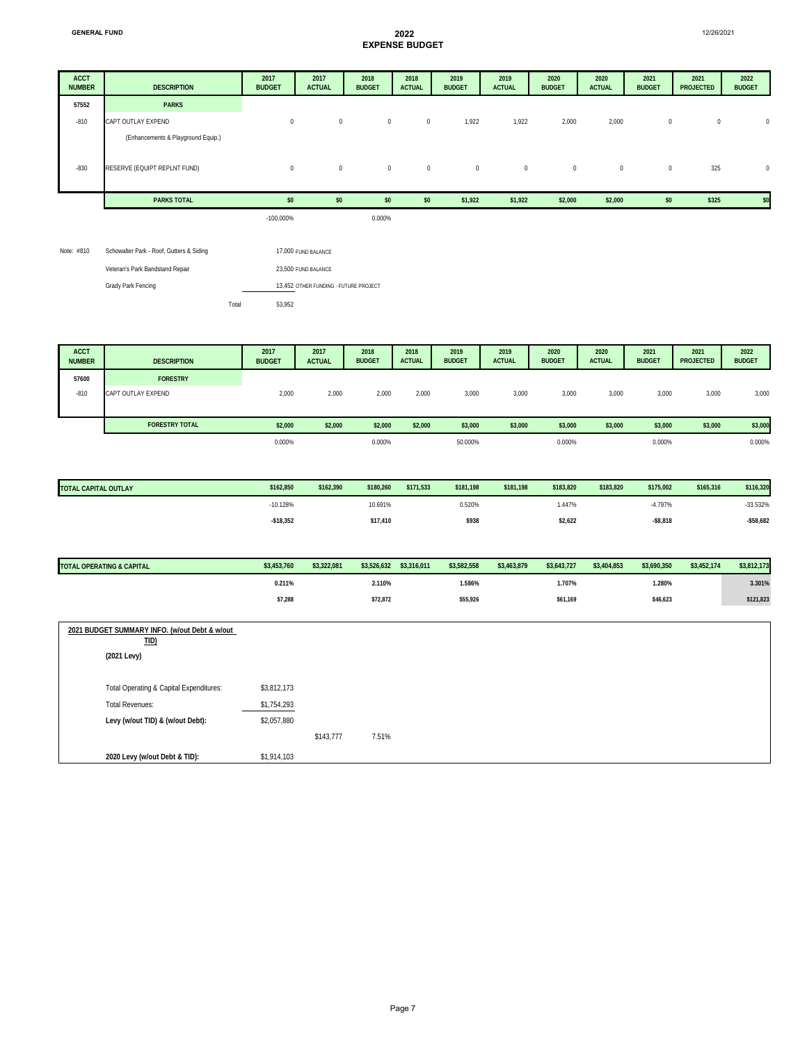**GENERAL FUND**

# 2022
## EXPENSE BUDGET

12/26/2021

| ACCT NUMBER | DESCRIPTION | 2017 BUDGET | 2017 ACTUAL | 2018 BUDGET | 2018 ACTUAL | 2019 BUDGET | 2019 ACTUAL | 2020 BUDGET | 2020 ACTUAL | 2021 BUDGET | 2021 PROJECTED | 2022 BUDGET |
|---|---|---|---|---|---|---|---|---|---|---|---|---|
| 57552 | **PARKS** | | | | | | | | | | | |
| -810 | CAPT OUTLAY EXPEND | 0 | 0 | 0 | 0 | 1,922 | 1,922 | 2,000 | 2,000 | 0 | 0 | 0 |
| | (Enhancements & Playground Equip.) | | | | | | | | | | | |
| -830 | RESERVE (EQUIPT REPLNT FUND) | 0 | 0 | 0 | 0 | 0 | 0 | 0 | 0 | 0 | 325 | 0 |
| | **PARKS TOTAL** | **$0** | **$0** | **$0** | **$0** | **$1,922** | **$1,922** | **$2,000** | **$2,000** | **$0** | **$325** | **$0** |
| | | -100.000% | | 0.000% | | | | | | | | |

Note: #810

| | | |
|---|---|---|
| Schowalter Park - Roof, Gutters & Siding | 17,000 | FUND BALANCE |
| Veteran's Park Bandstand Repair | 23,500 | FUND BALANCE |
| Grady Park Fencing | 13,452 | OTHER FUNDING - FUTURE PROJECT |
| Total | 53,952 | |

| ACCT NUMBER | DESCRIPTION | 2017 BUDGET | 2017 ACTUAL | 2018 BUDGET | 2018 ACTUAL | 2019 BUDGET | 2019 ACTUAL | 2020 BUDGET | 2020 ACTUAL | 2021 BUDGET | 2021 PROJECTED | 2022 BUDGET |
|---|---|---|---|---|---|---|---|---|---|---|---|---|
| 57600 | **FORESTRY** | | | | | | | | | | | |
| -810 | CAPT OUTLAY EXPEND | 2,000 | 2,000 | 2,000 | 2,000 | 3,000 | 3,000 | 3,000 | 3,000 | 3,000 | 3,000 | 3,000 |
| | **FORESTRY TOTAL** | **$2,000** | **$2,000** | **$2,000** | **$2,000** | **$3,000** | **$3,000** | **$3,000** | **$3,000** | **$3,000** | **$3,000** | **$3,000** |
| | | 0.000% | | 0.000% | | 50.000% | | 0.000% | | 0.000% | | 0.000% |

| | 2017 BUDGET | 2017 ACTUAL | 2018 BUDGET | 2018 ACTUAL | 2019 BUDGET | 2019 ACTUAL | 2020 BUDGET | 2020 ACTUAL | 2021 BUDGET | 2021 PROJECTED | 2022 BUDGET |
|---|---|---|---|---|---|---|---|---|---|---|---|
| **TOTAL CAPITAL OUTLAY** | **$162,850** | **$162,390** | **$180,260** | **$171,533** | **$181,198** | **$181,198** | **$183,820** | **$183,820** | **$175,002** | **$165,316** | **$116,320** |
| | -10.128% | | 10.691% | | 0.520% | | 1.447% | | -4.797% | | -33.532% |
| | **-$18,352** | | **$17,410** | | **$938** | | **$2,622** | | **-$8,818** | | **-$58,682** |
| **TOTAL OPERATING & CAPITAL** | **$3,453,760** | **$3,322,081** | **$3,526,632** | **$3,316,011** | **$3,582,558** | **$3,463,879** | **$3,643,727** | **$3,404,853** | **$3,690,350** | **$3,452,174** | **$3,812,173** |
| | **0.211%** | | **2.110%** | | **1.586%** | | **1.707%** | | **1.280%** | | **3.301%** |
| | **$7,288** | | **$72,872** | | **$55,926** | | **$61,169** | | **$46,623** | | **$121,823** |

**2021 BUDGET SUMMARY INFO. (w/out Debt & w/out TID)**

**(2021 Levy)**

| | | | |
|---|---|---|---|
| Total Operating & Capital Expenditures: | $3,812,173 | | |
| Total Revenues: | $1,754,293 | | |
| **Levy (w/out TID) & (w/out Debt):** | $2,057,880 | | |
| | | $143,777 | 7.51% |
| **2020 Levy (w/out Debt & TID):** | $1,914,103 | | |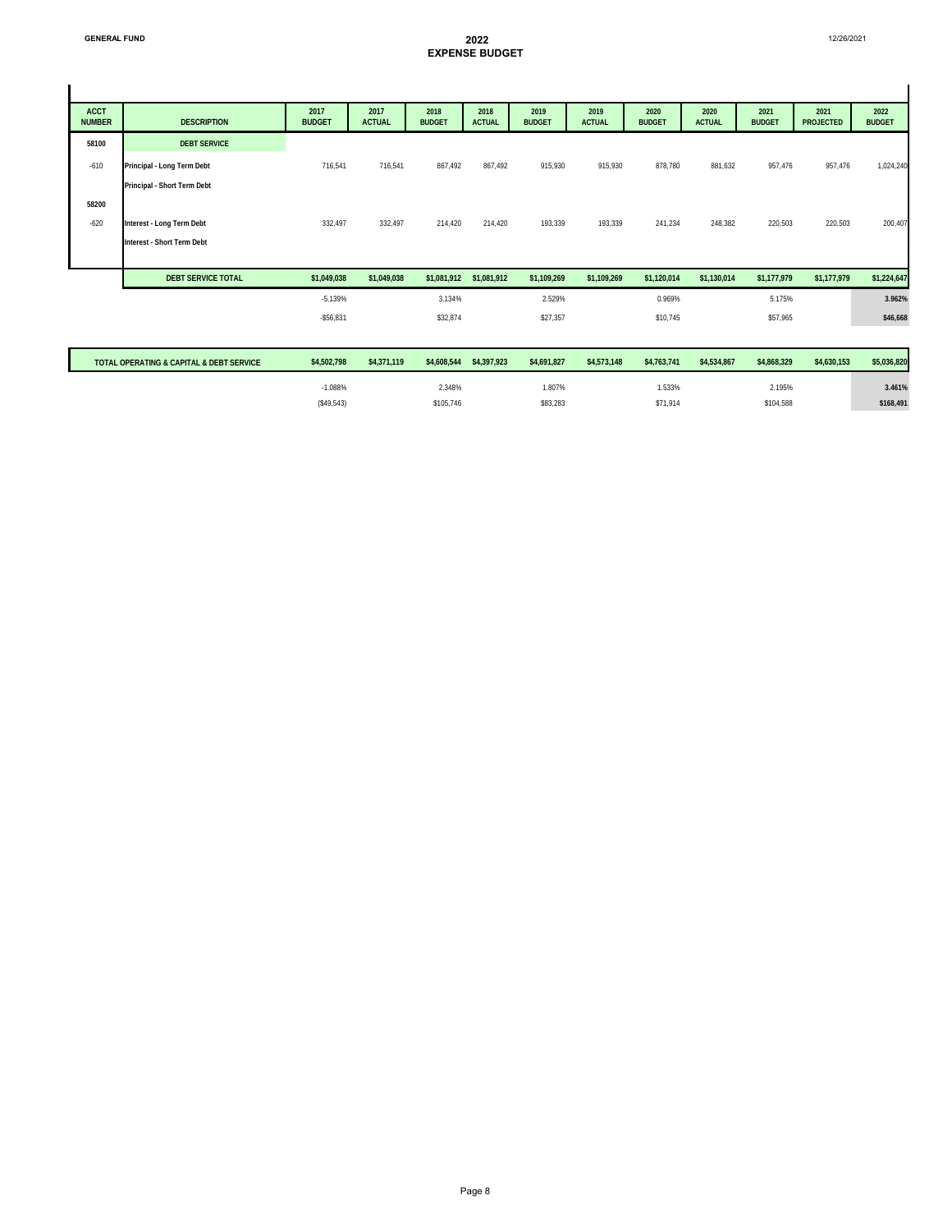**GENERAL FUND**

# 2022
## EXPENSE BUDGET

12/26/2021

| ACCT NUMBER | DESCRIPTION | 2017 BUDGET | 2017 ACTUAL | 2018 BUDGET | 2018 ACTUAL | 2019 BUDGET | 2019 ACTUAL | 2020 BUDGET | 2020 ACTUAL | 2021 BUDGET | 2021 PROJECTED | 2022 BUDGET |
|---|---|---|---|---|---|---|---|---|---|---|---|---|
| 58100 | **DEBT SERVICE** | | | | | | | | | | | |
| -610 | **Principal - Long Term Debt** | 716,541 | 716,541 | 867,492 | 867,492 | 915,930 | 915,930 | 878,780 | 881,632 | 957,476 | 957,476 | 1,024,240 |
| | **Principal - Short Term Debt** | | | | | | | | | | | |
| 58200 | | | | | | | | | | | | |
| -620 | **Interest - Long Term Debt** | 332,497 | 332,497 | 214,420 | 214,420 | 193,339 | 193,339 | 241,234 | 248,382 | 220,503 | 220,503 | 200,407 |
| | **Interest - Short Term Debt** | | | | | | | | | | | |
| | **DEBT SERVICE TOTAL** | **$1,049,038** | **$1,049,038** | **$1,081,912** | **$1,081,912** | **$1,109,269** | **$1,109,269** | **$1,120,014** | **$1,130,014** | **$1,177,979** | **$1,177,979** | **$1,224,647** |
| | | -5.139% | | 3.134% | | 2.529% | | 0.969% | | 5.175% | | **3.962%** |
| | | -$56,831 | | $32,874 | | $27,357 | | $10,745 | | $57,965 | | **$46,668** |

| | 2017 BUDGET | 2017 ACTUAL | 2018 BUDGET | 2018 ACTUAL | 2019 BUDGET | 2019 ACTUAL | 2020 BUDGET | 2020 ACTUAL | 2021 BUDGET | 2021 PROJECTED | 2022 BUDGET |
|---|---|---|---|---|---|---|---|---|---|---|---|
| **TOTAL OPERATING & CAPITAL & DEBT SERVICE** | **$4,502,798** | **$4,371,119** | **$4,608,544** | **$4,397,923** | **$4,691,827** | **$4,573,148** | **$4,763,741** | **$4,534,867** | **$4,868,329** | **$4,630,153** | **$5,036,820** |
| | -1.088% | | 2.348% | | 1.807% | | 1.533% | | 2.195% | | **3.461%** |
| | ($49,543) | | $105,746 | | $83,283 | | $71,914 | | $104,588 | | **$168,491** |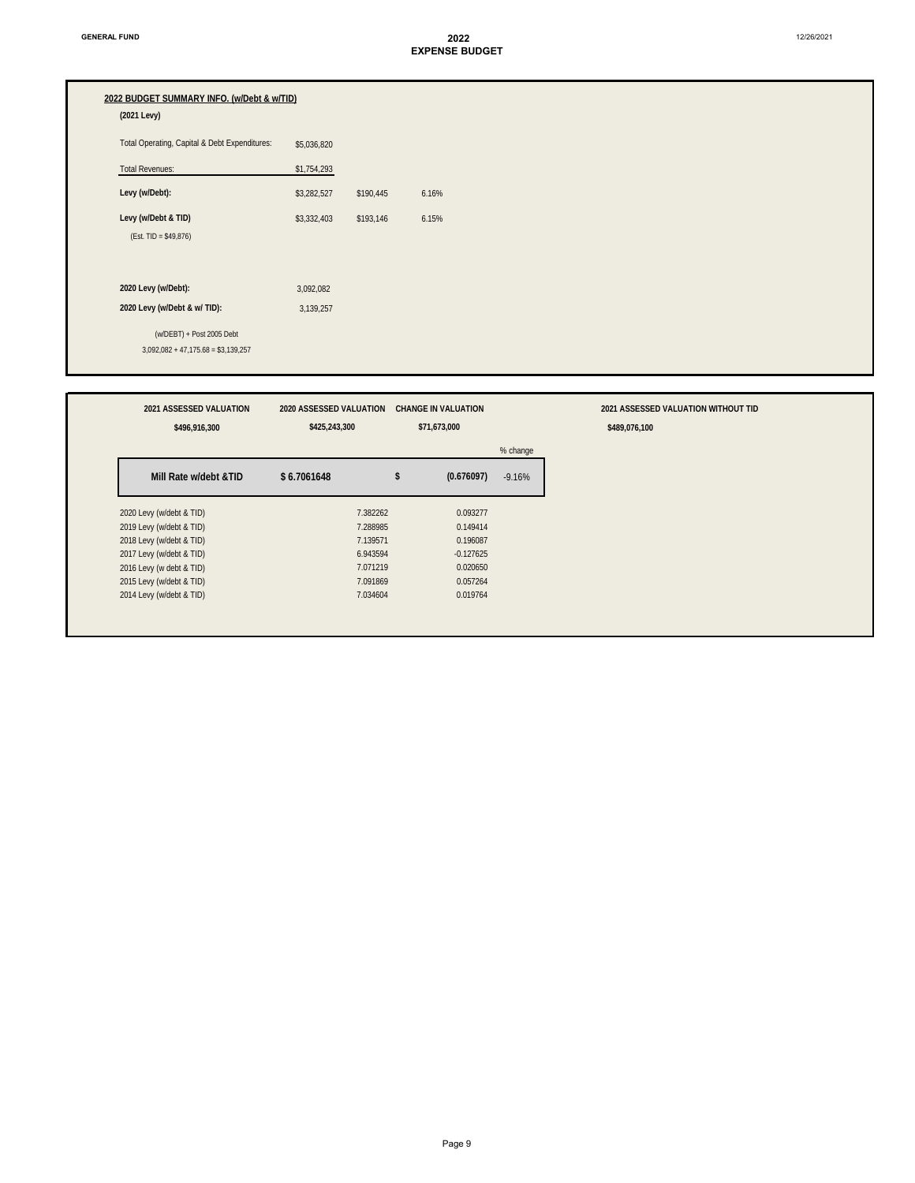**GENERAL FUND**

# 2022
# EXPENSE BUDGET

12/26/2021

## 2022 BUDGET SUMMARY INFO. (w/Debt & w/TID)

**(2021 Levy)**

| | | | |
|---|---|---|---|
| Total Operating, Capital & Debt Expenditures: | $5,036,820 | | |
| Total Revenues: | $1,754,293 | | |
| **Levy (w/Debt):** | $3,282,527 | $190,445 | 6.16% |
| **Levy (w/Debt & TID)** | $3,332,403 | $193,146 | 6.15% |
| (Est. TID = $49,876) | | | |
| **2020 Levy (w/Debt):** | 3,092,082 | | |
| **2020 Levy (w/Debt & w/ TID):** | 3,139,257 | | |

(w/DEBT) + Post 2005 Debt

3,092,082 + 47,175.68 = $3,139,257

| 2021 ASSESSED VALUATION | 2020 ASSESSED VALUATION | CHANGE IN VALUATION | | 2021 ASSESSED VALUATION WITHOUT TID |
|---|---|---|---|---|
| $496,916,300 | $425,243,300 | $71,673,000 | | $489,076,100 |

| | | | % change |
|---|---|---|---|
| **Mill Rate w/debt &TID** | **$ 6.7061648** | **$ (0.676097)** | -9.16% |
| 2020 Levy (w/debt & TID) | 7.382262 | 0.093277 | |
| 2019 Levy (w/debt & TID) | 7.288985 | 0.149414 | |
| 2018 Levy (w/debt & TID) | 7.139571 | 0.196087 | |
| 2017 Levy (w/debt & TID) | 6.943594 | -0.127625 | |
| 2016 Levy (w debt & TID) | 7.071219 | 0.020650 | |
| 2015 Levy (w/debt & TID) | 7.091869 | 0.057264 | |
| 2014 Levy (w/debt & TID) | 7.034604 | 0.019764 | |